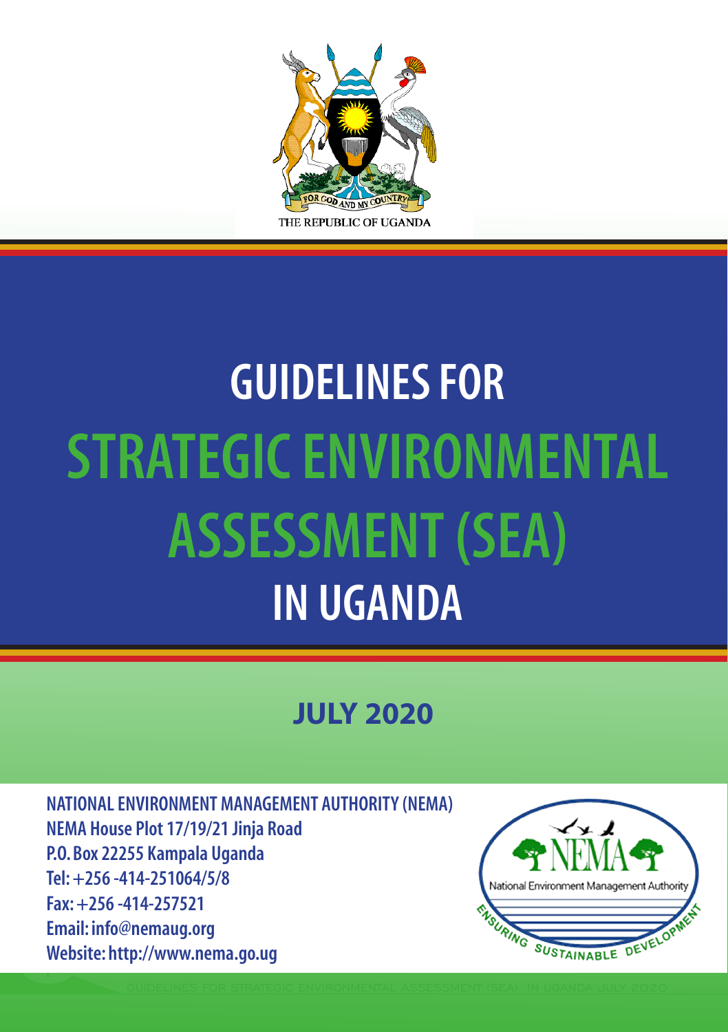FOR GOD AND MY COUNTRY

THE REPUBLIC OF UGANDA

# GUIDELINES FOR STRATEGIC ENVIRONMENTAL ASSESSMENT (SEA) IN UGANDA

## JULY 2020

**NATIONAL ENVIRONMENT MANAGEMENT AUTHORITY (NEMA)**
**NEMA House Plot 17/19/21 Jinja Road**
**P.O. Box 22255 Kampala Uganda**
**Tel: +256 -414-251064/5/8**
**Fax: +256 -414-257521**
**Email: info@nemaug.org**
**Website: http://www.nema.go.ug**

NEMA
National Environment Management Authority
ENSURING SUSTAINABLE DEVELOPMENT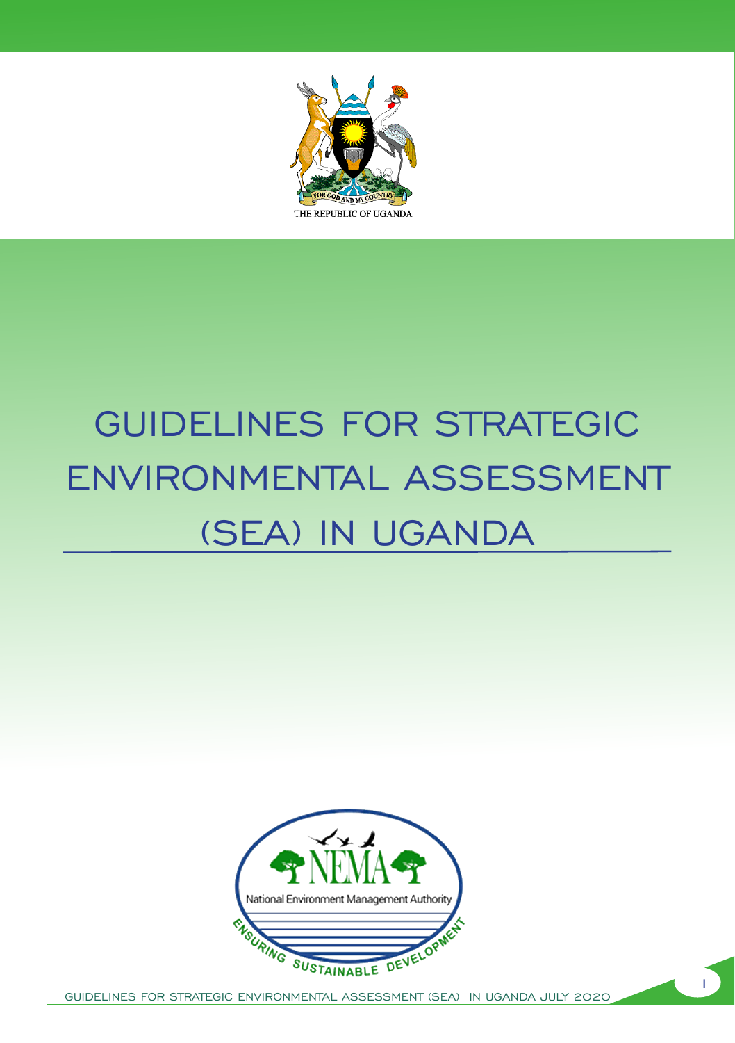THE REPUBLIC OF UGANDA

FOR GOD AND MY COUNTRY

# GUIDELINES FOR STRATEGIC ENVIRONMENTAL ASSESSMENT (SEA) IN UGANDA

NEMA

National Environment Management Authority

ENSURING SUSTAINABLE DEVELOPMENT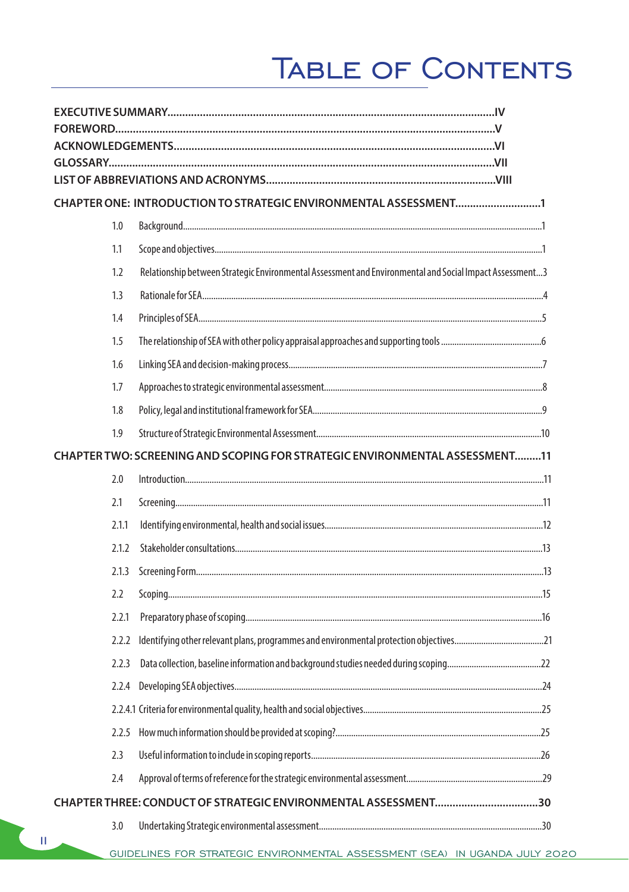# Table of Contents

**EXECUTIVE SUMMARY....................................................................................................................IV**
**FOREWORD.....................................................................................................................................V**
**ACKNOWLEDGEMENTS...............................................................................................................VI**
**GLOSSARY.......................................................................................................................................VII**
**LIST OF ABBREVIATIONS AND ACRONYMS..............................................................................VIII**

**CHAPTER ONE: INTRODUCTION TO STRATEGIC ENVIRONMENTAL ASSESSMENT..............................1**

1.0 Background.....................................................................................................................................1
1.1 Scope and objectives......................................................................................................................1
1.2 Relationship between Strategic Environmental Assessment and Environmental and Social Impact Assessment...3
1.3 Rationale for SEA...........................................................................................................................4
1.4 Principles of SEA............................................................................................................................5
1.5 The relationship of SEA with other policy appraisal approaches and supporting tools .............................................6
1.6 Linking SEA and decision-making process...................................................................................7
1.7 Approaches to strategic environmental assessment.....................................................................8
1.8 Policy, legal and institutional framework for SEA........................................................................9
1.9 Structure of Strategic Environmental Assessment.......................................................................10

**CHAPTER TWO: SCREENING AND SCOPING FOR STRATEGIC ENVIRONMENTAL ASSESSMENT.........11**

2.0 Introduction...................................................................................................................................11
2.1 Screening.......................................................................................................................................11
2.1.1 Identifying environmental, health and social issues..................................................................12
2.1.2 Stakeholder consultations.........................................................................................................13
2.1.3 Screening Form..........................................................................................................................13
2.2 Scoping..........................................................................................................................................15
2.2.1 Preparatory phase of scoping....................................................................................................16
2.2.2 Identifying other relevant plans, programmes and environmental protection objectives........................................21
2.2.3 Data collection, baseline information and background studies needed during scoping...........................................22
2.2.4 Developing SEA objectives........................................................................................................24
2.2.4.1 Criteria for environmental quality, health and social objectives..............................................25
2.2.5 How much information should be provided at scoping?...........................................................25
2.3 Useful information to include in scoping reports..........................................................................26
2.4 Approval of terms of reference for the strategic environmental assessment...............................29

**CHAPTER THREE: CONDUCT OF STRATEGIC ENVIRONMENTAL ASSESSMENT...................................30**

3.0 Undertaking Strategic environmental assessment.........................................................................30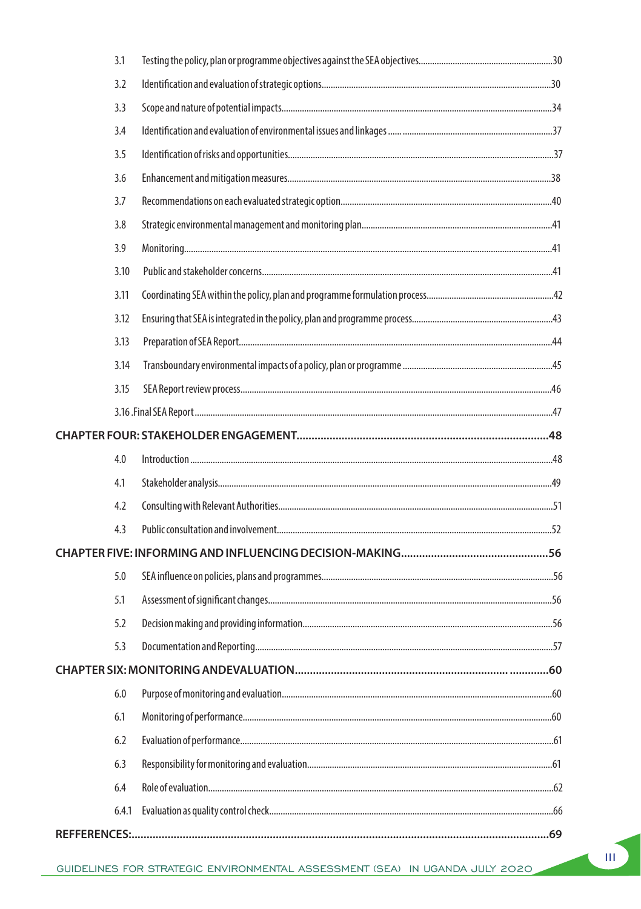3.1 Testing the policy, plan or programme objectives against the SEA objectives....30

3.2 Identification and evaluation of strategic options....30

3.3 Scope and nature of potential impacts....34

3.4 Identification and evaluation of environmental issues and linkages....37

3.5 Identification of risks and opportunities....37

3.6 Enhancement and mitigation measures....38

3.7 Recommendations on each evaluated strategic option....40

3.8 Strategic environmental management and monitoring plan....41

3.9 Monitoring....41

3.10 Public and stakeholder concerns....41

3.11 Coordinating SEA within the policy, plan and programme formulation process....42

3.12 Ensuring that SEA is integrated in the policy, plan and programme process....43

3.13 Preparation of SEA Report....44

3.14 Transboundary environmental impacts of a policy, plan or programme....45

3.15 SEA Report review process....46

3.16 .Final SEA Report....47

**CHAPTER FOUR: STAKEHOLDER ENGAGEMENT....48**

4.0 Introduction....48

4.1 Stakeholder analysis....49

4.2 Consulting with Relevant Authorities....51

4.3 Public consultation and involvement....52

**CHAPTER FIVE: INFORMING AND INFLUENCING DECISION-MAKING....56**

5.0 SEA influence on policies, plans and programmes....56

5.1 Assessment of significant changes....56

5.2 Decision making and providing information....56

5.3 Documentation and Reporting....57

**CHAPTER SIX: MONITORING ANDEVALUATION....60**

6.0 Purpose of monitoring and evaluation....60

6.1 Monitoring of performance....60

6.2 Evaluation of performance....61

6.3 Responsibility for monitoring and evaluation....61

6.4 Role of evaluation....62

6.4.1 Evaluation as quality control check....66

**REFFERENCES:....69**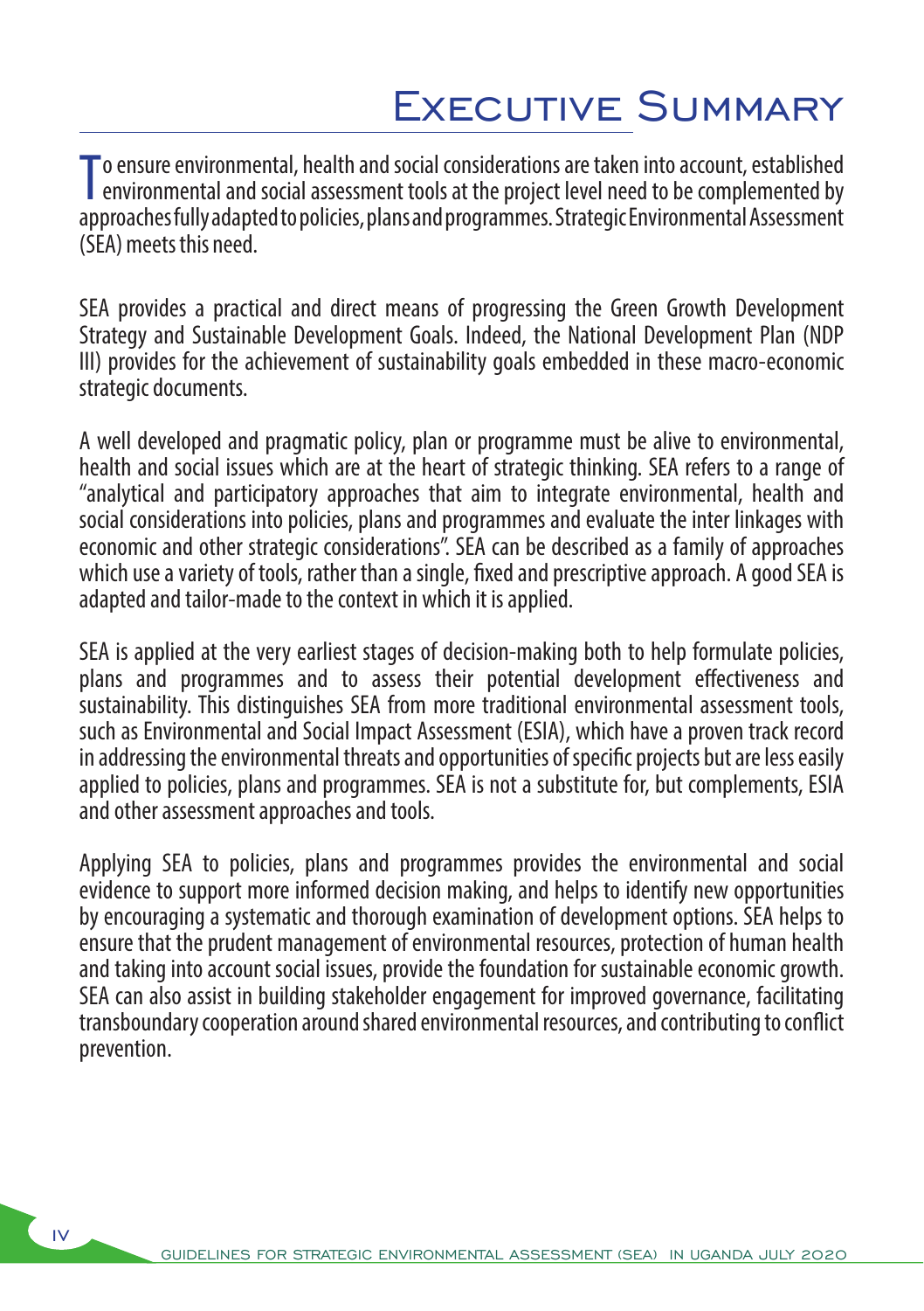# Executive Summary

To ensure environmental, health and social considerations are taken into account, established environmental and social assessment tools at the project level need to be complemented by approaches fully adapted to policies, plans and programmes. Strategic Environmental Assessment (SEA) meets this need.

SEA provides a practical and direct means of progressing the Green Growth Development Strategy and Sustainable Development Goals. Indeed, the National Development Plan (NDP III) provides for the achievement of sustainability goals embedded in these macro-economic strategic documents.

A well developed and pragmatic policy, plan or programme must be alive to environmental, health and social issues which are at the heart of strategic thinking. SEA refers to a range of "analytical and participatory approaches that aim to integrate environmental, health and social considerations into policies, plans and programmes and evaluate the inter linkages with economic and other strategic considerations". SEA can be described as a family of approaches which use a variety of tools, rather than a single, fixed and prescriptive approach. A good SEA is adapted and tailor-made to the context in which it is applied.

SEA is applied at the very earliest stages of decision-making both to help formulate policies, plans and programmes and to assess their potential development effectiveness and sustainability. This distinguishes SEA from more traditional environmental assessment tools, such as Environmental and Social Impact Assessment (ESIA), which have a proven track record in addressing the environmental threats and opportunities of specific projects but are less easily applied to policies, plans and programmes. SEA is not a substitute for, but complements, ESIA and other assessment approaches and tools.

Applying SEA to policies, plans and programmes provides the environmental and social evidence to support more informed decision making, and helps to identify new opportunities by encouraging a systematic and thorough examination of development options. SEA helps to ensure that the prudent management of environmental resources, protection of human health and taking into account social issues, provide the foundation for sustainable economic growth. SEA can also assist in building stakeholder engagement for improved governance, facilitating transboundary cooperation around shared environmental resources, and contributing to conflict prevention.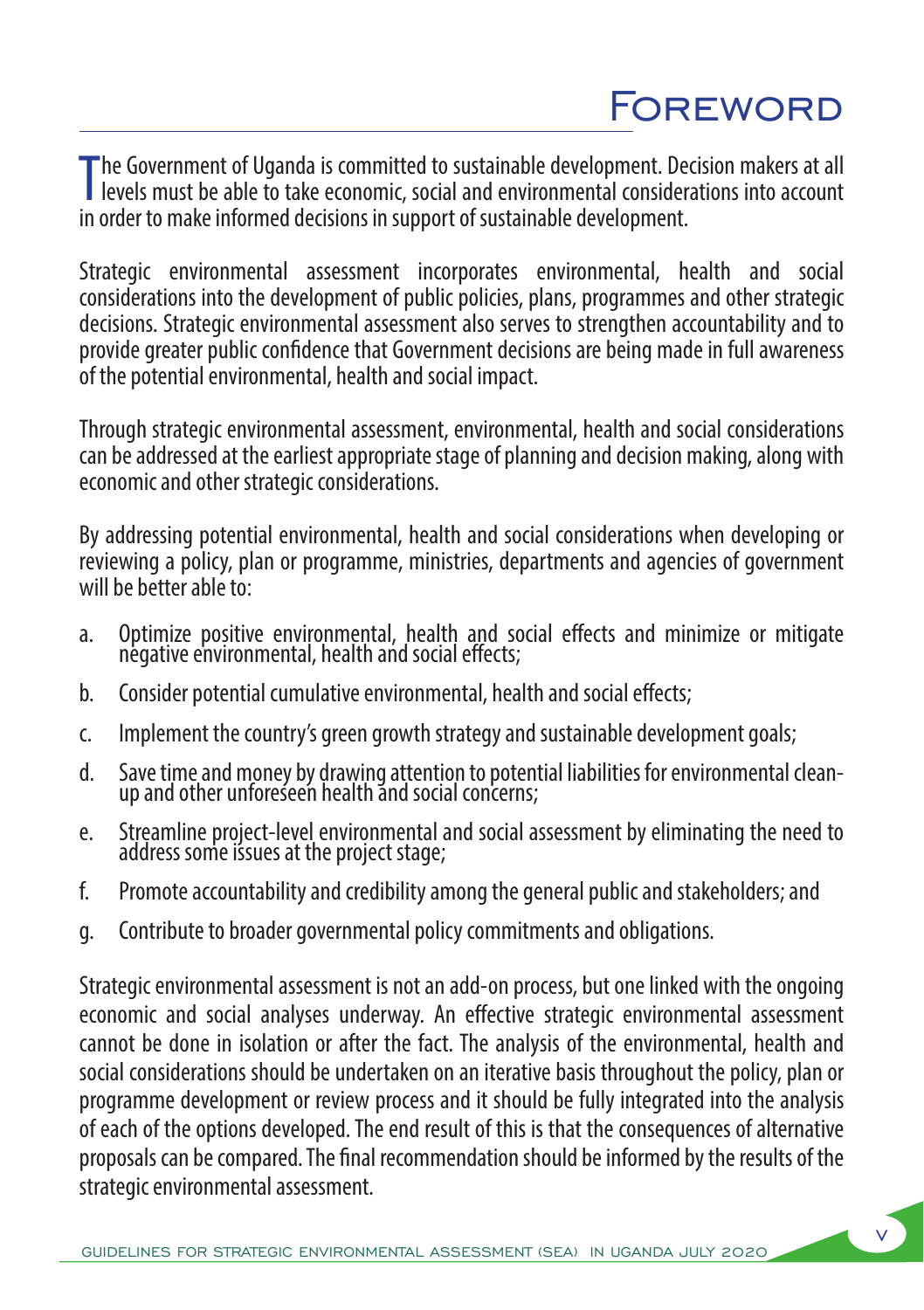# Foreword

The Government of Uganda is committed to sustainable development. Decision makers at all levels must be able to take economic, social and environmental considerations into account in order to make informed decisions in support of sustainable development.

Strategic environmental assessment incorporates environmental, health and social considerations into the development of public policies, plans, programmes and other strategic decisions. Strategic environmental assessment also serves to strengthen accountability and to provide greater public confidence that Government decisions are being made in full awareness of the potential environmental, health and social impact.

Through strategic environmental assessment, environmental, health and social considerations can be addressed at the earliest appropriate stage of planning and decision making, along with economic and other strategic considerations.

By addressing potential environmental, health and social considerations when developing or reviewing a policy, plan or programme, ministries, departments and agencies of government will be better able to:

a. Optimize positive environmental, health and social effects and minimize or mitigate negative environmental, health and social effects;

b. Consider potential cumulative environmental, health and social effects;

c. Implement the country's green growth strategy and sustainable development goals;

d. Save time and money by drawing attention to potential liabilities for environmental clean-up and other unforeseen health and social concerns;

e. Streamline project-level environmental and social assessment by eliminating the need to address some issues at the project stage;

f. Promote accountability and credibility among the general public and stakeholders; and

g. Contribute to broader governmental policy commitments and obligations.

Strategic environmental assessment is not an add-on process, but one linked with the ongoing economic and social analyses underway. An effective strategic environmental assessment cannot be done in isolation or after the fact. The analysis of the environmental, health and social considerations should be undertaken on an iterative basis throughout the policy, plan or programme development or review process and it should be fully integrated into the analysis of each of the options developed. The end result of this is that the consequences of alternative proposals can be compared. The final recommendation should be informed by the results of the strategic environmental assessment.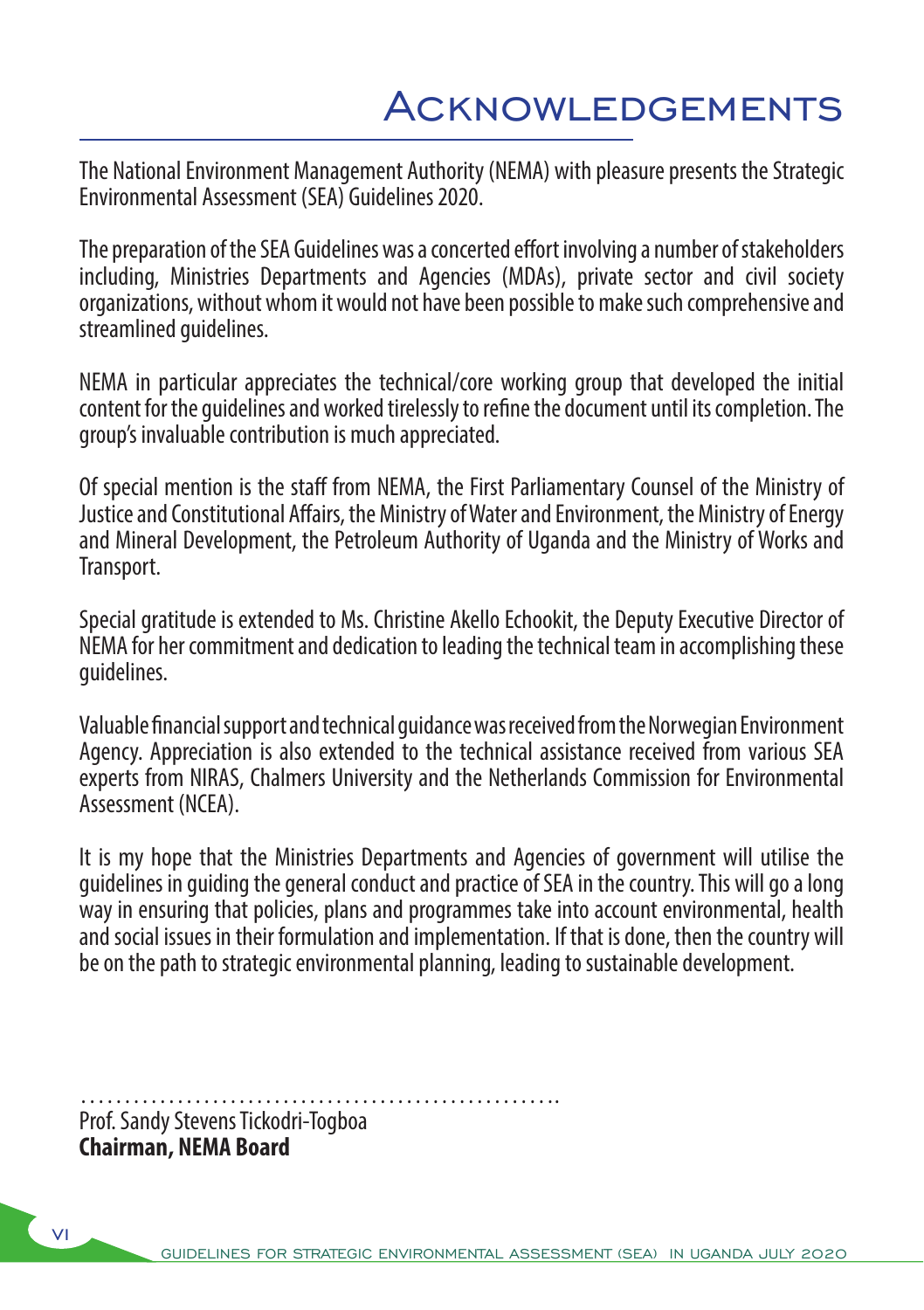# Acknowledgements

The National Environment Management Authority (NEMA) with pleasure presents the Strategic Environmental Assessment (SEA) Guidelines 2020.

The preparation of the SEA Guidelines was a concerted effort involving a number of stakeholders including, Ministries Departments and Agencies (MDAs), private sector and civil society organizations, without whom it would not have been possible to make such comprehensive and streamlined guidelines.

NEMA in particular appreciates the technical/core working group that developed the initial content for the guidelines and worked tirelessly to refine the document until its completion. The group's invaluable contribution is much appreciated.

Of special mention is the staff from NEMA, the First Parliamentary Counsel of the Ministry of Justice and Constitutional Affairs, the Ministry of Water and Environment, the Ministry of Energy and Mineral Development, the Petroleum Authority of Uganda and the Ministry of Works and Transport.

Special gratitude is extended to Ms. Christine Akello Echookit, the Deputy Executive Director of NEMA for her commitment and dedication to leading the technical team in accomplishing these guidelines.

Valuable financial support and technical guidance was received from the Norwegian Environment Agency. Appreciation is also extended to the technical assistance received from various SEA experts from NIRAS, Chalmers University and the Netherlands Commission for Environmental Assessment (NCEA).

It is my hope that the Ministries Departments and Agencies of government will utilise the guidelines in guiding the general conduct and practice of SEA in the country. This will go a long way in ensuring that policies, plans and programmes take into account environmental, health and social issues in their formulation and implementation. If that is done, then the country will be on the path to strategic environmental planning, leading to sustainable development.

……………………………………………….

Prof. Sandy Stevens Tickodri-Togboa

**Chairman, NEMA Board**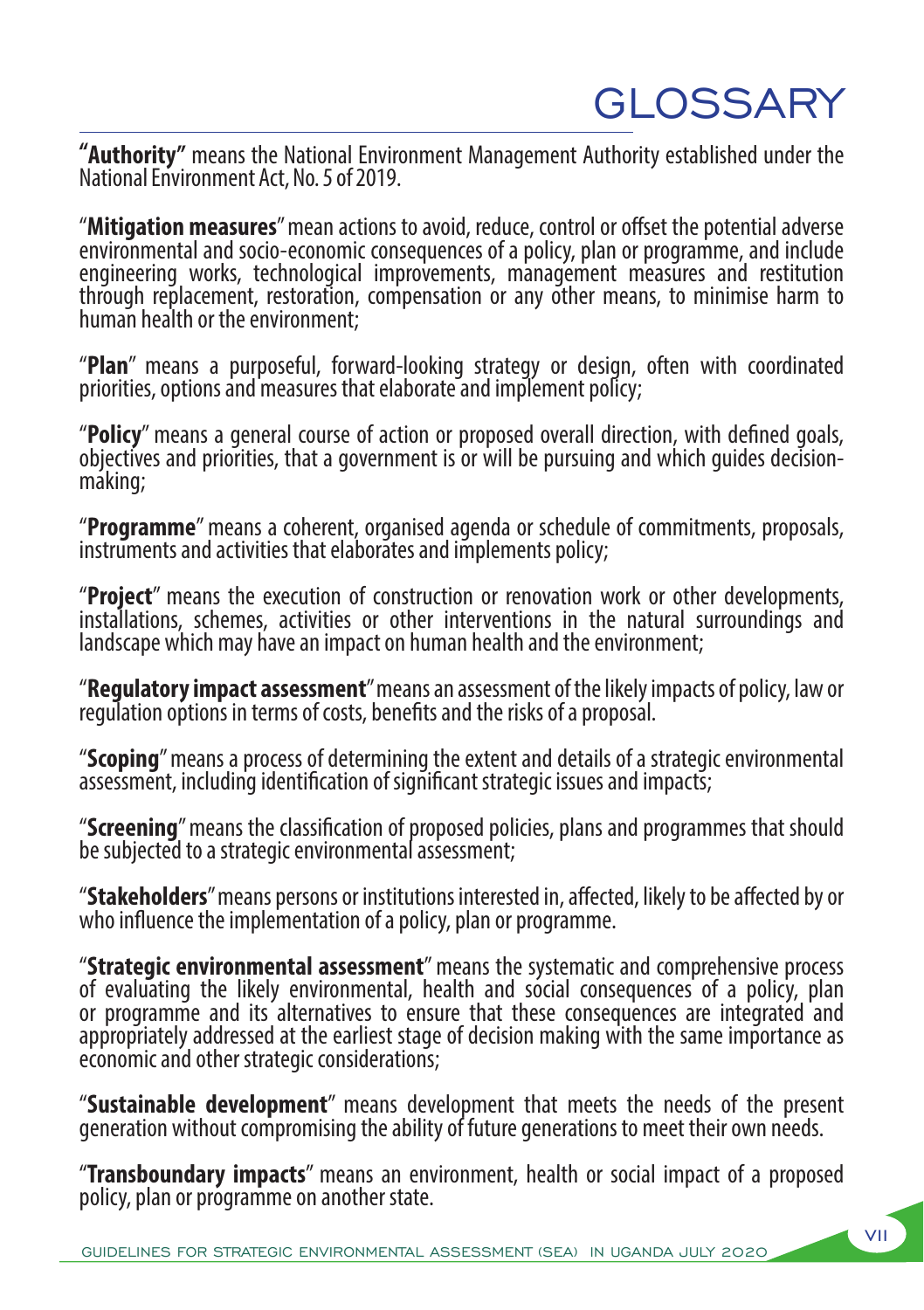# GLOSSARY

**"Authority"** means the National Environment Management Authority established under the National Environment Act, No. 5 of 2019.

"**Mitigation measures**" mean actions to avoid, reduce, control or offset the potential adverse environmental and socio-economic consequences of a policy, plan or programme, and include engineering works, technological improvements, management measures and restitution through replacement, restoration, compensation or any other means, to minimise harm to human health or the environment;

"**Plan**" means a purposeful, forward-looking strategy or design, often with coordinated priorities, options and measures that elaborate and implement policy;

"**Policy**" means a general course of action or proposed overall direction, with defined goals, objectives and priorities, that a government is or will be pursuing and which guides decision-making;

"**Programme**" means a coherent, organised agenda or schedule of commitments, proposals, instruments and activities that elaborates and implements policy;

"**Project**" means the execution of construction or renovation work or other developments, installations, schemes, activities or other interventions in the natural surroundings and landscape which may have an impact on human health and the environment;

"**Regulatory impact assessment**" means an assessment of the likely impacts of policy, law or regulation options in terms of costs, benefits and the risks of a proposal.

"**Scoping**" means a process of determining the extent and details of a strategic environmental assessment, including identification of significant strategic issues and impacts;

"**Screening**" means the classification of proposed policies, plans and programmes that should be subjected to a strategic environmental assessment;

"**Stakeholders**" means persons or institutions interested in, affected, likely to be affected by or who influence the implementation of a policy, plan or programme.

"**Strategic environmental assessment**" means the systematic and comprehensive process of evaluating the likely environmental, health and social consequences of a policy, plan or programme and its alternatives to ensure that these consequences are integrated and appropriately addressed at the earliest stage of decision making with the same importance as economic and other strategic considerations;

"**Sustainable development**" means development that meets the needs of the present generation without compromising the ability of future generations to meet their own needs.

"**Transboundary impacts**" means an environment, health or social impact of a proposed policy, plan or programme on another state.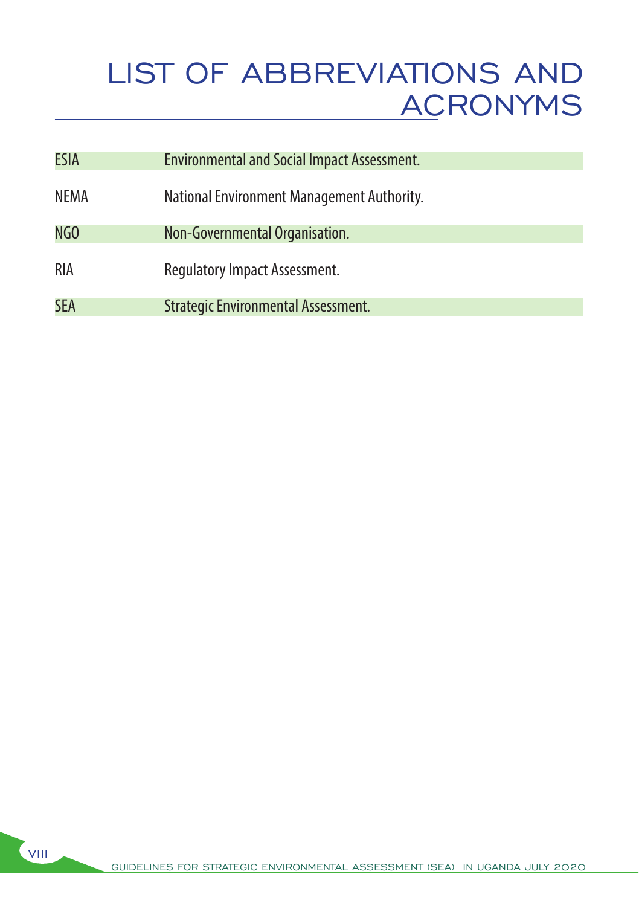# LIST OF ABBREVIATIONS AND ACRONYMS

| | |
|---|---|
| ESIA | Environmental and Social Impact Assessment. |
| NEMA | National Environment Management Authority. |
| NGO | Non-Governmental Organisation. |
| RIA | Regulatory Impact Assessment. |
| SEA | Strategic Environmental Assessment. |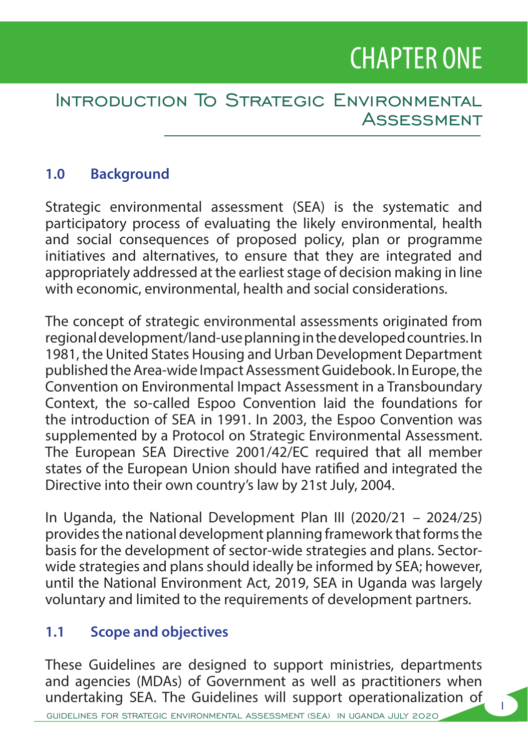# CHAPTER ONE

## Introduction To Strategic Environmental Assessment

### 1.0 Background

Strategic environmental assessment (SEA) is the systematic and participatory process of evaluating the likely environmental, health and social consequences of proposed policy, plan or programme initiatives and alternatives, to ensure that they are integrated and appropriately addressed at the earliest stage of decision making in line with economic, environmental, health and social considerations.

The concept of strategic environmental assessments originated from regional development/land-use planning in the developed countries. In 1981, the United States Housing and Urban Development Department published the Area-wide Impact Assessment Guidebook. In Europe, the Convention on Environmental Impact Assessment in a Transboundary Context, the so-called Espoo Convention laid the foundations for the introduction of SEA in 1991. In 2003, the Espoo Convention was supplemented by a Protocol on Strategic Environmental Assessment. The European SEA Directive 2001/42/EC required that all member states of the European Union should have ratified and integrated the Directive into their own country's law by 21st July, 2004.

In Uganda, the National Development Plan III (2020/21 – 2024/25) provides the national development planning framework that forms the basis for the development of sector-wide strategies and plans. Sector-wide strategies and plans should ideally be informed by SEA; however, until the National Environment Act, 2019, SEA in Uganda was largely voluntary and limited to the requirements of development partners.

### 1.1 Scope and objectives

These Guidelines are designed to support ministries, departments and agencies (MDAs) of Government as well as practitioners when undertaking SEA. The Guidelines will support operationalization of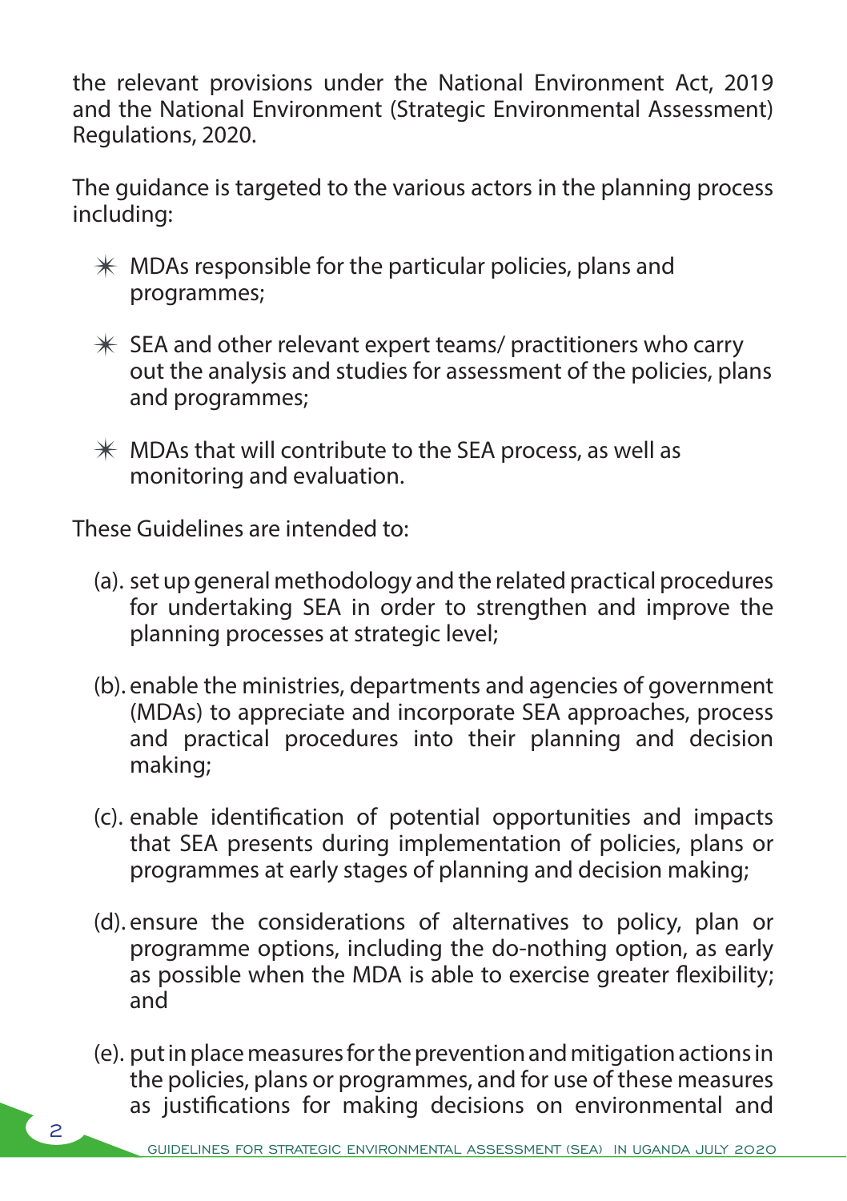the relevant provisions under the National Environment Act, 2019 and the National Environment (Strategic Environmental Assessment) Regulations, 2020.

The guidance is targeted to the various actors in the planning process including:

- MDAs responsible for the particular policies, plans and programmes;
- SEA and other relevant expert teams/ practitioners who carry out the analysis and studies for assessment of the policies, plans and programmes;
- MDAs that will contribute to the SEA process, as well as monitoring and evaluation.

These Guidelines are intended to:

(a). set up general methodology and the related practical procedures for undertaking SEA in order to strengthen and improve the planning processes at strategic level;

(b). enable the ministries, departments and agencies of government (MDAs) to appreciate and incorporate SEA approaches, process and practical procedures into their planning and decision making;

(c). enable identification of potential opportunities and impacts that SEA presents during implementation of policies, plans or programmes at early stages of planning and decision making;

(d). ensure the considerations of alternatives to policy, plan or programme options, including the do-nothing option, as early as possible when the MDA is able to exercise greater flexibility; and

(e). put in place measures for the prevention and mitigation actions in the policies, plans or programmes, and for use of these measures as justifications for making decisions on environmental and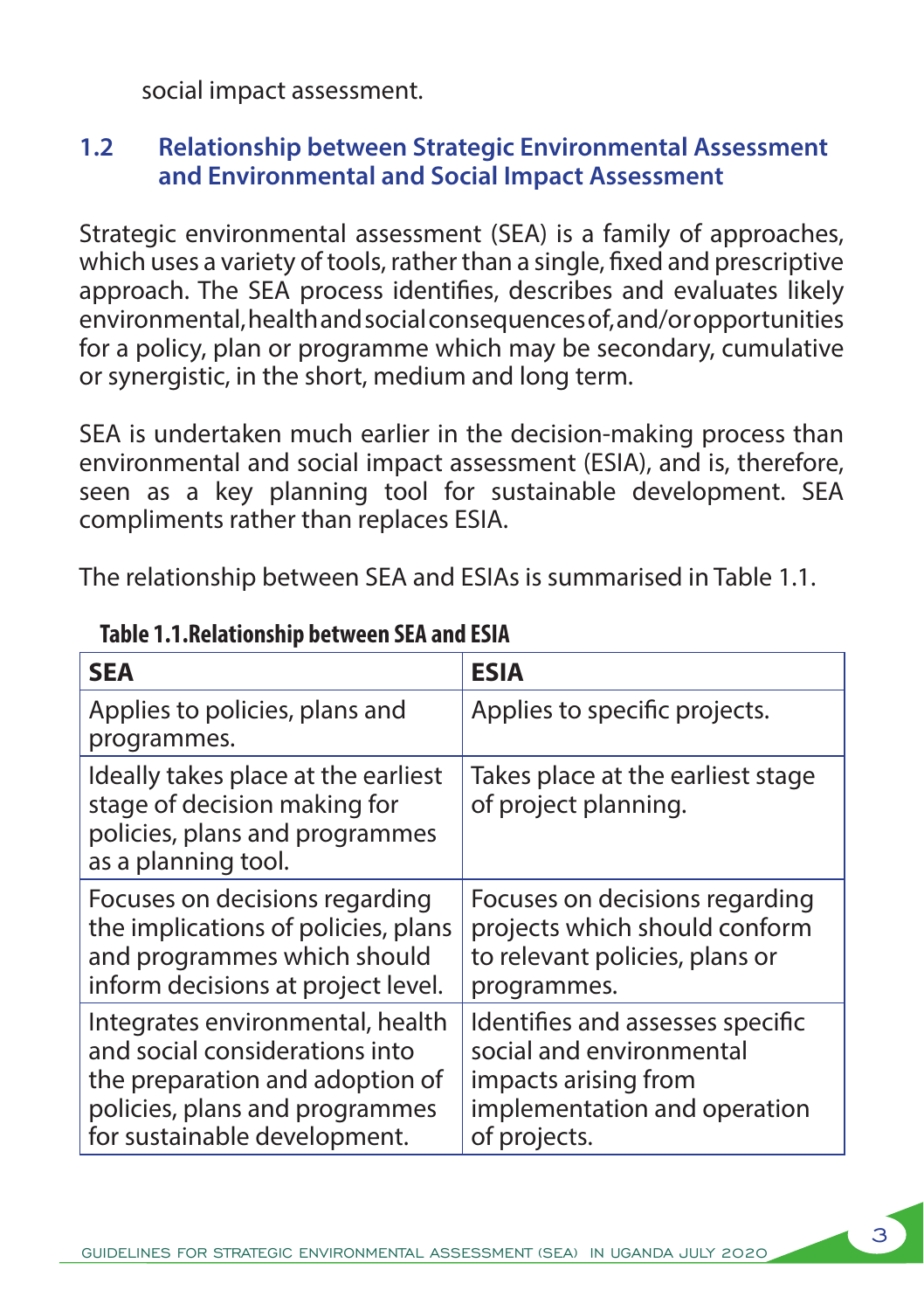social impact assessment.

## 1.2 Relationship between Strategic Environmental Assessment and Environmental and Social Impact Assessment

Strategic environmental assessment (SEA) is a family of approaches, which uses a variety of tools, rather than a single, fixed and prescriptive approach. The SEA process identifies, describes and evaluates likely environmental, health and social consequences of, and/or opportunities for a policy, plan or programme which may be secondary, cumulative or synergistic, in the short, medium and long term.

SEA is undertaken much earlier in the decision-making process than environmental and social impact assessment (ESIA), and is, therefore, seen as a key planning tool for sustainable development. SEA compliments rather than replaces ESIA.

The relationship between SEA and ESIAs is summarised in Table 1.1.

**Table 1.1.Relationship between SEA and ESIA**

| SEA | ESIA |
|---|---|
| Applies to policies, plans and programmes. | Applies to specific projects. |
| Ideally takes place at the earliest stage of decision making for policies, plans and programmes as a planning tool. | Takes place at the earliest stage of project planning. |
| Focuses on decisions regarding the implications of policies, plans and programmes which should inform decisions at project level. | Focuses on decisions regarding projects which should conform to relevant policies, plans or programmes. |
| Integrates environmental, health and social considerations into the preparation and adoption of policies, plans and programmes for sustainable development. | Identifies and assesses specific social and environmental impacts arising from implementation and operation of projects. |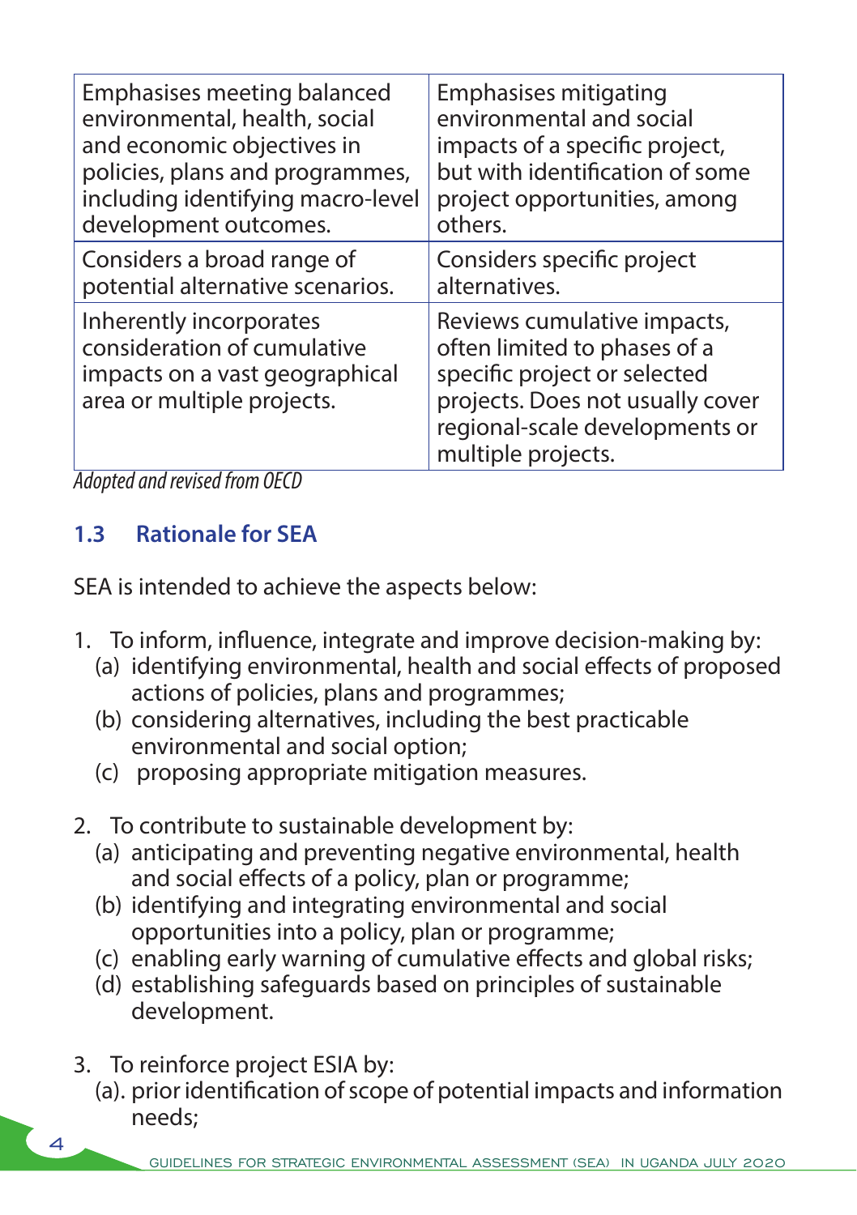| Emphasises meeting balanced environmental, health, social and economic objectives in policies, plans and programmes, including identifying macro-level development outcomes. | Emphasises mitigating environmental and social impacts of a specific project, but with identification of some project opportunities, among others. |
|---|---|
| Considers a broad range of potential alternative scenarios. | Considers specific project alternatives. |
| Inherently incorporates consideration of cumulative impacts on a vast geographical area or multiple projects. | Reviews cumulative impacts, often limited to phases of a specific project or selected projects. Does not usually cover regional-scale developments or multiple projects. |

*Adopted and revised from OECD*

## 1.3 Rationale for SEA

SEA is intended to achieve the aspects below:

1. To inform, influence, integrate and improve decision-making by:
   (a) identifying environmental, health and social effects of proposed actions of policies, plans and programmes;
   (b) considering alternatives, including the best practicable environmental and social option;
   (c) proposing appropriate mitigation measures.

2. To contribute to sustainable development by:
   (a) anticipating and preventing negative environmental, health and social effects of a policy, plan or programme;
   (b) identifying and integrating environmental and social opportunities into a policy, plan or programme;
   (c) enabling early warning of cumulative effects and global risks;
   (d) establishing safeguards based on principles of sustainable development.

3. To reinforce project ESIA by:
   (a). prior identification of scope of potential impacts and information needs;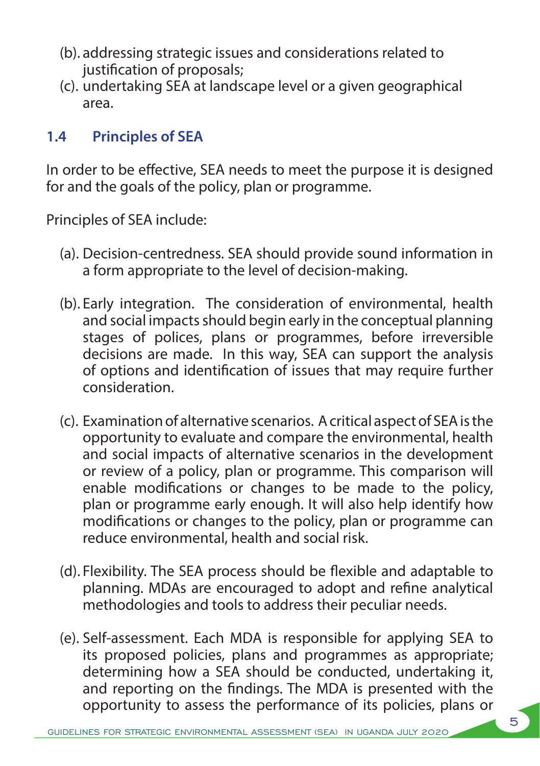(b). addressing strategic issues and considerations related to justification of proposals;

(c). undertaking SEA at landscape level or a given geographical area.

## 1.4 Principles of SEA

In order to be effective, SEA needs to meet the purpose it is designed for and the goals of the policy, plan or programme.

Principles of SEA include:

(a). Decision-centredness. SEA should provide sound information in a form appropriate to the level of decision-making.

(b). Early integration. The consideration of environmental, health and social impacts should begin early in the conceptual planning stages of polices, plans or programmes, before irreversible decisions are made. In this way, SEA can support the analysis of options and identification of issues that may require further consideration.

(c). Examination of alternative scenarios. A critical aspect of SEA is the opportunity to evaluate and compare the environmental, health and social impacts of alternative scenarios in the development or review of a policy, plan or programme. This comparison will enable modifications or changes to be made to the policy, plan or programme early enough. It will also help identify how modifications or changes to the policy, plan or programme can reduce environmental, health and social risk.

(d). Flexibility. The SEA process should be flexible and adaptable to planning. MDAs are encouraged to adopt and refine analytical methodologies and tools to address their peculiar needs.

(e). Self-assessment. Each MDA is responsible for applying SEA to its proposed policies, plans and programmes as appropriate; determining how a SEA should be conducted, undertaking it, and reporting on the findings. The MDA is presented with the opportunity to assess the performance of its policies, plans or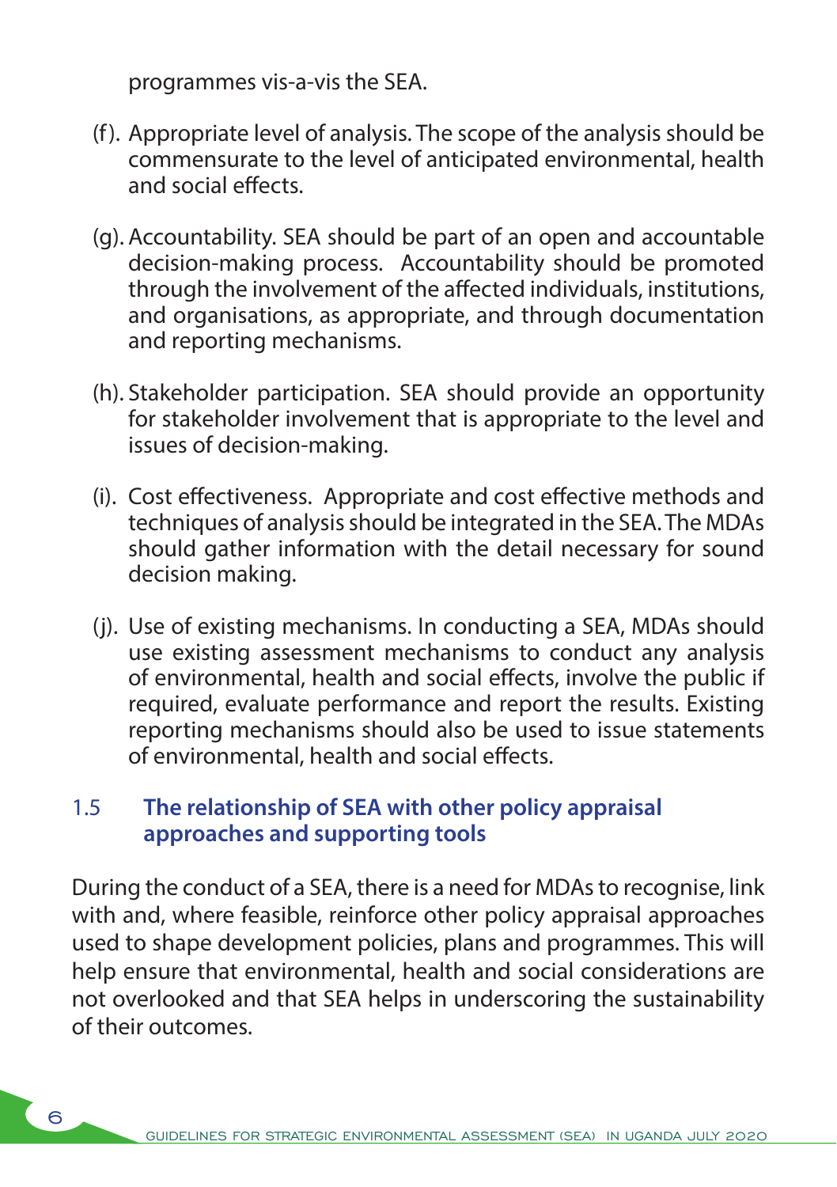programmes vis-a-vis the SEA.

(f). Appropriate level of analysis. The scope of the analysis should be commensurate to the level of anticipated environmental, health and social effects.

(g). Accountability. SEA should be part of an open and accountable decision-making process. Accountability should be promoted through the involvement of the affected individuals, institutions, and organisations, as appropriate, and through documentation and reporting mechanisms.

(h). Stakeholder participation. SEA should provide an opportunity for stakeholder involvement that is appropriate to the level and issues of decision-making.

(i). Cost effectiveness. Appropriate and cost effective methods and techniques of analysis should be integrated in the SEA. The MDAs should gather information with the detail necessary for sound decision making.

(j). Use of existing mechanisms. In conducting a SEA, MDAs should use existing assessment mechanisms to conduct any analysis of environmental, health and social effects, involve the public if required, evaluate performance and report the results. Existing reporting mechanisms should also be used to issue statements of environmental, health and social effects.

### 1.5 The relationship of SEA with other policy appraisal approaches and supporting tools

During the conduct of a SEA, there is a need for MDAs to recognise, link with and, where feasible, reinforce other policy appraisal approaches used to shape development policies, plans and programmes. This will help ensure that environmental, health and social considerations are not overlooked and that SEA helps in underscoring the sustainability of their outcomes.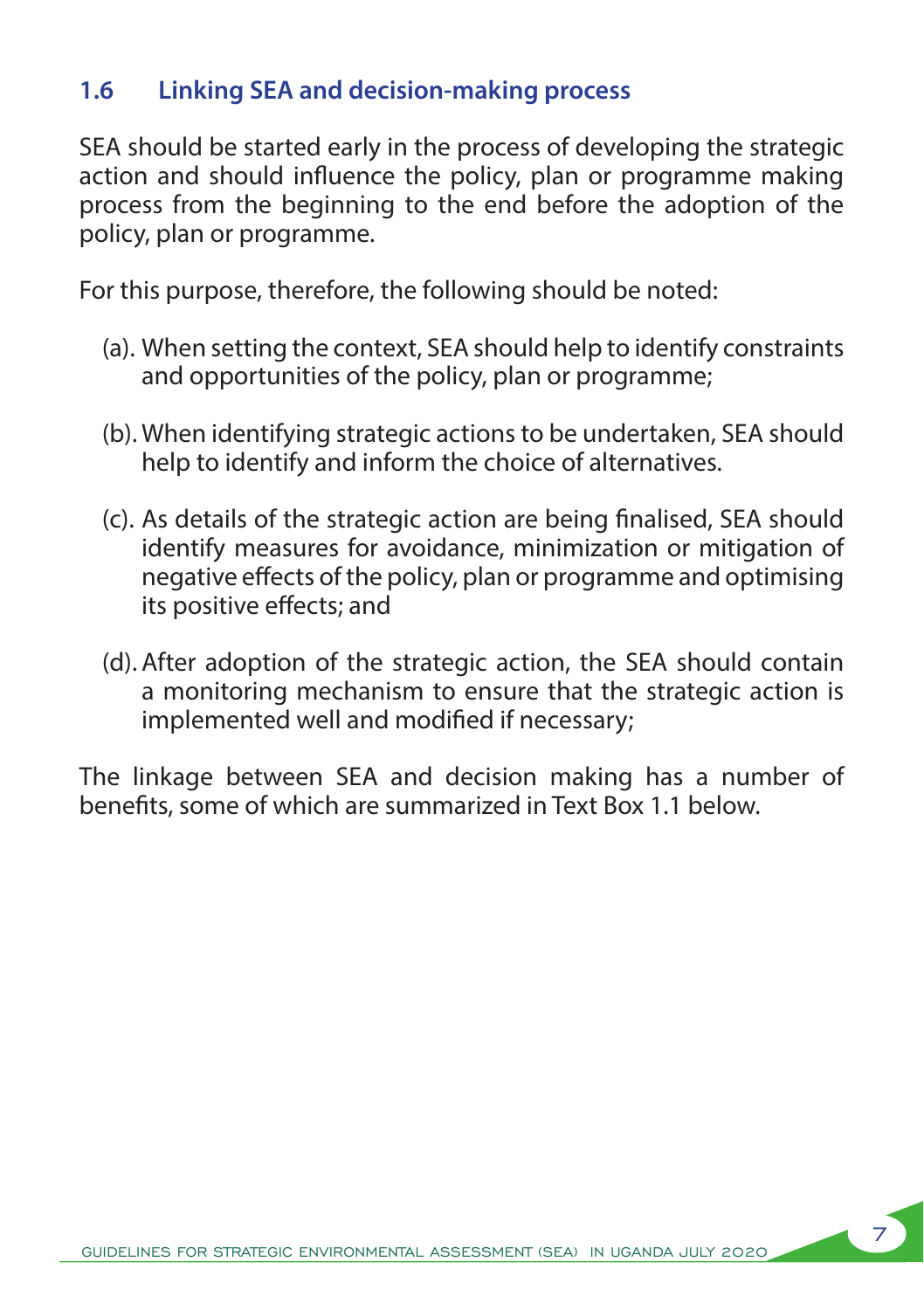## 1.6 Linking SEA and decision-making process

SEA should be started early in the process of developing the strategic action and should influence the policy, plan or programme making process from the beginning to the end before the adoption of the policy, plan or programme.

For this purpose, therefore, the following should be noted:

(a). When setting the context, SEA should help to identify constraints and opportunities of the policy, plan or programme;

(b). When identifying strategic actions to be undertaken, SEA should help to identify and inform the choice of alternatives.

(c). As details of the strategic action are being finalised, SEA should identify measures for avoidance, minimization or mitigation of negative effects of the policy, plan or programme and optimising its positive effects; and

(d). After adoption of the strategic action, the SEA should contain a monitoring mechanism to ensure that the strategic action is implemented well and modified if necessary;

The linkage between SEA and decision making has a number of benefits, some of which are summarized in Text Box 1.1 below.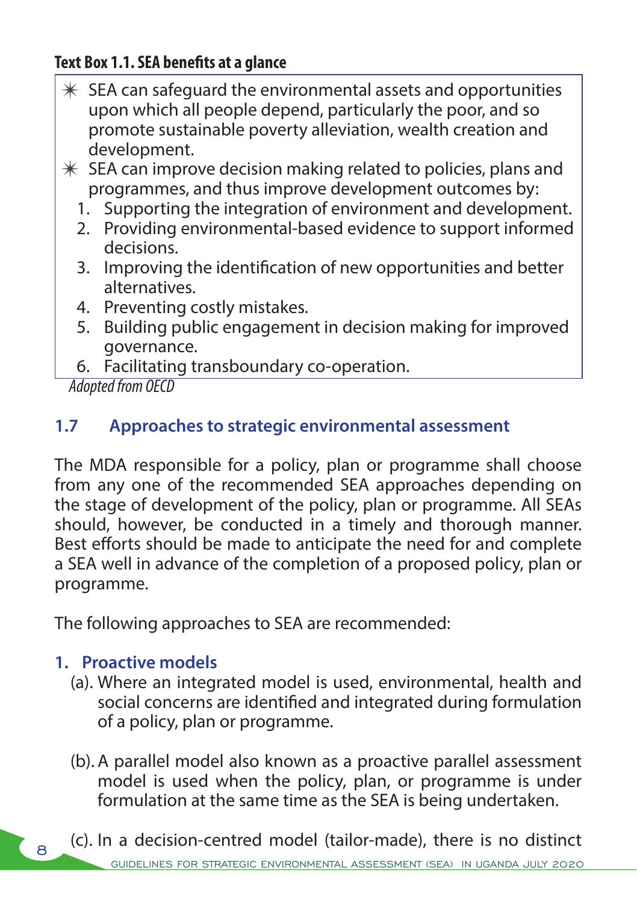**Text Box 1.1. SEA benefits at a glance**

- SEA can safeguard the environmental assets and opportunities upon which all people depend, particularly the poor, and so promote sustainable poverty alleviation, wealth creation and development.
- SEA can improve decision making related to policies, plans and programmes, and thus improve development outcomes by:
  1. Supporting the integration of environment and development.
  2. Providing environmental-based evidence to support informed decisions.
  3. Improving the identification of new opportunities and better alternatives.
  4. Preventing costly mistakes.
  5. Building public engagement in decision making for improved governance.
  6. Facilitating transboundary co-operation.

*Adopted from OECD*

## 1.7 Approaches to strategic environmental assessment

The MDA responsible for a policy, plan or programme shall choose from any one of the recommended SEA approaches depending on the stage of development of the policy, plan or programme. All SEAs should, however, be conducted in a timely and thorough manner. Best efforts should be made to anticipate the need for and complete a SEA well in advance of the completion of a proposed policy, plan or programme.

The following approaches to SEA are recommended:

### 1. Proactive models

(a). Where an integrated model is used, environmental, health and social concerns are identified and integrated during formulation of a policy, plan or programme.

(b). A parallel model also known as a proactive parallel assessment model is used when the policy, plan, or programme is under formulation at the same time as the SEA is being undertaken.

(c). In a decision-centred model (tailor-made), there is no distinct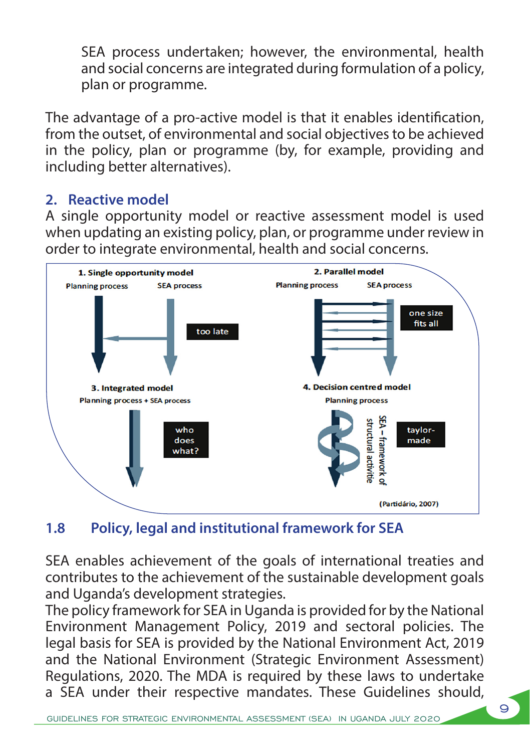SEA process undertaken; however, the environmental, health and social concerns are integrated during formulation of a policy, plan or programme.

The advantage of a pro-active model is that it enables identification, from the outset, of environmental and social objectives to be achieved in the policy, plan or programme (by, for example, providing and including better alternatives).

### 2. Reactive model

A single opportunity model or reactive assessment model is used when updating an existing policy, plan, or programme under review in order to integrate environmental, health and social concerns.

1. Single opportunity model — Planning process / SEA process — too late

2. Parallel model — Planning process / SEA process — one size fits all

3. Integrated model — Planning process + SEA process — who does what?

4. Decision centred model — Planning process — SEA – framework of structural activitie — taylor-made

(Partidário, 2007)

## 1.8 Policy, legal and institutional framework for SEA

SEA enables achievement of the goals of international treaties and contributes to the achievement of the sustainable development goals and Uganda's development strategies.

The policy framework for SEA in Uganda is provided for by the National Environment Management Policy, 2019 and sectoral policies. The legal basis for SEA is provided by the National Environment Act, 2019 and the National Environment (Strategic Environment Assessment) Regulations, 2020. The MDA is required by these laws to undertake a SEA under their respective mandates. These Guidelines should,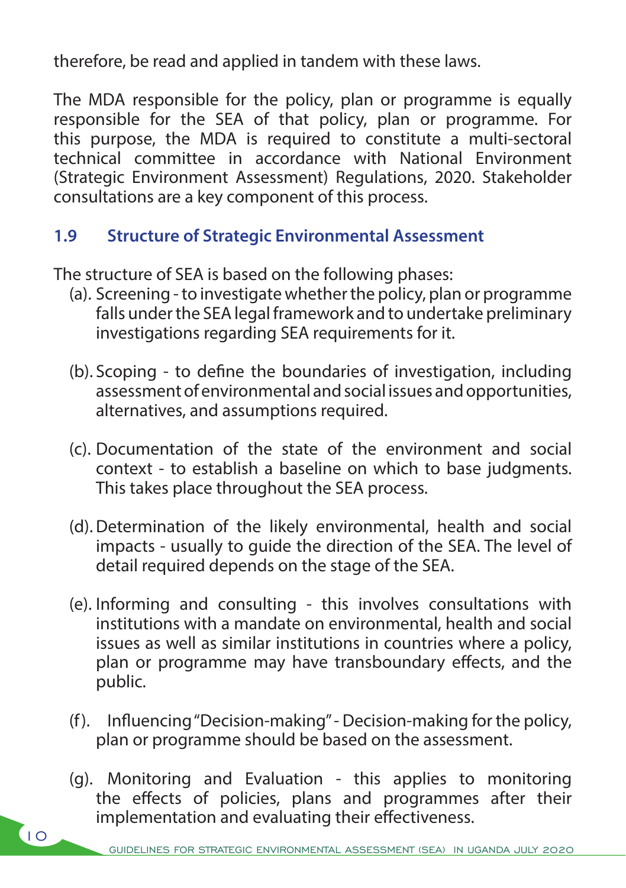therefore, be read and applied in tandem with these laws.

The MDA responsible for the policy, plan or programme is equally responsible for the SEA of that policy, plan or programme. For this purpose, the MDA is required to constitute a multi-sectoral technical committee in accordance with National Environment (Strategic Environment Assessment) Regulations, 2020. Stakeholder consultations are a key component of this process.

## 1.9 Structure of Strategic Environmental Assessment

The structure of SEA is based on the following phases:

(a). Screening - to investigate whether the policy, plan or programme falls under the SEA legal framework and to undertake preliminary investigations regarding SEA requirements for it.

(b). Scoping - to define the boundaries of investigation, including assessment of environmental and social issues and opportunities, alternatives, and assumptions required.

(c). Documentation of the state of the environment and social context - to establish a baseline on which to base judgments. This takes place throughout the SEA process.

(d). Determination of the likely environmental, health and social impacts - usually to guide the direction of the SEA. The level of detail required depends on the stage of the SEA.

(e). Informing and consulting - this involves consultations with institutions with a mandate on environmental, health and social issues as well as similar institutions in countries where a policy, plan or programme may have transboundary effects, and the public.

(f). Influencing "Decision-making" - Decision-making for the policy, plan or programme should be based on the assessment.

(g). Monitoring and Evaluation - this applies to monitoring the effects of policies, plans and programmes after their implementation and evaluating their effectiveness.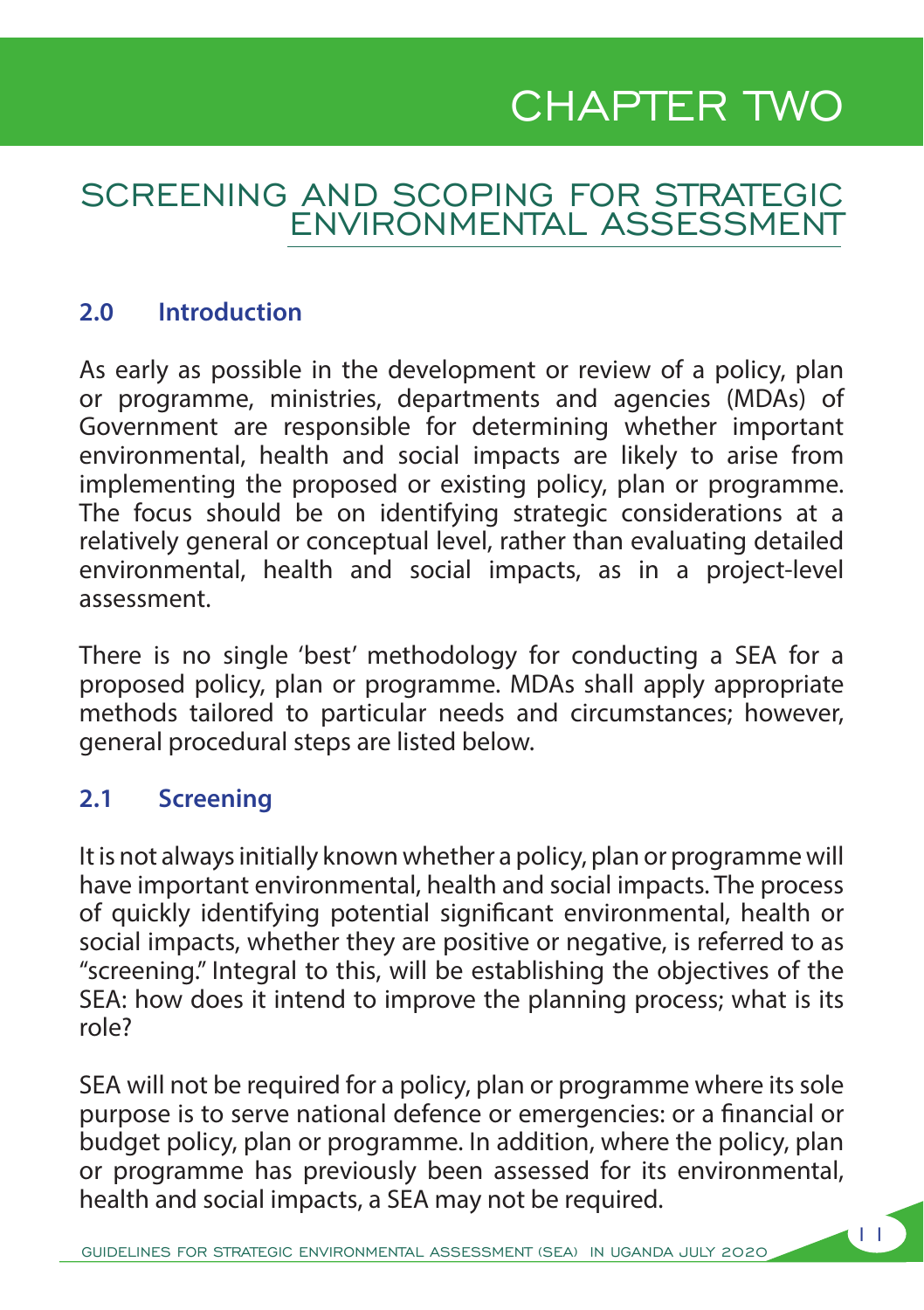# CHAPTER TWO

## SCREENING AND SCOPING FOR STRATEGIC ENVIRONMENTAL ASSESSMENT

### 2.0 Introduction

As early as possible in the development or review of a policy, plan or programme, ministries, departments and agencies (MDAs) of Government are responsible for determining whether important environmental, health and social impacts are likely to arise from implementing the proposed or existing policy, plan or programme. The focus should be on identifying strategic considerations at a relatively general or conceptual level, rather than evaluating detailed environmental, health and social impacts, as in a project-level assessment.

There is no single 'best' methodology for conducting a SEA for a proposed policy, plan or programme. MDAs shall apply appropriate methods tailored to particular needs and circumstances; however, general procedural steps are listed below.

### 2.1 Screening

It is not always initially known whether a policy, plan or programme will have important environmental, health and social impacts. The process of quickly identifying potential significant environmental, health or social impacts, whether they are positive or negative, is referred to as "screening." Integral to this, will be establishing the objectives of the SEA: how does it intend to improve the planning process; what is its role?

SEA will not be required for a policy, plan or programme where its sole purpose is to serve national defence or emergencies: or a financial or budget policy, plan or programme. In addition, where the policy, plan or programme has previously been assessed for its environmental, health and social impacts, a SEA may not be required.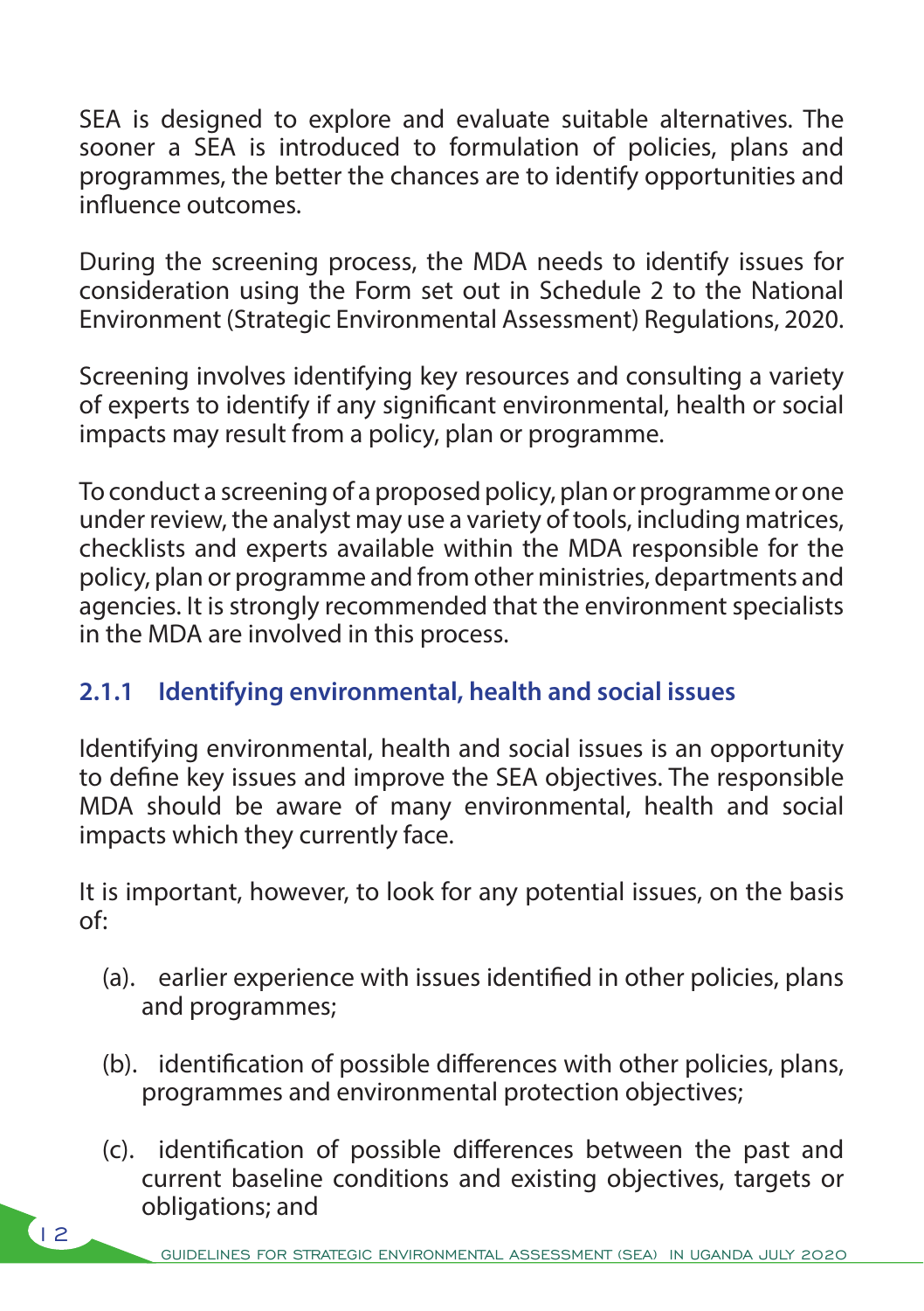SEA is designed to explore and evaluate suitable alternatives. The sooner a SEA is introduced to formulation of policies, plans and programmes, the better the chances are to identify opportunities and influence outcomes.

During the screening process, the MDA needs to identify issues for consideration using the Form set out in Schedule 2 to the National Environment (Strategic Environmental Assessment) Regulations, 2020.

Screening involves identifying key resources and consulting a variety of experts to identify if any significant environmental, health or social impacts may result from a policy, plan or programme.

To conduct a screening of a proposed policy, plan or programme or one under review, the analyst may use a variety of tools, including matrices, checklists and experts available within the MDA responsible for the policy, plan or programme and from other ministries, departments and agencies. It is strongly recommended that the environment specialists in the MDA are involved in this process.

### 2.1.1 Identifying environmental, health and social issues

Identifying environmental, health and social issues is an opportunity to define key issues and improve the SEA objectives. The responsible MDA should be aware of many environmental, health and social impacts which they currently face.

It is important, however, to look for any potential issues, on the basis of:

(a). earlier experience with issues identified in other policies, plans and programmes;

(b). identification of possible differences with other policies, plans, programmes and environmental protection objectives;

(c). identification of possible differences between the past and current baseline conditions and existing objectives, targets or obligations; and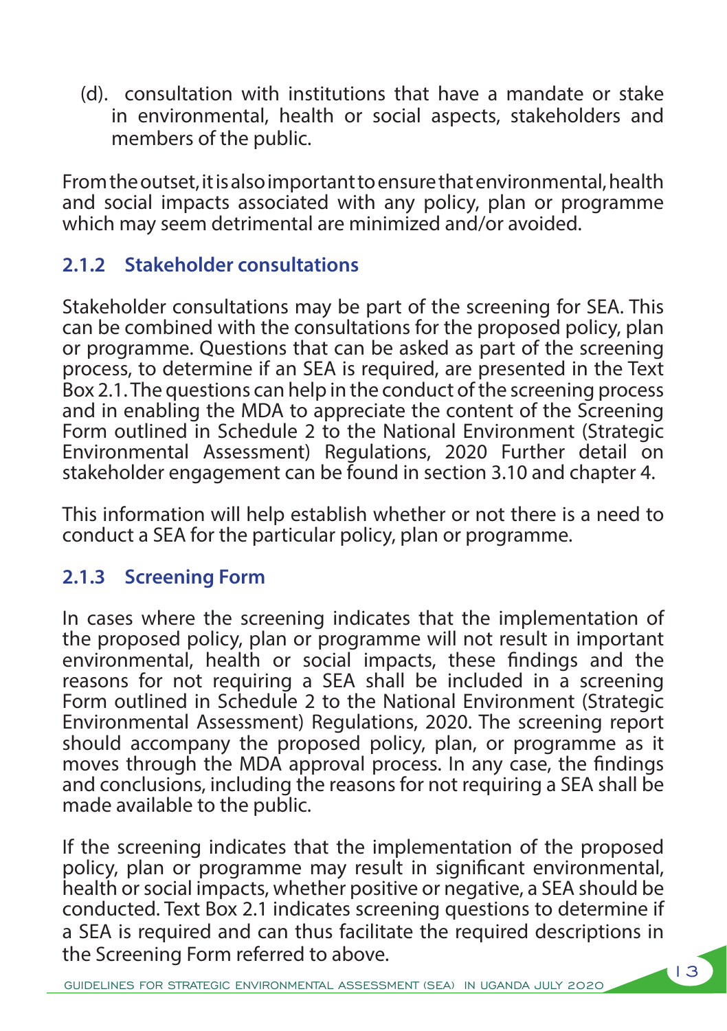(d). consultation with institutions that have a mandate or stake in environmental, health or social aspects, stakeholders and members of the public.

From the outset, it is also important to ensure that environmental, health and social impacts associated with any policy, plan or programme which may seem detrimental are minimized and/or avoided.

### 2.1.2 Stakeholder consultations

Stakeholder consultations may be part of the screening for SEA. This can be combined with the consultations for the proposed policy, plan or programme. Questions that can be asked as part of the screening process, to determine if an SEA is required, are presented in the Text Box 2.1. The questions can help in the conduct of the screening process and in enabling the MDA to appreciate the content of the Screening Form outlined in Schedule 2 to the National Environment (Strategic Environmental Assessment) Regulations, 2020 Further detail on stakeholder engagement can be found in section 3.10 and chapter 4.

This information will help establish whether or not there is a need to conduct a SEA for the particular policy, plan or programme.

### 2.1.3 Screening Form

In cases where the screening indicates that the implementation of the proposed policy, plan or programme will not result in important environmental, health or social impacts, these findings and the reasons for not requiring a SEA shall be included in a screening Form outlined in Schedule 2 to the National Environment (Strategic Environmental Assessment) Regulations, 2020. The screening report should accompany the proposed policy, plan, or programme as it moves through the MDA approval process. In any case, the findings and conclusions, including the reasons for not requiring a SEA shall be made available to the public.

If the screening indicates that the implementation of the proposed policy, plan or programme may result in significant environmental, health or social impacts, whether positive or negative, a SEA should be conducted. Text Box 2.1 indicates screening questions to determine if a SEA is required and can thus facilitate the required descriptions in the Screening Form referred to above.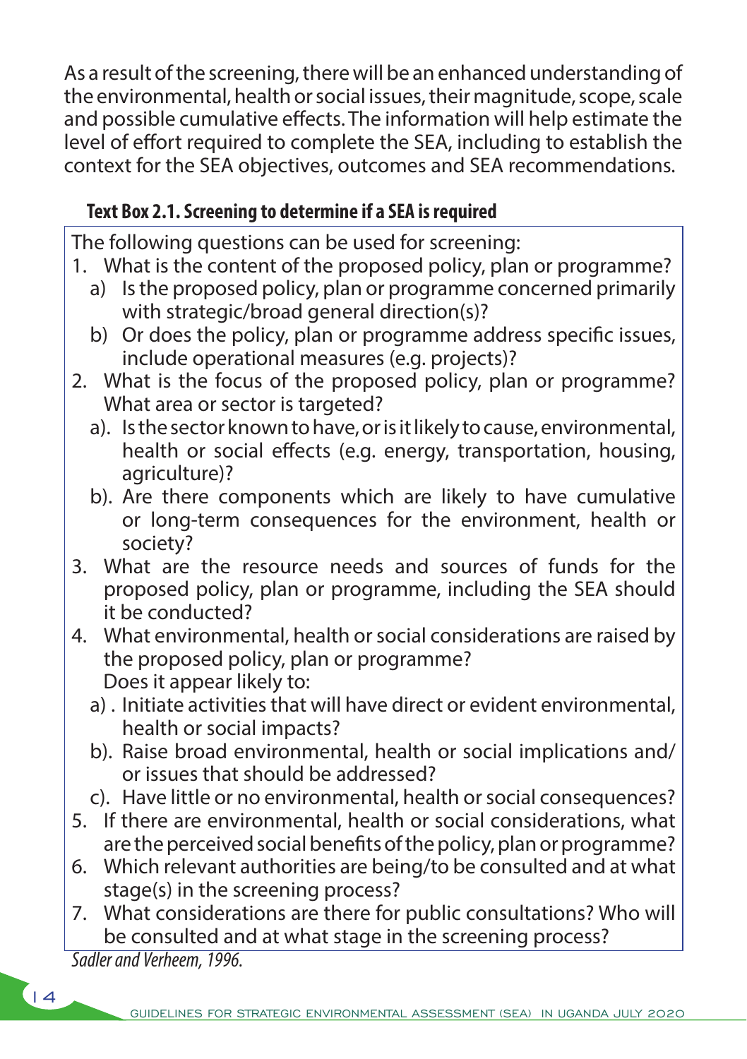As a result of the screening, there will be an enhanced understanding of the environmental, health or social issues, their magnitude, scope, scale and possible cumulative effects. The information will help estimate the level of effort required to complete the SEA, including to establish the context for the SEA objectives, outcomes and SEA recommendations.

**Text Box 2.1. Screening to determine if a SEA is required**

The following questions can be used for screening:

1. What is the content of the proposed policy, plan or programme?
   a) Is the proposed policy, plan or programme concerned primarily with strategic/broad general direction(s)?
   b) Or does the policy, plan or programme address specific issues, include operational measures (e.g. projects)?
2. What is the focus of the proposed policy, plan or programme? What area or sector is targeted?
   a). Is the sector known to have, or is it likely to cause, environmental, health or social effects (e.g. energy, transportation, housing, agriculture)?
   b). Are there components which are likely to have cumulative or long-term consequences for the environment, health or society?
3. What are the resource needs and sources of funds for the proposed policy, plan or programme, including the SEA should it be conducted?
4. What environmental, health or social considerations are raised by the proposed policy, plan or programme?
   Does it appear likely to:
   a) . Initiate activities that will have direct or evident environmental, health or social impacts?
   b). Raise broad environmental, health or social implications and/or issues that should be addressed?
   c). Have little or no environmental, health or social consequences?
5. If there are environmental, health or social considerations, what are the perceived social benefits of the policy, plan or programme?
6. Which relevant authorities are being/to be consulted and at what stage(s) in the screening process?
7. What considerations are there for public consultations? Who will be consulted and at what stage in the screening process?

*Sadler and Verheem, 1996.*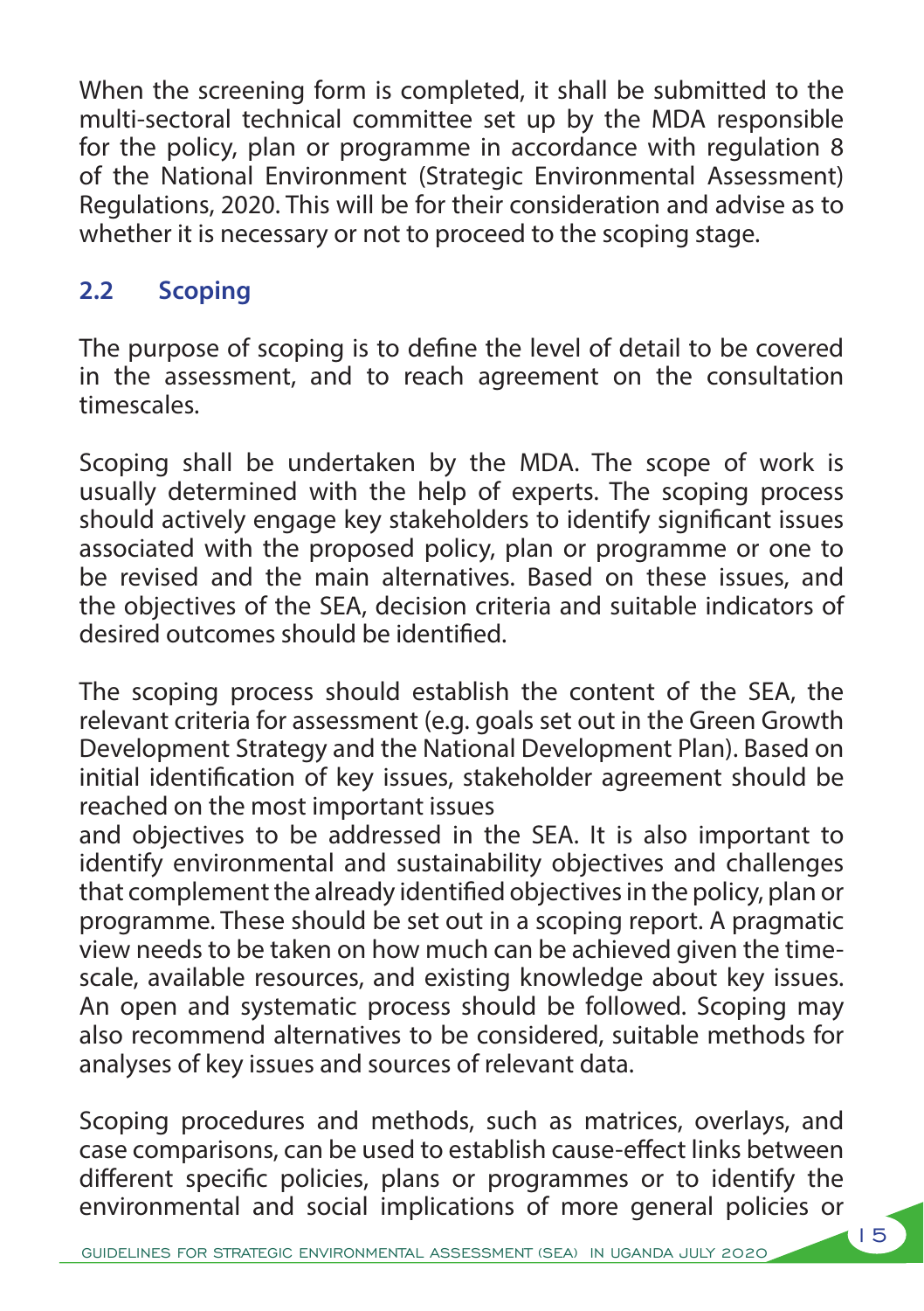When the screening form is completed, it shall be submitted to the multi-sectoral technical committee set up by the MDA responsible for the policy, plan or programme in accordance with regulation 8 of the National Environment (Strategic Environmental Assessment) Regulations, 2020. This will be for their consideration and advise as to whether it is necessary or not to proceed to the scoping stage.

## 2.2 Scoping

The purpose of scoping is to define the level of detail to be covered in the assessment, and to reach agreement on the consultation timescales.

Scoping shall be undertaken by the MDA. The scope of work is usually determined with the help of experts. The scoping process should actively engage key stakeholders to identify significant issues associated with the proposed policy, plan or programme or one to be revised and the main alternatives. Based on these issues, and the objectives of the SEA, decision criteria and suitable indicators of desired outcomes should be identified.

The scoping process should establish the content of the SEA, the relevant criteria for assessment (e.g. goals set out in the Green Growth Development Strategy and the National Development Plan). Based on initial identification of key issues, stakeholder agreement should be reached on the most important issues and objectives to be addressed in the SEA. It is also important to identify environmental and sustainability objectives and challenges that complement the already identified objectives in the policy, plan or programme. These should be set out in a scoping report. A pragmatic view needs to be taken on how much can be achieved given the time-scale, available resources, and existing knowledge about key issues. An open and systematic process should be followed. Scoping may also recommend alternatives to be considered, suitable methods for analyses of key issues and sources of relevant data.

Scoping procedures and methods, such as matrices, overlays, and case comparisons, can be used to establish cause-effect links between different specific policies, plans or programmes or to identify the environmental and social implications of more general policies or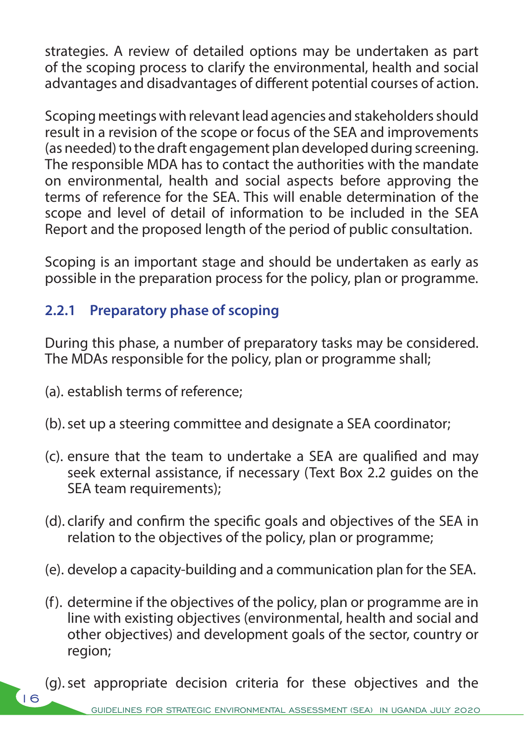strategies. A review of detailed options may be undertaken as part of the scoping process to clarify the environmental, health and social advantages and disadvantages of different potential courses of action.

Scoping meetings with relevant lead agencies and stakeholders should result in a revision of the scope or focus of the SEA and improvements (as needed) to the draft engagement plan developed during screening. The responsible MDA has to contact the authorities with the mandate on environmental, health and social aspects before approving the terms of reference for the SEA. This will enable determination of the scope and level of detail of information to be included in the SEA Report and the proposed length of the period of public consultation.

Scoping is an important stage and should be undertaken as early as possible in the preparation process for the policy, plan or programme.

### 2.2.1 Preparatory phase of scoping

During this phase, a number of preparatory tasks may be considered. The MDAs responsible for the policy, plan or programme shall;

(a). establish terms of reference;

(b). set up a steering committee and designate a SEA coordinator;

(c). ensure that the team to undertake a SEA are qualified and may seek external assistance, if necessary (Text Box 2.2 guides on the SEA team requirements);

(d). clarify and confirm the specific goals and objectives of the SEA in relation to the objectives of the policy, plan or programme;

(e). develop a capacity-building and a communication plan for the SEA.

(f). determine if the objectives of the policy, plan or programme are in line with existing objectives (environmental, health and social and other objectives) and development goals of the sector, country or region;

(g). set appropriate decision criteria for these objectives and the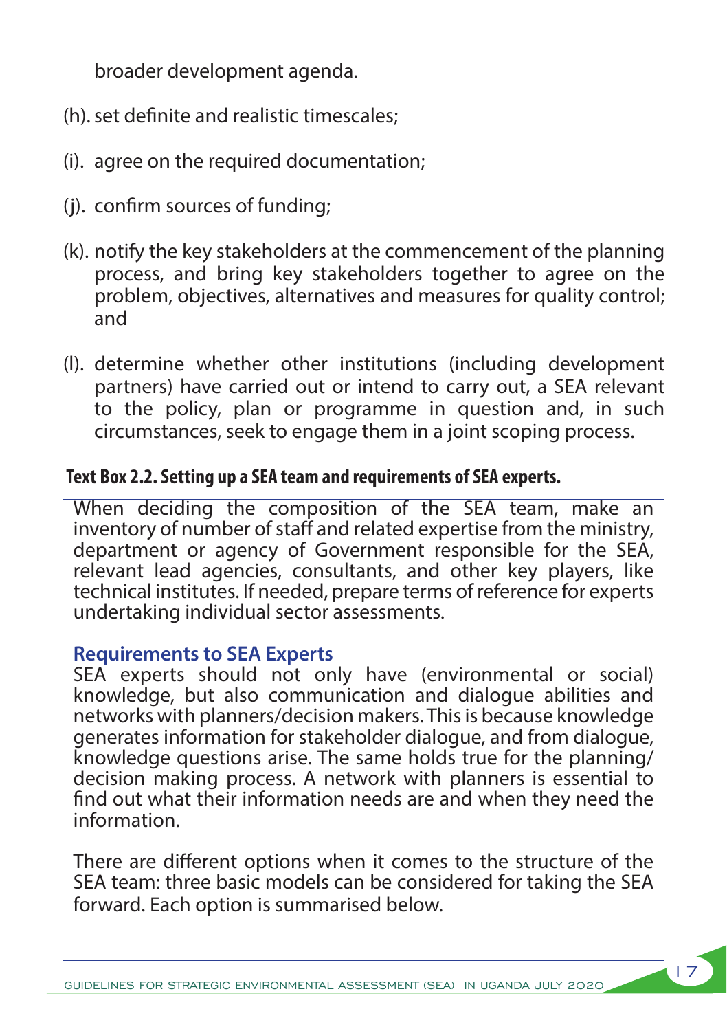broader development agenda.

(h). set definite and realistic timescales;

(i). agree on the required documentation;

(j). confirm sources of funding;

(k). notify the key stakeholders at the commencement of the planning process, and bring key stakeholders together to agree on the problem, objectives, alternatives and measures for quality control; and

(l). determine whether other institutions (including development partners) have carried out or intend to carry out, a SEA relevant to the policy, plan or programme in question and, in such circumstances, seek to engage them in a joint scoping process.

**Text Box 2.2. Setting up a SEA team and requirements of SEA experts.**

When deciding the composition of the SEA team, make an inventory of number of staff and related expertise from the ministry, department or agency of Government responsible for the SEA, relevant lead agencies, consultants, and other key players, like technical institutes. If needed, prepare terms of reference for experts undertaking individual sector assessments.

**Requirements to SEA Experts**

SEA experts should not only have (environmental or social) knowledge, but also communication and dialogue abilities and networks with planners/decision makers. This is because knowledge generates information for stakeholder dialogue, and from dialogue, knowledge questions arise. The same holds true for the planning/ decision making process. A network with planners is essential to find out what their information needs are and when they need the information.

There are different options when it comes to the structure of the SEA team: three basic models can be considered for taking the SEA forward. Each option is summarised below.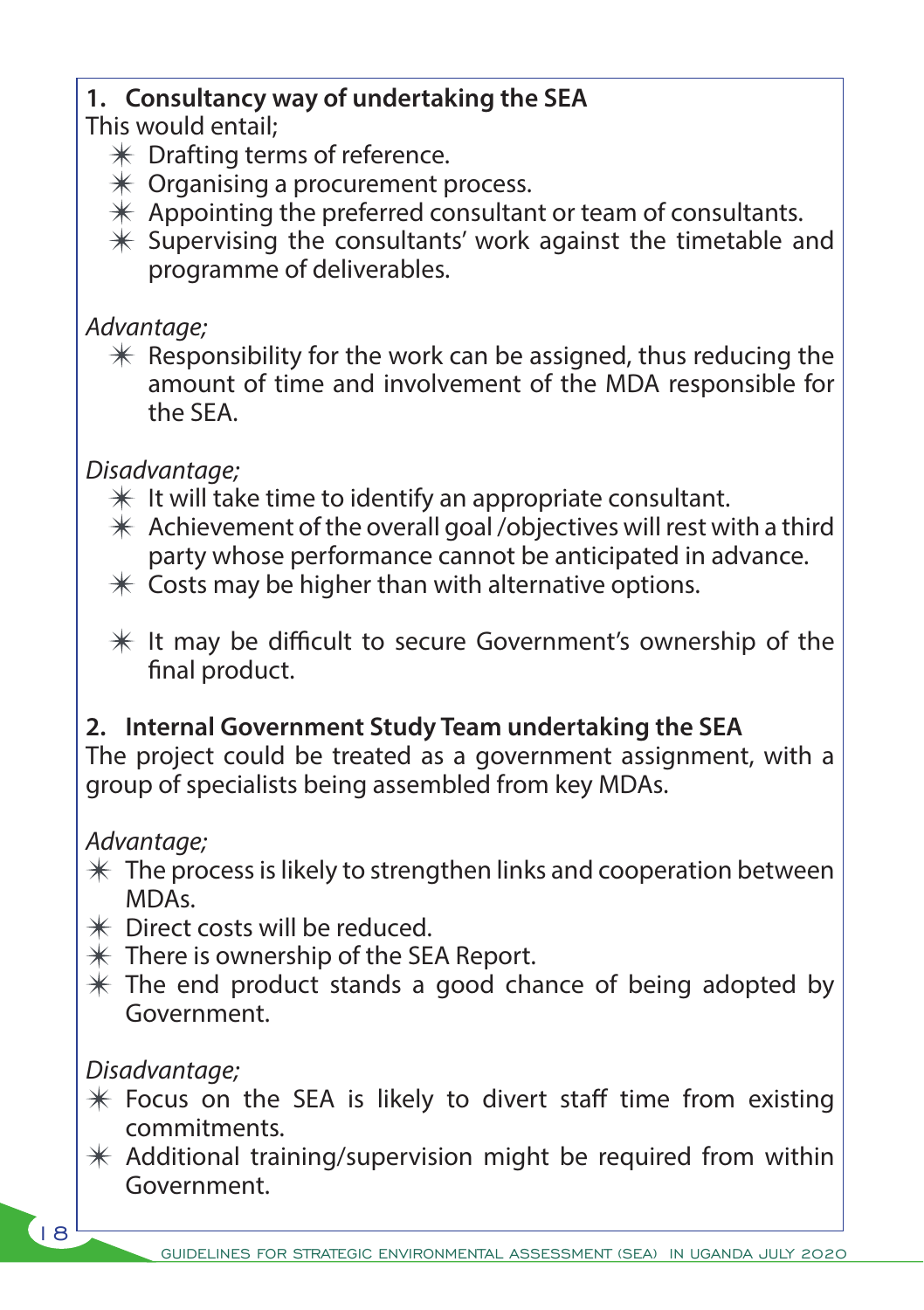**1. Consultancy way of undertaking the SEA**

This would entail;

- Drafting terms of reference.
- Organising a procurement process.
- Appointing the preferred consultant or team of consultants.
- Supervising the consultants' work against the timetable and programme of deliverables.

*Advantage;*

- Responsibility for the work can be assigned, thus reducing the amount of time and involvement of the MDA responsible for the SEA.

*Disadvantage;*

- It will take time to identify an appropriate consultant.
- Achievement of the overall goal /objectives will rest with a third party whose performance cannot be anticipated in advance.
- Costs may be higher than with alternative options.
- It may be difficult to secure Government's ownership of the final product.

**2. Internal Government Study Team undertaking the SEA**

The project could be treated as a government assignment, with a group of specialists being assembled from key MDAs.

*Advantage;*

- The process is likely to strengthen links and cooperation between MDAs.
- Direct costs will be reduced.
- There is ownership of the SEA Report.
- The end product stands a good chance of being adopted by Government.

*Disadvantage;*

- Focus on the SEA is likely to divert staff time from existing commitments.
- Additional training/supervision might be required from within Government.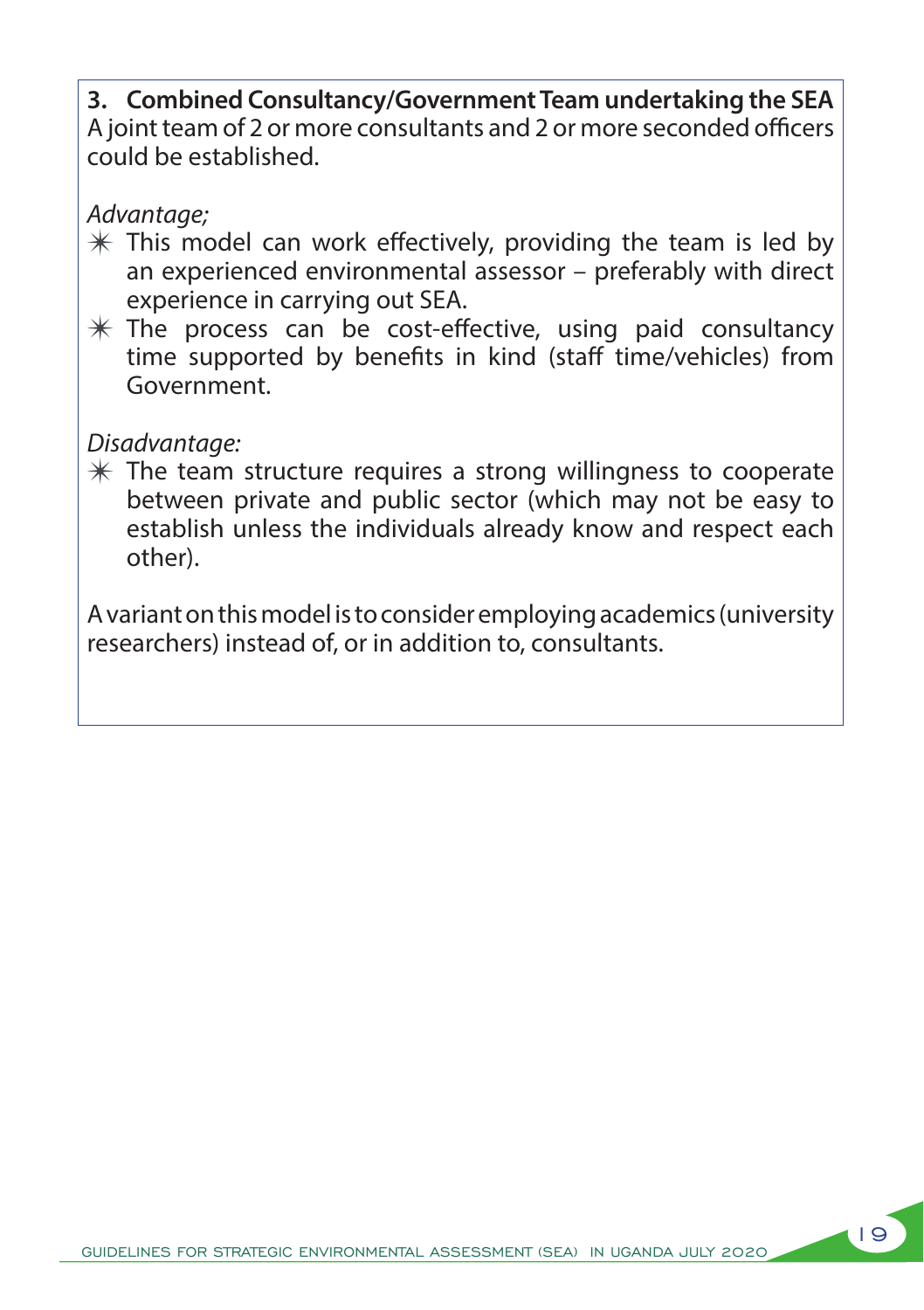**3. Combined Consultancy/Government Team undertaking the SEA**
A joint team of 2 or more consultants and 2 or more seconded officers could be established.

*Advantage;*

- This model can work effectively, providing the team is led by an experienced environmental assessor – preferably with direct experience in carrying out SEA.
- The process can be cost-effective, using paid consultancy time supported by benefits in kind (staff time/vehicles) from Government.

*Disadvantage:*

- The team structure requires a strong willingness to cooperate between private and public sector (which may not be easy to establish unless the individuals already know and respect each other).

A variant on this model is to consider employing academics (university researchers) instead of, or in addition to, consultants.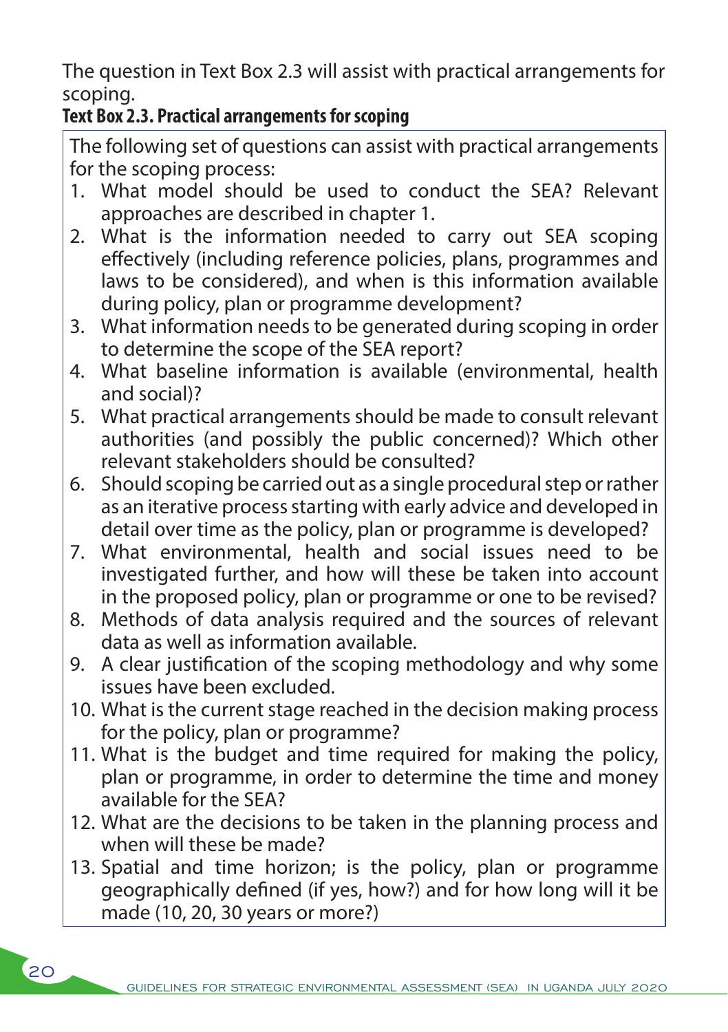The question in Text Box 2.3 will assist with practical arrangements for scoping.

**Text Box 2.3. Practical arrangements for scoping**

The following set of questions can assist with practical arrangements for the scoping process:

1. What model should be used to conduct the SEA? Relevant approaches are described in chapter 1.
2. What is the information needed to carry out SEA scoping effectively (including reference policies, plans, programmes and laws to be considered), and when is this information available during policy, plan or programme development?
3. What information needs to be generated during scoping in order to determine the scope of the SEA report?
4. What baseline information is available (environmental, health and social)?
5. What practical arrangements should be made to consult relevant authorities (and possibly the public concerned)? Which other relevant stakeholders should be consulted?
6. Should scoping be carried out as a single procedural step or rather as an iterative process starting with early advice and developed in detail over time as the policy, plan or programme is developed?
7. What environmental, health and social issues need to be investigated further, and how will these be taken into account in the proposed policy, plan or programme or one to be revised?
8. Methods of data analysis required and the sources of relevant data as well as information available.
9. A clear justification of the scoping methodology and why some issues have been excluded.
10. What is the current stage reached in the decision making process for the policy, plan or programme?
11. What is the budget and time required for making the policy, plan or programme, in order to determine the time and money available for the SEA?
12. What are the decisions to be taken in the planning process and when will these be made?
13. Spatial and time horizon; is the policy, plan or programme geographically defined (if yes, how?) and for how long will it be made (10, 20, 30 years or more?)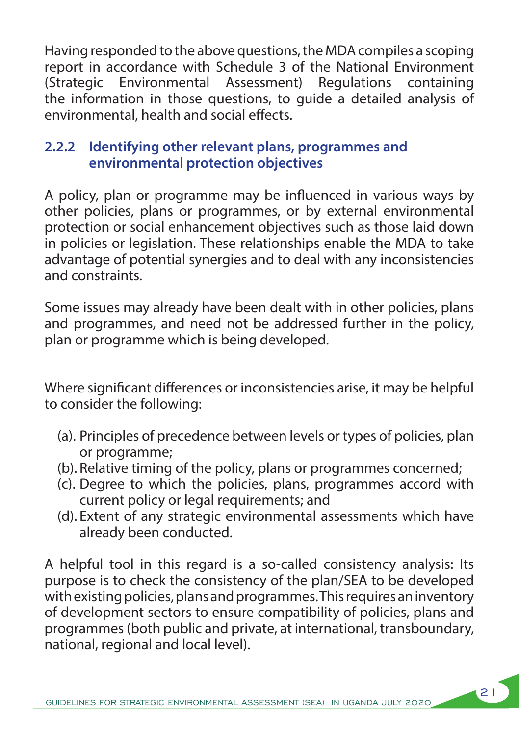Having responded to the above questions, the MDA compiles a scoping report in accordance with Schedule 3 of the National Environment (Strategic Environmental Assessment) Regulations containing the information in those questions, to guide a detailed analysis of environmental, health and social effects.

### 2.2.2 Identifying other relevant plans, programmes and environmental protection objectives

A policy, plan or programme may be influenced in various ways by other policies, plans or programmes, or by external environmental protection or social enhancement objectives such as those laid down in policies or legislation. These relationships enable the MDA to take advantage of potential synergies and to deal with any inconsistencies and constraints.

Some issues may already have been dealt with in other policies, plans and programmes, and need not be addressed further in the policy, plan or programme which is being developed.

Where significant differences or inconsistencies arise, it may be helpful to consider the following:

(a). Principles of precedence between levels or types of policies, plan or programme;

(b). Relative timing of the policy, plans or programmes concerned;

(c). Degree to which the policies, plans, programmes accord with current policy or legal requirements; and

(d). Extent of any strategic environmental assessments which have already been conducted.

A helpful tool in this regard is a so-called consistency analysis: Its purpose is to check the consistency of the plan/SEA to be developed with existing policies, plans and programmes. This requires an inventory of development sectors to ensure compatibility of policies, plans and programmes (both public and private, at international, transboundary, national, regional and local level).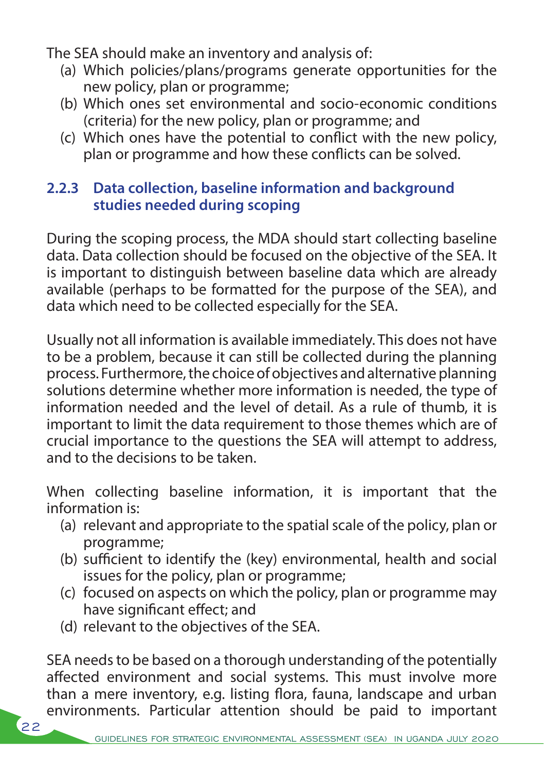The SEA should make an inventory and analysis of:

(a) Which policies/plans/programs generate opportunities for the new policy, plan or programme;
(b) Which ones set environmental and socio-economic conditions (criteria) for the new policy, plan or programme; and
(c) Which ones have the potential to conflict with the new policy, plan or programme and how these conflicts can be solved.

### 2.2.3 Data collection, baseline information and background studies needed during scoping

During the scoping process, the MDA should start collecting baseline data. Data collection should be focused on the objective of the SEA. It is important to distinguish between baseline data which are already available (perhaps to be formatted for the purpose of the SEA), and data which need to be collected especially for the SEA.

Usually not all information is available immediately. This does not have to be a problem, because it can still be collected during the planning process. Furthermore, the choice of objectives and alternative planning solutions determine whether more information is needed, the type of information needed and the level of detail. As a rule of thumb, it is important to limit the data requirement to those themes which are of crucial importance to the questions the SEA will attempt to address, and to the decisions to be taken.

When collecting baseline information, it is important that the information is:

(a) relevant and appropriate to the spatial scale of the policy, plan or programme;
(b) sufficient to identify the (key) environmental, health and social issues for the policy, plan or programme;
(c) focused on aspects on which the policy, plan or programme may have significant effect; and
(d) relevant to the objectives of the SEA.

SEA needs to be based on a thorough understanding of the potentially affected environment and social systems. This must involve more than a mere inventory, e.g. listing flora, fauna, landscape and urban environments. Particular attention should be paid to important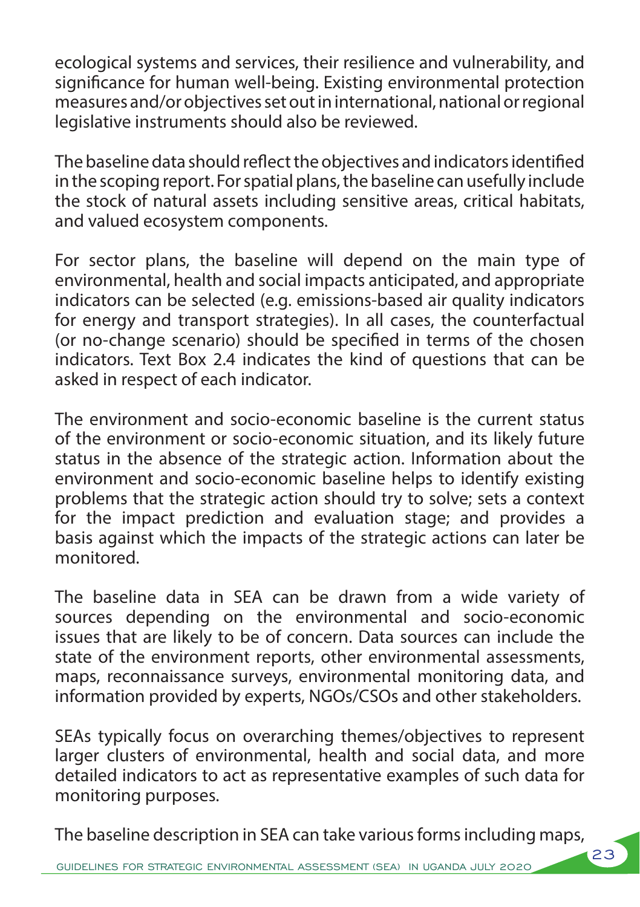ecological systems and services, their resilience and vulnerability, and significance for human well-being. Existing environmental protection measures and/or objectives set out in international, national or regional legislative instruments should also be reviewed.

The baseline data should reflect the objectives and indicators identified in the scoping report. For spatial plans, the baseline can usefully include the stock of natural assets including sensitive areas, critical habitats, and valued ecosystem components.

For sector plans, the baseline will depend on the main type of environmental, health and social impacts anticipated, and appropriate indicators can be selected (e.g. emissions-based air quality indicators for energy and transport strategies). In all cases, the counterfactual (or no-change scenario) should be specified in terms of the chosen indicators. Text Box 2.4 indicates the kind of questions that can be asked in respect of each indicator.

The environment and socio-economic baseline is the current status of the environment or socio-economic situation, and its likely future status in the absence of the strategic action. Information about the environment and socio-economic baseline helps to identify existing problems that the strategic action should try to solve; sets a context for the impact prediction and evaluation stage; and provides a basis against which the impacts of the strategic actions can later be monitored.

The baseline data in SEA can be drawn from a wide variety of sources depending on the environmental and socio-economic issues that are likely to be of concern. Data sources can include the state of the environment reports, other environmental assessments, maps, reconnaissance surveys, environmental monitoring data, and information provided by experts, NGOs/CSOs and other stakeholders.

SEAs typically focus on overarching themes/objectives to represent larger clusters of environmental, health and social data, and more detailed indicators to act as representative examples of such data for monitoring purposes.

The baseline description in SEA can take various forms including maps,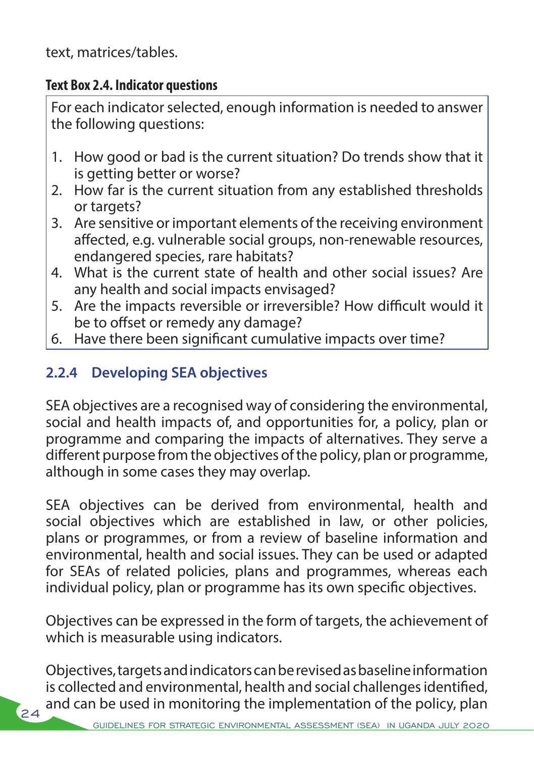text, matrices/tables.

**Text Box 2.4. Indicator questions**

For each indicator selected, enough information is needed to answer the following questions:

1. How good or bad is the current situation? Do trends show that it is getting better or worse?
2. How far is the current situation from any established thresholds or targets?
3. Are sensitive or important elements of the receiving environment affected, e.g. vulnerable social groups, non-renewable resources, endangered species, rare habitats?
4. What is the current state of health and other social issues? Are any health and social impacts envisaged?
5. Are the impacts reversible or irreversible? How difficult would it be to offset or remedy any damage?
6. Have there been significant cumulative impacts over time?

### 2.2.4 Developing SEA objectives

SEA objectives are a recognised way of considering the environmental, social and health impacts of, and opportunities for, a policy, plan or programme and comparing the impacts of alternatives. They serve a different purpose from the objectives of the policy, plan or programme, although in some cases they may overlap.

SEA objectives can be derived from environmental, health and social objectives which are established in law, or other policies, plans or programmes, or from a review of baseline information and environmental, health and social issues. They can be used or adapted for SEAs of related policies, plans and programmes, whereas each individual policy, plan or programme has its own specific objectives.

Objectives can be expressed in the form of targets, the achievement of which is measurable using indicators.

Objectives, targets and indicators can be revised as baseline information is collected and environmental, health and social challenges identified, and can be used in monitoring the implementation of the policy, plan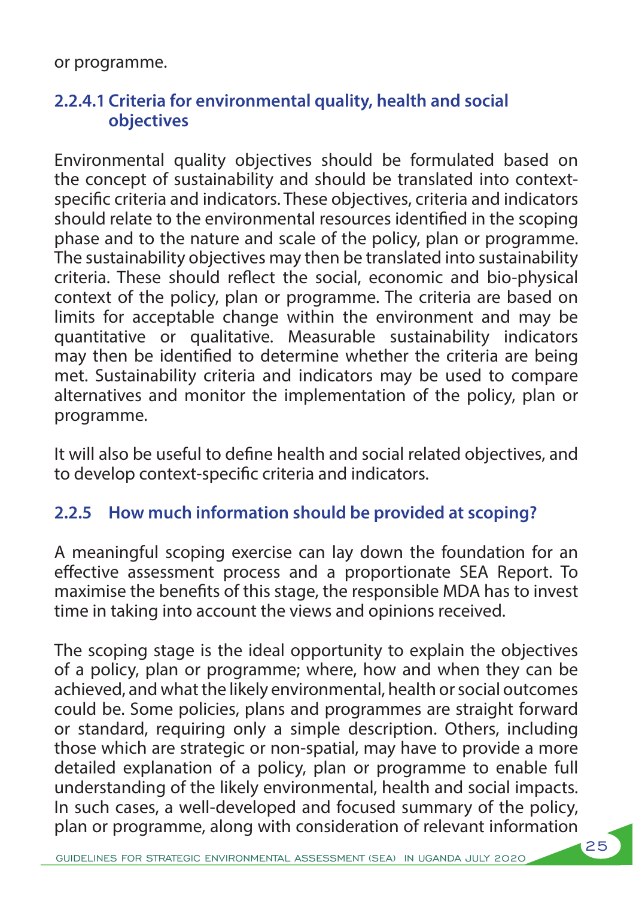or programme.

#### 2.2.4.1 Criteria for environmental quality, health and social objectives

Environmental quality objectives should be formulated based on the concept of sustainability and should be translated into context-specific criteria and indicators. These objectives, criteria and indicators should relate to the environmental resources identified in the scoping phase and to the nature and scale of the policy, plan or programme. The sustainability objectives may then be translated into sustainability criteria. These should reflect the social, economic and bio-physical context of the policy, plan or programme. The criteria are based on limits for acceptable change within the environment and may be quantitative or qualitative. Measurable sustainability indicators may then be identified to determine whether the criteria are being met. Sustainability criteria and indicators may be used to compare alternatives and monitor the implementation of the policy, plan or programme.

It will also be useful to define health and social related objectives, and to develop context-specific criteria and indicators.

### 2.2.5 How much information should be provided at scoping?

A meaningful scoping exercise can lay down the foundation for an effective assessment process and a proportionate SEA Report. To maximise the benefits of this stage, the responsible MDA has to invest time in taking into account the views and opinions received.

The scoping stage is the ideal opportunity to explain the objectives of a policy, plan or programme; where, how and when they can be achieved, and what the likely environmental, health or social outcomes could be. Some policies, plans and programmes are straight forward or standard, requiring only a simple description. Others, including those which are strategic or non-spatial, may have to provide a more detailed explanation of a policy, plan or programme to enable full understanding of the likely environmental, health and social impacts. In such cases, a well-developed and focused summary of the policy, plan or programme, along with consideration of relevant information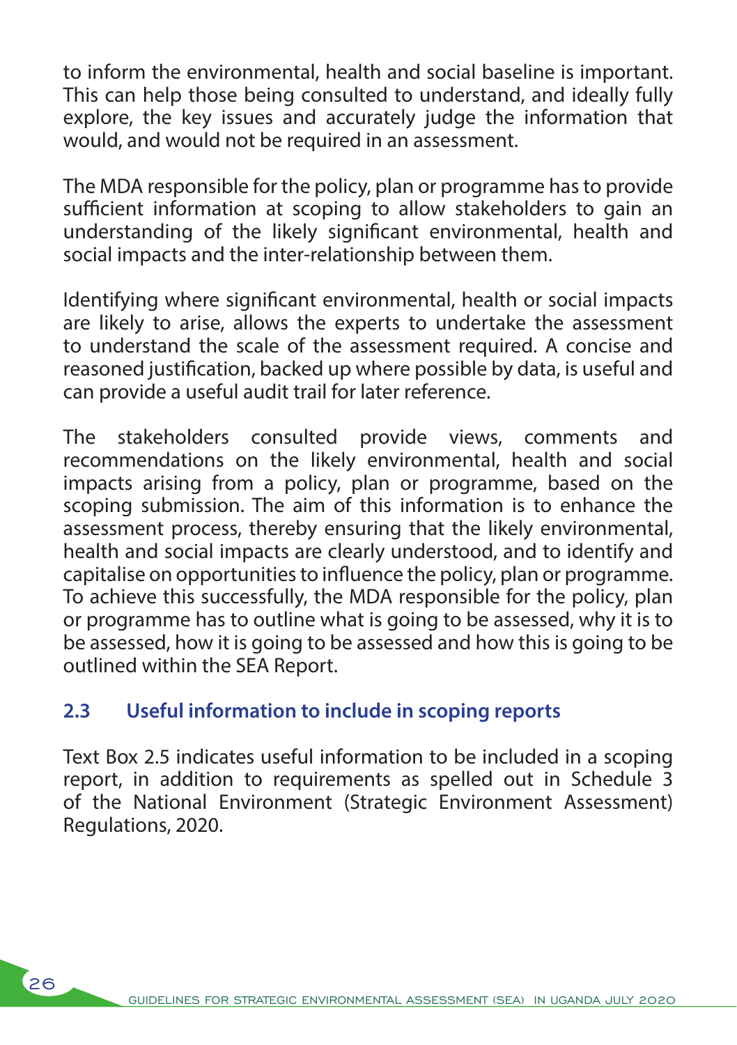to inform the environmental, health and social baseline is important. This can help those being consulted to understand, and ideally fully explore, the key issues and accurately judge the information that would, and would not be required in an assessment.

The MDA responsible for the policy, plan or programme has to provide sufficient information at scoping to allow stakeholders to gain an understanding of the likely significant environmental, health and social impacts and the inter-relationship between them.

Identifying where significant environmental, health or social impacts are likely to arise, allows the experts to undertake the assessment to understand the scale of the assessment required. A concise and reasoned justification, backed up where possible by data, is useful and can provide a useful audit trail for later reference.

The stakeholders consulted provide views, comments and recommendations on the likely environmental, health and social impacts arising from a policy, plan or programme, based on the scoping submission. The aim of this information is to enhance the assessment process, thereby ensuring that the likely environmental, health and social impacts are clearly understood, and to identify and capitalise on opportunities to influence the policy, plan or programme. To achieve this successfully, the MDA responsible for the policy, plan or programme has to outline what is going to be assessed, why it is to be assessed, how it is going to be assessed and how this is going to be outlined within the SEA Report.

## 2.3 Useful information to include in scoping reports

Text Box 2.5 indicates useful information to be included in a scoping report, in addition to requirements as spelled out in Schedule 3 of the National Environment (Strategic Environment Assessment) Regulations, 2020.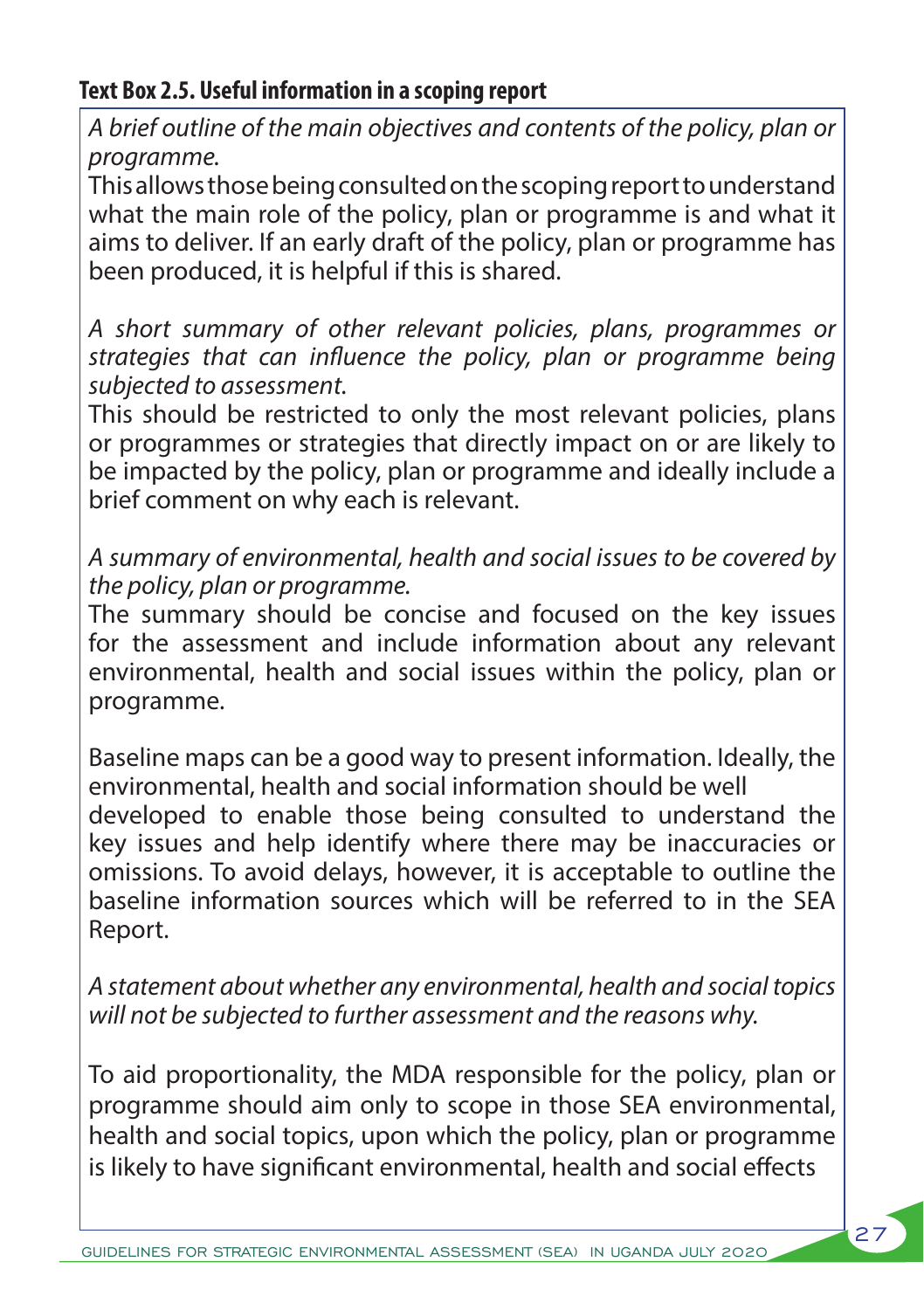**Text Box 2.5. Useful information in a scoping report**

*A brief outline of the main objectives and contents of the policy, plan or programme.*

This allows those being consulted on the scoping report to understand what the main role of the policy, plan or programme is and what it aims to deliver. If an early draft of the policy, plan or programme has been produced, it is helpful if this is shared.

*A short summary of other relevant policies, plans, programmes or strategies that can influence the policy, plan or programme being subjected to assessment.*

This should be restricted to only the most relevant policies, plans or programmes or strategies that directly impact on or are likely to be impacted by the policy, plan or programme and ideally include a brief comment on why each is relevant.

*A summary of environmental, health and social issues to be covered by the policy, plan or programme.*

The summary should be concise and focused on the key issues for the assessment and include information about any relevant environmental, health and social issues within the policy, plan or programme.

Baseline maps can be a good way to present information. Ideally, the environmental, health and social information should be well developed to enable those being consulted to understand the key issues and help identify where there may be inaccuracies or omissions. To avoid delays, however, it is acceptable to outline the baseline information sources which will be referred to in the SEA Report.

*A statement about whether any environmental, health and social topics will not be subjected to further assessment and the reasons why.*

To aid proportionality, the MDA responsible for the policy, plan or programme should aim only to scope in those SEA environmental, health and social topics, upon which the policy, plan or programme is likely to have significant environmental, health and social effects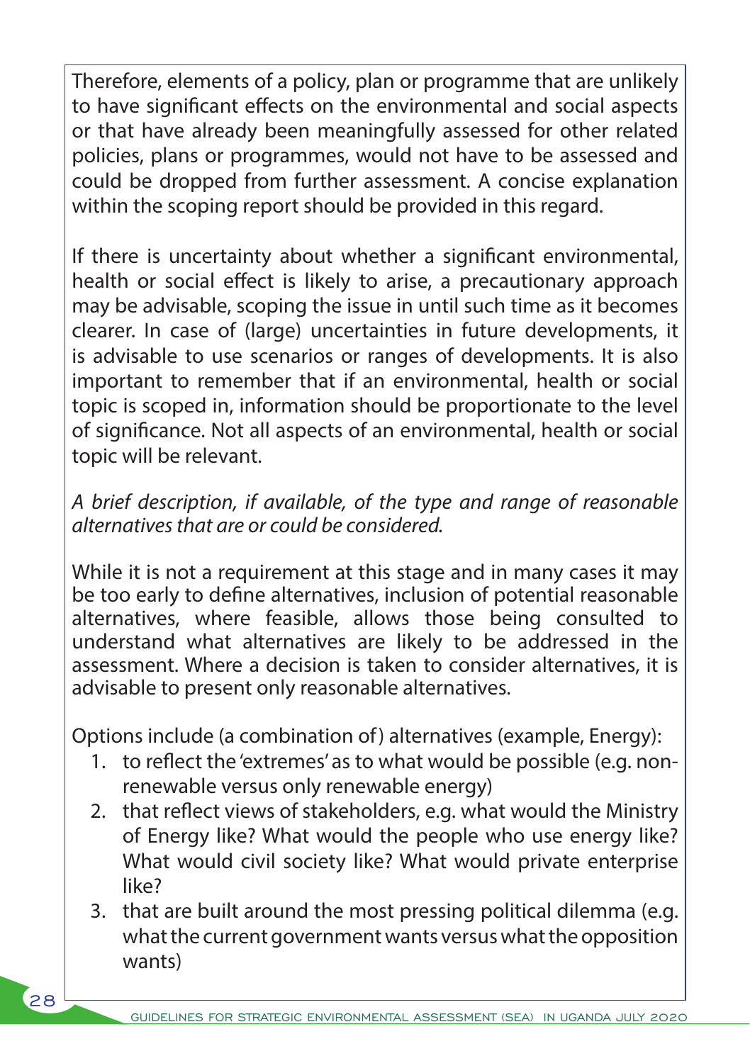Therefore, elements of a policy, plan or programme that are unlikely to have significant effects on the environmental and social aspects or that have already been meaningfully assessed for other related policies, plans or programmes, would not have to be assessed and could be dropped from further assessment. A concise explanation within the scoping report should be provided in this regard.

If there is uncertainty about whether a significant environmental, health or social effect is likely to arise, a precautionary approach may be advisable, scoping the issue in until such time as it becomes clearer. In case of (large) uncertainties in future developments, it is advisable to use scenarios or ranges of developments. It is also important to remember that if an environmental, health or social topic is scoped in, information should be proportionate to the level of significance. Not all aspects of an environmental, health or social topic will be relevant.

*A brief description, if available, of the type and range of reasonable alternatives that are or could be considered.*

While it is not a requirement at this stage and in many cases it may be too early to define alternatives, inclusion of potential reasonable alternatives, where feasible, allows those being consulted to understand what alternatives are likely to be addressed in the assessment. Where a decision is taken to consider alternatives, it is advisable to present only reasonable alternatives.

Options include (a combination of) alternatives (example, Energy):

1. to reflect the 'extremes' as to what would be possible (e.g. non-renewable versus only renewable energy)
2. that reflect views of stakeholders, e.g. what would the Ministry of Energy like? What would the people who use energy like? What would civil society like? What would private enterprise like?
3. that are built around the most pressing political dilemma (e.g. what the current government wants versus what the opposition wants)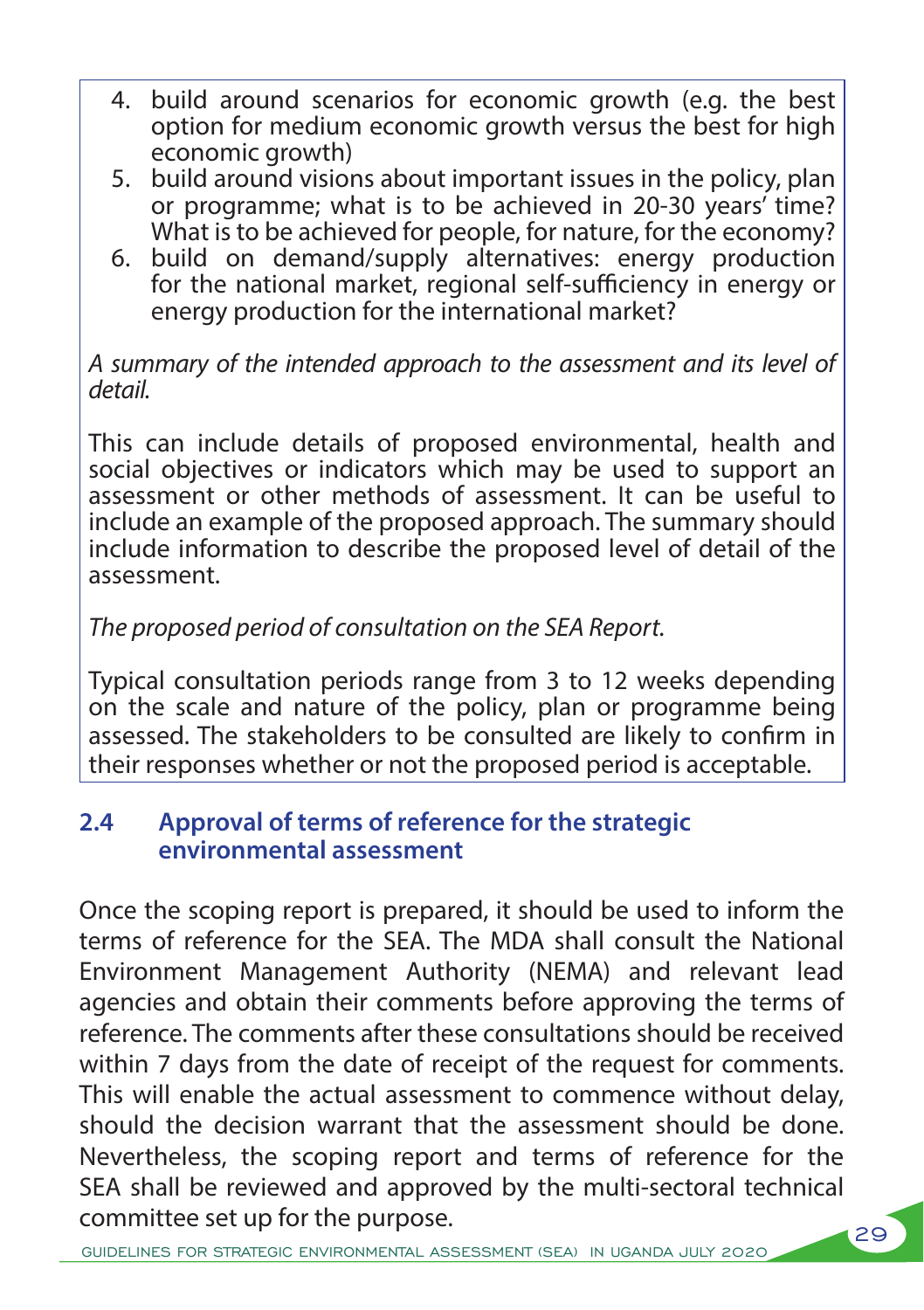4. build around scenarios for economic growth (e.g. the best option for medium economic growth versus the best for high economic growth)
5. build around visions about important issues in the policy, plan or programme; what is to be achieved in 20-30 years' time? What is to be achieved for people, for nature, for the economy?
6. build on demand/supply alternatives: energy production for the national market, regional self-sufficiency in energy or energy production for the international market?

*A summary of the intended approach to the assessment and its level of detail.*

This can include details of proposed environmental, health and social objectives or indicators which may be used to support an assessment or other methods of assessment. It can be useful to include an example of the proposed approach. The summary should include information to describe the proposed level of detail of the assessment.

*The proposed period of consultation on the SEA Report.*

Typical consultation periods range from 3 to 12 weeks depending on the scale and nature of the policy, plan or programme being assessed. The stakeholders to be consulted are likely to confirm in their responses whether or not the proposed period is acceptable.

## 2.4 Approval of terms of reference for the strategic environmental assessment

Once the scoping report is prepared, it should be used to inform the terms of reference for the SEA. The MDA shall consult the National Environment Management Authority (NEMA) and relevant lead agencies and obtain their comments before approving the terms of reference. The comments after these consultations should be received within 7 days from the date of receipt of the request for comments. This will enable the actual assessment to commence without delay, should the decision warrant that the assessment should be done. Nevertheless, the scoping report and terms of reference for the SEA shall be reviewed and approved by the multi-sectoral technical committee set up for the purpose.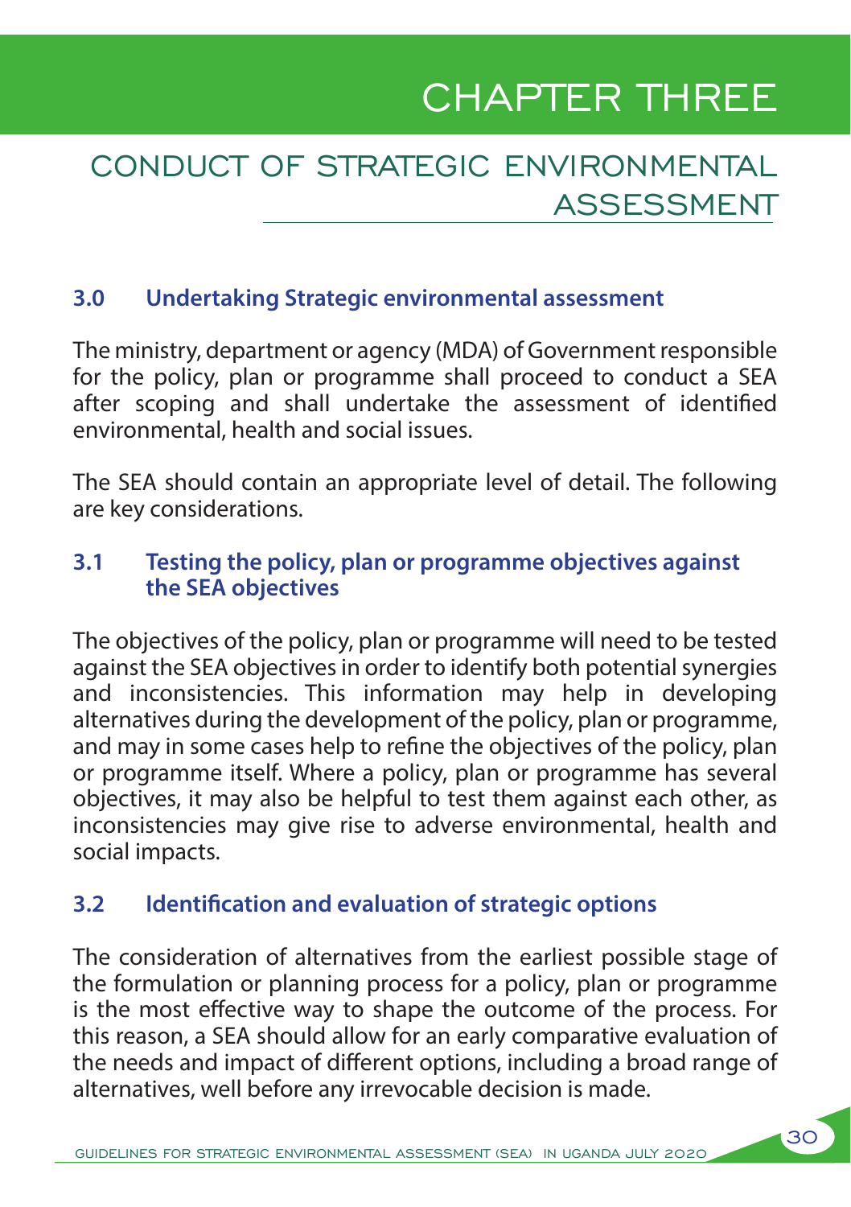# CHAPTER THREE

# CONDUCT OF STRATEGIC ENVIRONMENTAL ASSESSMENT

## 3.0 Undertaking Strategic environmental assessment

The ministry, department or agency (MDA) of Government responsible for the policy, plan or programme shall proceed to conduct a SEA after scoping and shall undertake the assessment of identified environmental, health and social issues.

The SEA should contain an appropriate level of detail. The following are key considerations.

## 3.1 Testing the policy, plan or programme objectives against the SEA objectives

The objectives of the policy, plan or programme will need to be tested against the SEA objectives in order to identify both potential synergies and inconsistencies. This information may help in developing alternatives during the development of the policy, plan or programme, and may in some cases help to refine the objectives of the policy, plan or programme itself. Where a policy, plan or programme has several objectives, it may also be helpful to test them against each other, as inconsistencies may give rise to adverse environmental, health and social impacts.

## 3.2 Identification and evaluation of strategic options

The consideration of alternatives from the earliest possible stage of the formulation or planning process for a policy, plan or programme is the most effective way to shape the outcome of the process. For this reason, a SEA should allow for an early comparative evaluation of the needs and impact of different options, including a broad range of alternatives, well before any irrevocable decision is made.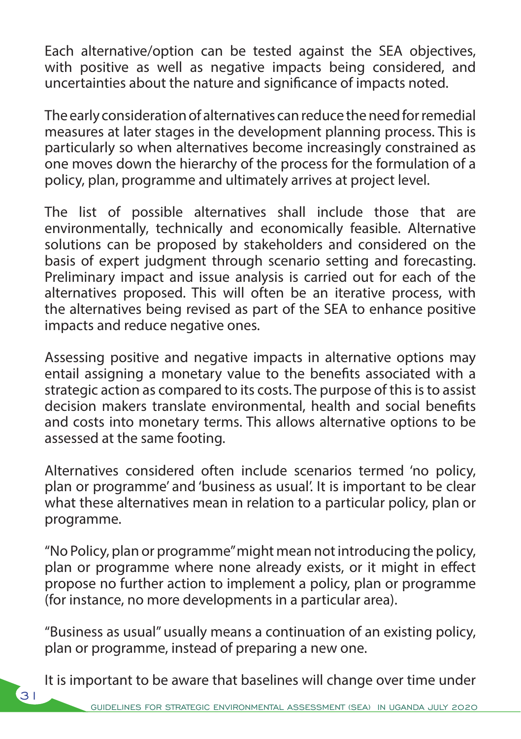Each alternative/option can be tested against the SEA objectives, with positive as well as negative impacts being considered, and uncertainties about the nature and significance of impacts noted.

The early consideration of alternatives can reduce the need for remedial measures at later stages in the development planning process. This is particularly so when alternatives become increasingly constrained as one moves down the hierarchy of the process for the formulation of a policy, plan, programme and ultimately arrives at project level.

The list of possible alternatives shall include those that are environmentally, technically and economically feasible. Alternative solutions can be proposed by stakeholders and considered on the basis of expert judgment through scenario setting and forecasting. Preliminary impact and issue analysis is carried out for each of the alternatives proposed. This will often be an iterative process, with the alternatives being revised as part of the SEA to enhance positive impacts and reduce negative ones.

Assessing positive and negative impacts in alternative options may entail assigning a monetary value to the benefits associated with a strategic action as compared to its costs. The purpose of this is to assist decision makers translate environmental, health and social benefits and costs into monetary terms. This allows alternative options to be assessed at the same footing.

Alternatives considered often include scenarios termed 'no policy, plan or programme' and 'business as usual'. It is important to be clear what these alternatives mean in relation to a particular policy, plan or programme.

"No Policy, plan or programme" might mean not introducing the policy, plan or programme where none already exists, or it might in effect propose no further action to implement a policy, plan or programme (for instance, no more developments in a particular area).

"Business as usual" usually means a continuation of an existing policy, plan or programme, instead of preparing a new one.

It is important to be aware that baselines will change over time under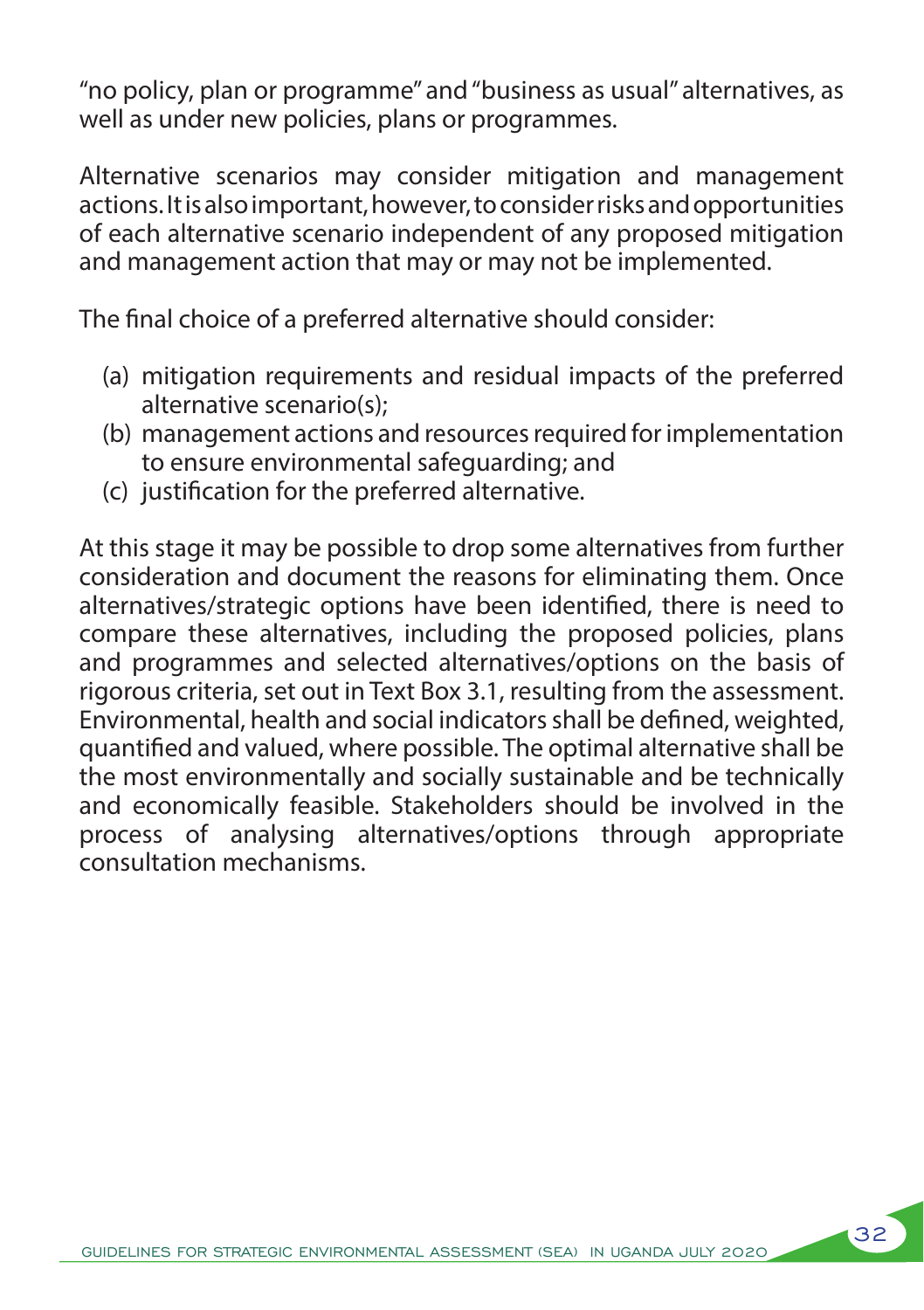"no policy, plan or programme" and "business as usual" alternatives, as well as under new policies, plans or programmes.

Alternative scenarios may consider mitigation and management actions. It is also important, however, to consider risks and opportunities of each alternative scenario independent of any proposed mitigation and management action that may or may not be implemented.

The final choice of a preferred alternative should consider:

(a) mitigation requirements and residual impacts of the preferred alternative scenario(s);
(b) management actions and resources required for implementation to ensure environmental safeguarding; and
(c) justification for the preferred alternative.

At this stage it may be possible to drop some alternatives from further consideration and document the reasons for eliminating them. Once alternatives/strategic options have been identified, there is need to compare these alternatives, including the proposed policies, plans and programmes and selected alternatives/options on the basis of rigorous criteria, set out in Text Box 3.1, resulting from the assessment. Environmental, health and social indicators shall be defined, weighted, quantified and valued, where possible. The optimal alternative shall be the most environmentally and socially sustainable and be technically and economically feasible. Stakeholders should be involved in the process of analysing alternatives/options through appropriate consultation mechanisms.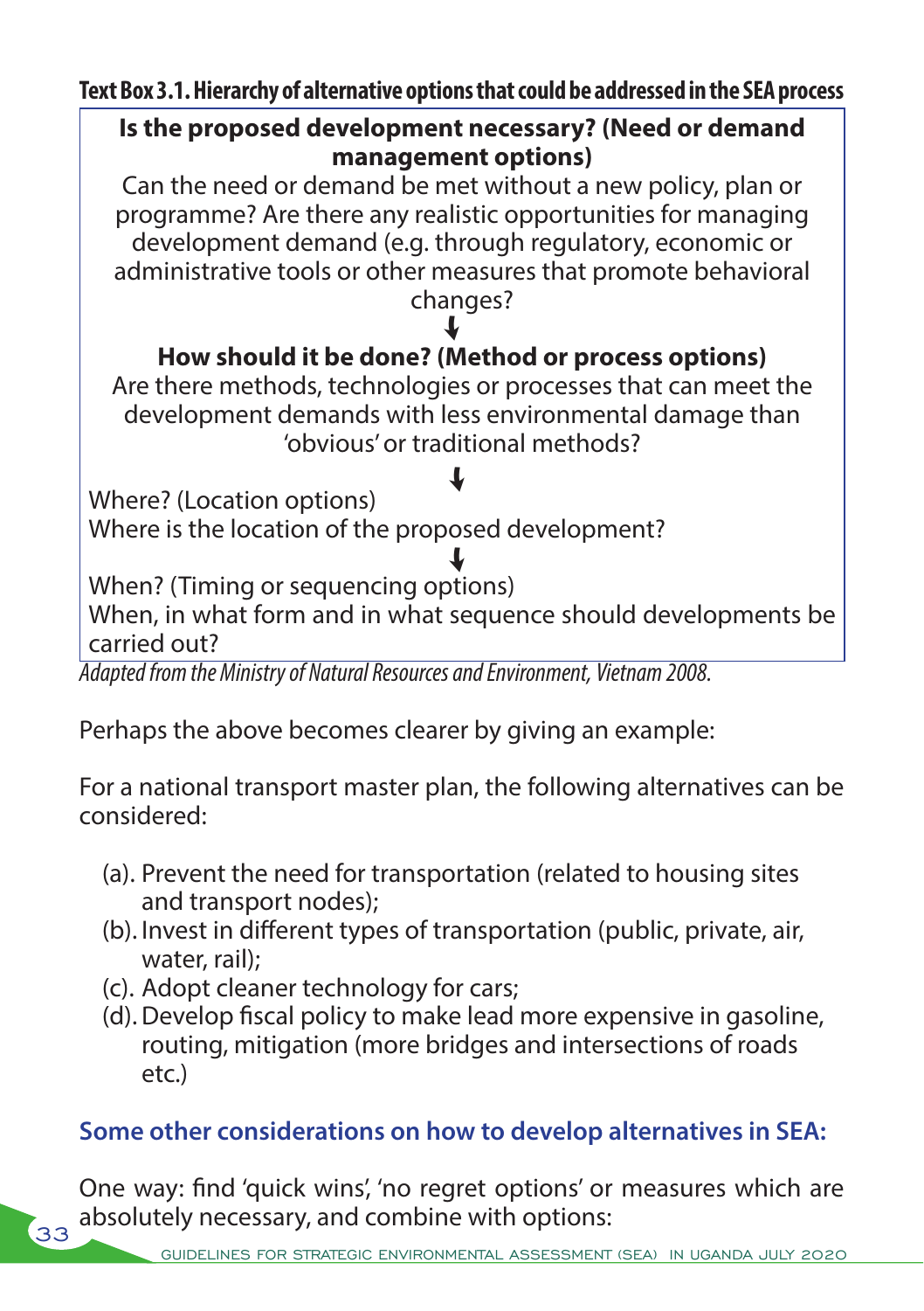**Text Box 3.1. Hierarchy of alternative options that could be addressed in the SEA process**

**Is the proposed development necessary? (Need or demand management options)**

Can the need or demand be met without a new policy, plan or programme? Are there any realistic opportunities for managing development demand (e.g. through regulatory, economic or administrative tools or other measures that promote behavioral changes?

↓

**How should it be done? (Method or process options)**

Are there methods, technologies or processes that can meet the development demands with less environmental damage than 'obvious' or traditional methods?

↓

Where? (Location options)
Where is the location of the proposed development?

↓

When? (Timing or sequencing options)
When, in what form and in what sequence should developments be carried out?

*Adapted from the Ministry of Natural Resources and Environment, Vietnam 2008.*

Perhaps the above becomes clearer by giving an example:

For a national transport master plan, the following alternatives can be considered:

(a). Prevent the need for transportation (related to housing sites and transport nodes);
(b). Invest in different types of transportation (public, private, air, water, rail);
(c). Adopt cleaner technology for cars;
(d). Develop fiscal policy to make lead more expensive in gasoline, routing, mitigation (more bridges and intersections of roads etc.)

### Some other considerations on how to develop alternatives in SEA:

One way: find 'quick wins', 'no regret options' or measures which are absolutely necessary, and combine with options: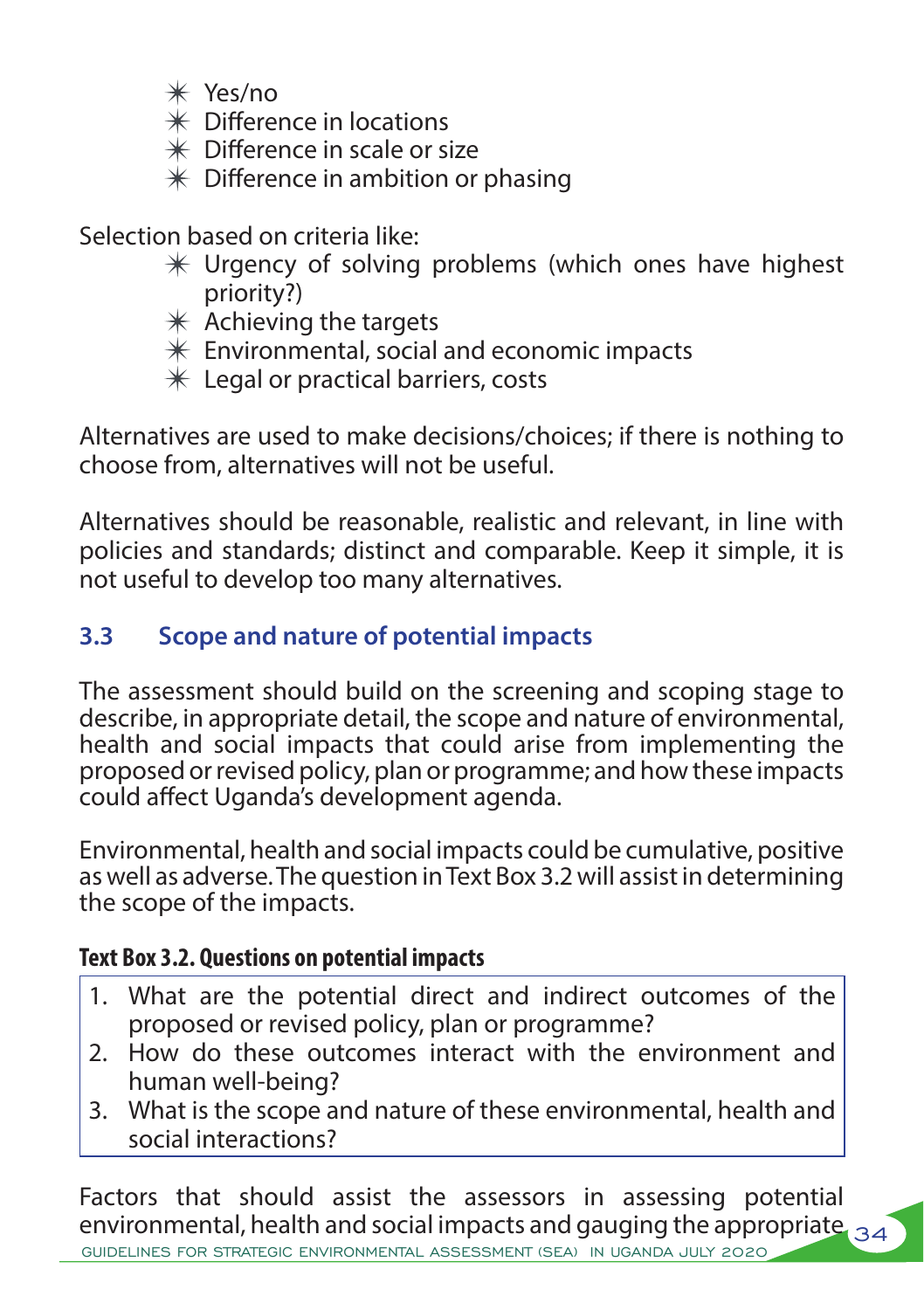- Yes/no
- Difference in locations
- Difference in scale or size
- Difference in ambition or phasing

Selection based on criteria like:

- Urgency of solving problems (which ones have highest priority?)
- Achieving the targets
- Environmental, social and economic impacts
- Legal or practical barriers, costs

Alternatives are used to make decisions/choices; if there is nothing to choose from, alternatives will not be useful.

Alternatives should be reasonable, realistic and relevant, in line with policies and standards; distinct and comparable. Keep it simple, it is not useful to develop too many alternatives.

## 3.3 Scope and nature of potential impacts

The assessment should build on the screening and scoping stage to describe, in appropriate detail, the scope and nature of environmental, health and social impacts that could arise from implementing the proposed or revised policy, plan or programme; and how these impacts could affect Uganda's development agenda.

Environmental, health and social impacts could be cumulative, positive as well as adverse. The question in Text Box 3.2 will assist in determining the scope of the impacts.

**Text Box 3.2. Questions on potential impacts**

1. What are the potential direct and indirect outcomes of the proposed or revised policy, plan or programme?
2. How do these outcomes interact with the environment and human well-being?
3. What is the scope and nature of these environmental, health and social interactions?

Factors that should assist the assessors in assessing potential environmental, health and social impacts and gauging the appropriate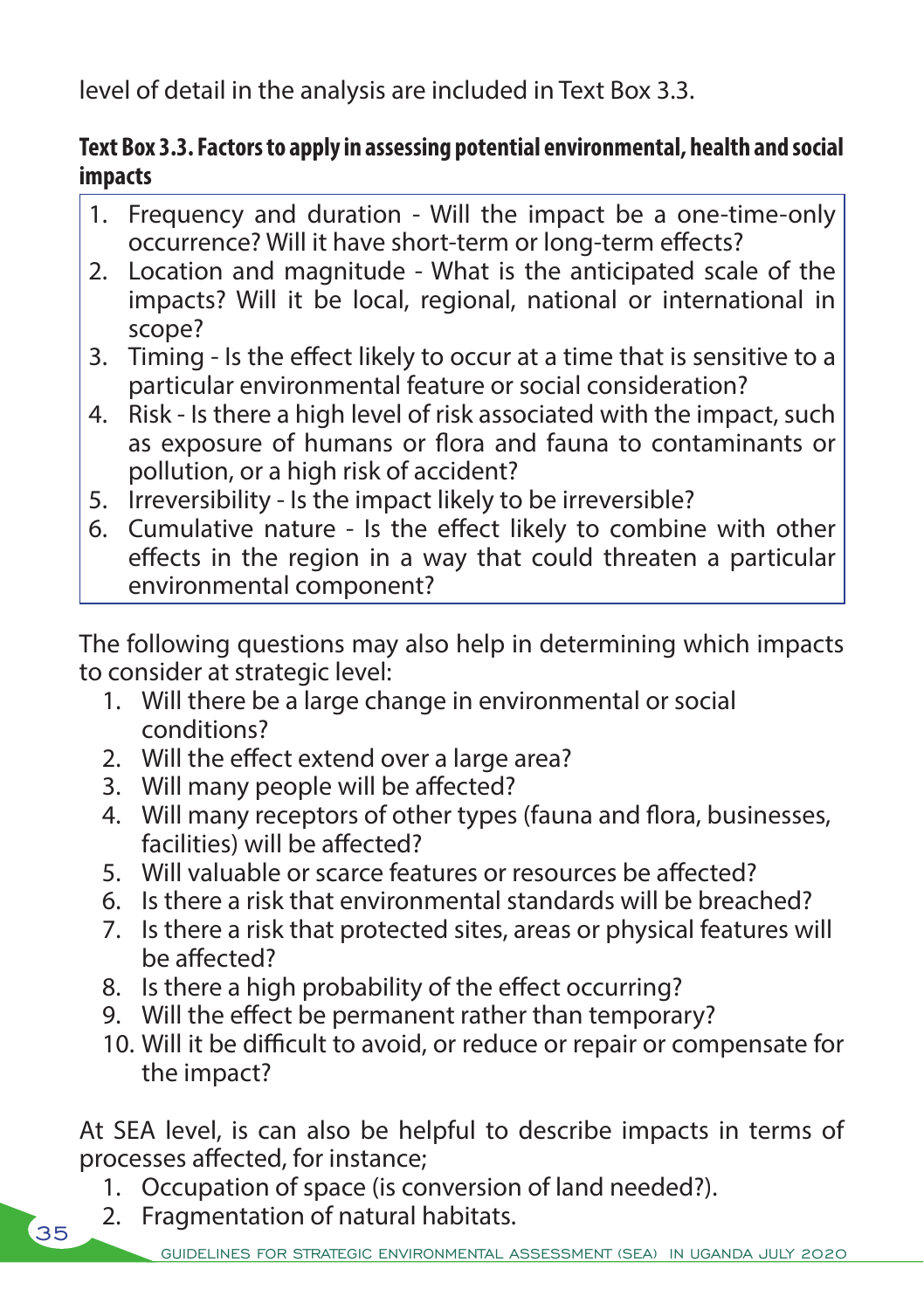level of detail in the analysis are included in Text Box 3.3.

**Text Box 3.3. Factors to apply in assessing potential environmental, health and social impacts**

1. Frequency and duration - Will the impact be a one-time-only occurrence? Will it have short-term or long-term effects?
2. Location and magnitude - What is the anticipated scale of the impacts? Will it be local, regional, national or international in scope?
3. Timing - Is the effect likely to occur at a time that is sensitive to a particular environmental feature or social consideration?
4. Risk - Is there a high level of risk associated with the impact, such as exposure of humans or flora and fauna to contaminants or pollution, or a high risk of accident?
5. Irreversibility - Is the impact likely to be irreversible?
6. Cumulative nature - Is the effect likely to combine with other effects in the region in a way that could threaten a particular environmental component?

The following questions may also help in determining which impacts to consider at strategic level:

1. Will there be a large change in environmental or social conditions?
2. Will the effect extend over a large area?
3. Will many people will be affected?
4. Will many receptors of other types (fauna and flora, businesses, facilities) will be affected?
5. Will valuable or scarce features or resources be affected?
6. Is there a risk that environmental standards will be breached?
7. Is there a risk that protected sites, areas or physical features will be affected?
8. Is there a high probability of the effect occurring?
9. Will the effect be permanent rather than temporary?
10. Will it be difficult to avoid, or reduce or repair or compensate for the impact?

At SEA level, is can also be helpful to describe impacts in terms of processes affected, for instance;

1. Occupation of space (is conversion of land needed?).
2. Fragmentation of natural habitats.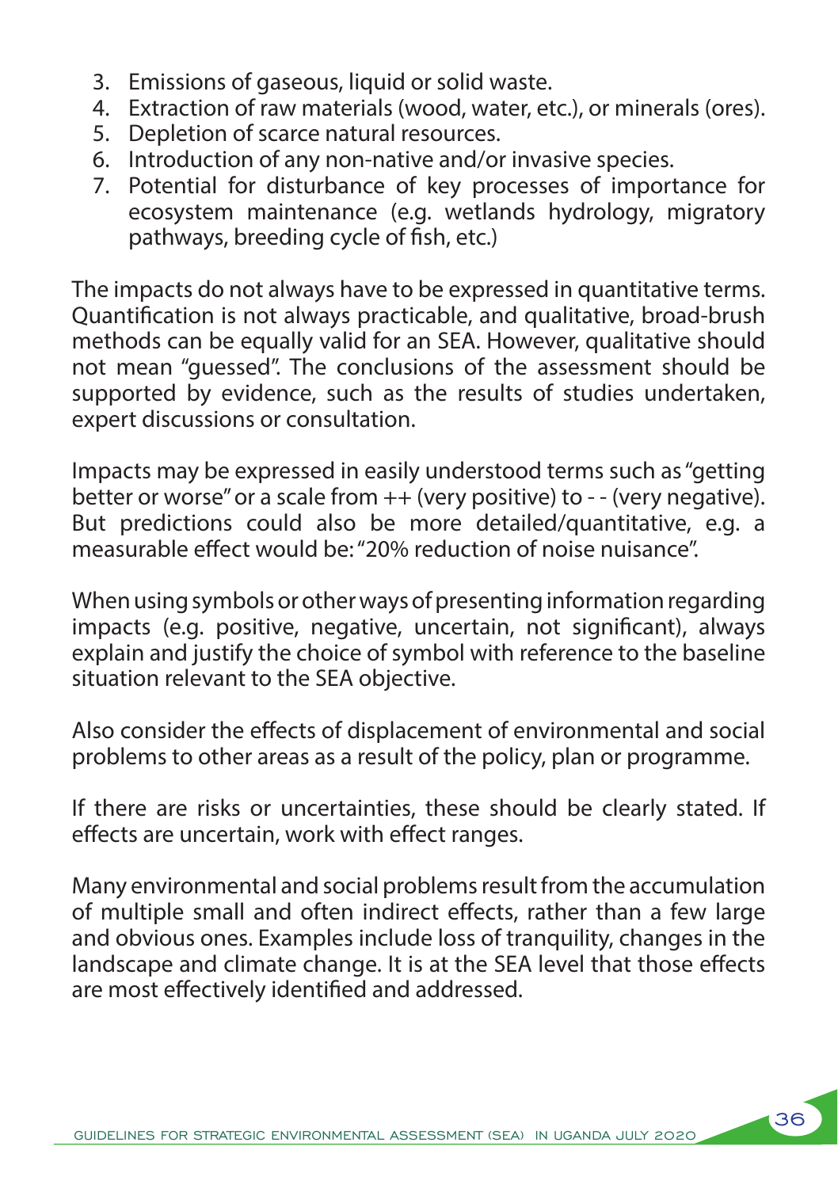3. Emissions of gaseous, liquid or solid waste.
4. Extraction of raw materials (wood, water, etc.), or minerals (ores).
5. Depletion of scarce natural resources.
6. Introduction of any non-native and/or invasive species.
7. Potential for disturbance of key processes of importance for ecosystem maintenance (e.g. wetlands hydrology, migratory pathways, breeding cycle of fish, etc.)

The impacts do not always have to be expressed in quantitative terms. Quantification is not always practicable, and qualitative, broad-brush methods can be equally valid for an SEA. However, qualitative should not mean "guessed". The conclusions of the assessment should be supported by evidence, such as the results of studies undertaken, expert discussions or consultation.

Impacts may be expressed in easily understood terms such as "getting better or worse" or a scale from ++ (very positive) to - - (very negative). But predictions could also be more detailed/quantitative, e.g. a measurable effect would be: "20% reduction of noise nuisance".

When using symbols or other ways of presenting information regarding impacts (e.g. positive, negative, uncertain, not significant), always explain and justify the choice of symbol with reference to the baseline situation relevant to the SEA objective.

Also consider the effects of displacement of environmental and social problems to other areas as a result of the policy, plan or programme.

If there are risks or uncertainties, these should be clearly stated. If effects are uncertain, work with effect ranges.

Many environmental and social problems result from the accumulation of multiple small and often indirect effects, rather than a few large and obvious ones. Examples include loss of tranquility, changes in the landscape and climate change. It is at the SEA level that those effects are most effectively identified and addressed.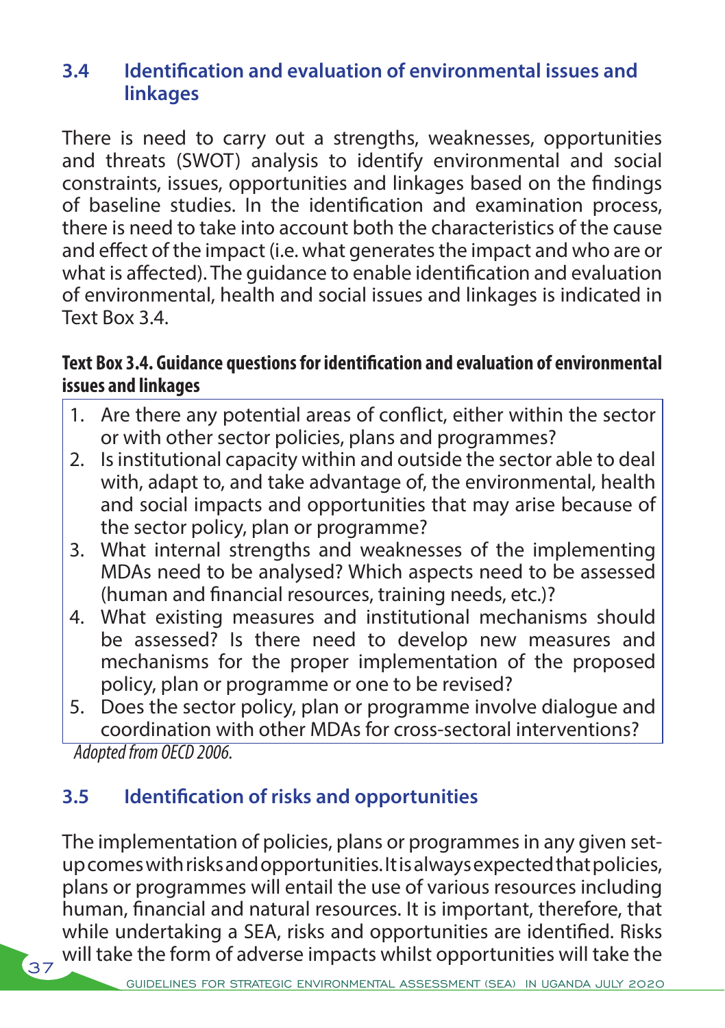### 3.4 Identification and evaluation of environmental issues and linkages

There is need to carry out a strengths, weaknesses, opportunities and threats (SWOT) analysis to identify environmental and social constraints, issues, opportunities and linkages based on the findings of baseline studies. In the identification and examination process, there is need to take into account both the characteristics of the cause and effect of the impact (i.e. what generates the impact and who are or what is affected). The guidance to enable identification and evaluation of environmental, health and social issues and linkages is indicated in Text Box 3.4.

**Text Box 3.4. Guidance questions for identification and evaluation of environmental issues and linkages**

1. Are there any potential areas of conflict, either within the sector or with other sector policies, plans and programmes?
2. Is institutional capacity within and outside the sector able to deal with, adapt to, and take advantage of, the environmental, health and social impacts and opportunities that may arise because of the sector policy, plan or programme?
3. What internal strengths and weaknesses of the implementing MDAs need to be analysed? Which aspects need to be assessed (human and financial resources, training needs, etc.)?
4. What existing measures and institutional mechanisms should be assessed? Is there need to develop new measures and mechanisms for the proper implementation of the proposed policy, plan or programme or one to be revised?
5. Does the sector policy, plan or programme involve dialogue and coordination with other MDAs for cross-sectoral interventions?

*Adopted from OECD 2006.*

### 3.5 Identification of risks and opportunities

The implementation of policies, plans or programmes in any given set-up comes with risks and opportunities. It is always expected that policies, plans or programmes will entail the use of various resources including human, financial and natural resources. It is important, therefore, that while undertaking a SEA, risks and opportunities are identified. Risks will take the form of adverse impacts whilst opportunities will take the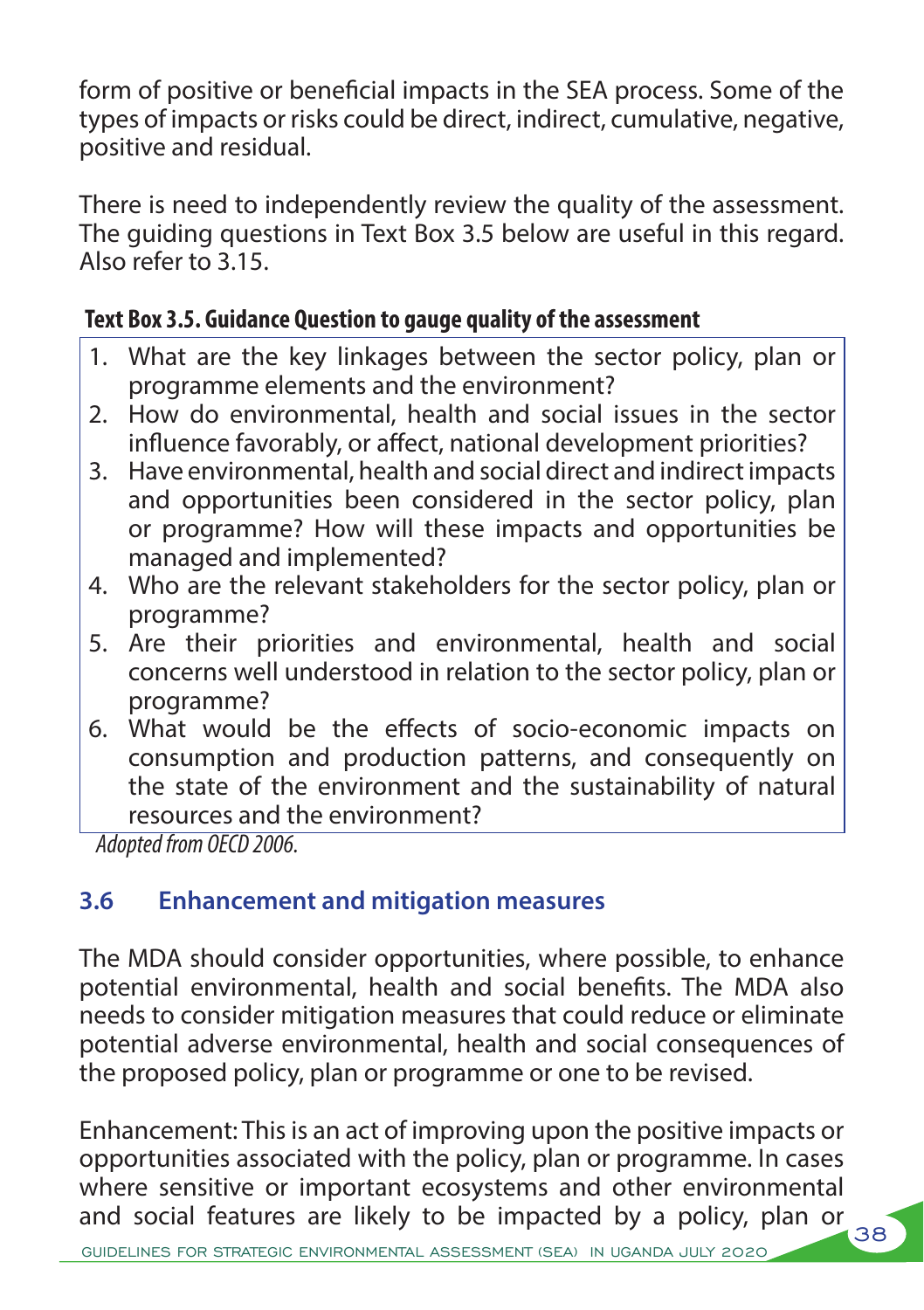form of positive or beneficial impacts in the SEA process. Some of the types of impacts or risks could be direct, indirect, cumulative, negative, positive and residual.

There is need to independently review the quality of the assessment. The guiding questions in Text Box 3.5 below are useful in this regard. Also refer to 3.15.

**Text Box 3.5. Guidance Question to gauge quality of the assessment**

1. What are the key linkages between the sector policy, plan or programme elements and the environment?
2. How do environmental, health and social issues in the sector influence favorably, or affect, national development priorities?
3. Have environmental, health and social direct and indirect impacts and opportunities been considered in the sector policy, plan or programme? How will these impacts and opportunities be managed and implemented?
4. Who are the relevant stakeholders for the sector policy, plan or programme?
5. Are their priorities and environmental, health and social concerns well understood in relation to the sector policy, plan or programme?
6. What would be the effects of socio-economic impacts on consumption and production patterns, and consequently on the state of the environment and the sustainability of natural resources and the environment?

*Adopted from OECD 2006.*

## 3.6 Enhancement and mitigation measures

The MDA should consider opportunities, where possible, to enhance potential environmental, health and social benefits. The MDA also needs to consider mitigation measures that could reduce or eliminate potential adverse environmental, health and social consequences of the proposed policy, plan or programme or one to be revised.

Enhancement: This is an act of improving upon the positive impacts or opportunities associated with the policy, plan or programme. In cases where sensitive or important ecosystems and other environmental and social features are likely to be impacted by a policy, plan or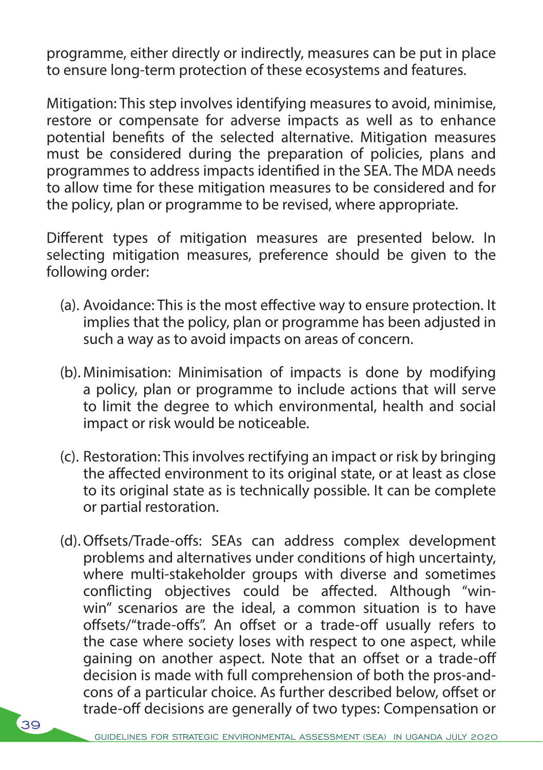programme, either directly or indirectly, measures can be put in place to ensure long-term protection of these ecosystems and features.

Mitigation: This step involves identifying measures to avoid, minimise, restore or compensate for adverse impacts as well as to enhance potential benefits of the selected alternative. Mitigation measures must be considered during the preparation of policies, plans and programmes to address impacts identified in the SEA. The MDA needs to allow time for these mitigation measures to be considered and for the policy, plan or programme to be revised, where appropriate.

Different types of mitigation measures are presented below. In selecting mitigation measures, preference should be given to the following order:

(a). Avoidance: This is the most effective way to ensure protection. It implies that the policy, plan or programme has been adjusted in such a way as to avoid impacts on areas of concern.

(b). Minimisation: Minimisation of impacts is done by modifying a policy, plan or programme to include actions that will serve to limit the degree to which environmental, health and social impact or risk would be noticeable.

(c). Restoration: This involves rectifying an impact or risk by bringing the affected environment to its original state, or at least as close to its original state as is technically possible. It can be complete or partial restoration.

(d). Offsets/Trade-offs: SEAs can address complex development problems and alternatives under conditions of high uncertainty, where multi-stakeholder groups with diverse and sometimes conflicting objectives could be affected. Although "win-win" scenarios are the ideal, a common situation is to have offsets/"trade-offs". An offset or a trade-off usually refers to the case where society loses with respect to one aspect, while gaining on another aspect. Note that an offset or a trade-off decision is made with full comprehension of both the pros-and-cons of a particular choice. As further described below, offset or trade-off decisions are generally of two types: Compensation or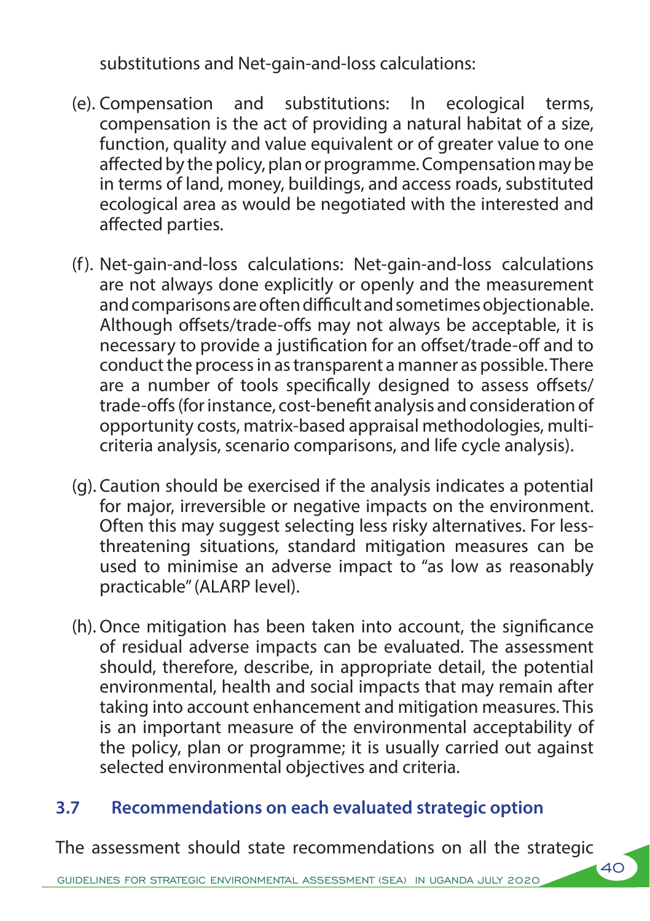substitutions and Net-gain-and-loss calculations:

(e). Compensation and substitutions: In ecological terms, compensation is the act of providing a natural habitat of a size, function, quality and value equivalent or of greater value to one affected by the policy, plan or programme. Compensation may be in terms of land, money, buildings, and access roads, substituted ecological area as would be negotiated with the interested and affected parties.

(f). Net-gain-and-loss calculations: Net-gain-and-loss calculations are not always done explicitly or openly and the measurement and comparisons are often difficult and sometimes objectionable. Although offsets/trade-offs may not always be acceptable, it is necessary to provide a justification for an offset/trade-off and to conduct the process in as transparent a manner as possible. There are a number of tools specifically designed to assess offsets/trade-offs (for instance, cost-benefit analysis and consideration of opportunity costs, matrix-based appraisal methodologies, multi-criteria analysis, scenario comparisons, and life cycle analysis).

(g). Caution should be exercised if the analysis indicates a potential for major, irreversible or negative impacts on the environment. Often this may suggest selecting less risky alternatives. For less-threatening situations, standard mitigation measures can be used to minimise an adverse impact to "as low as reasonably practicable" (ALARP level).

(h). Once mitigation has been taken into account, the significance of residual adverse impacts can be evaluated. The assessment should, therefore, describe, in appropriate detail, the potential environmental, health and social impacts that may remain after taking into account enhancement and mitigation measures. This is an important measure of the environmental acceptability of the policy, plan or programme; it is usually carried out against selected environmental objectives and criteria.

### 3.7 Recommendations on each evaluated strategic option

The assessment should state recommendations on all the strategic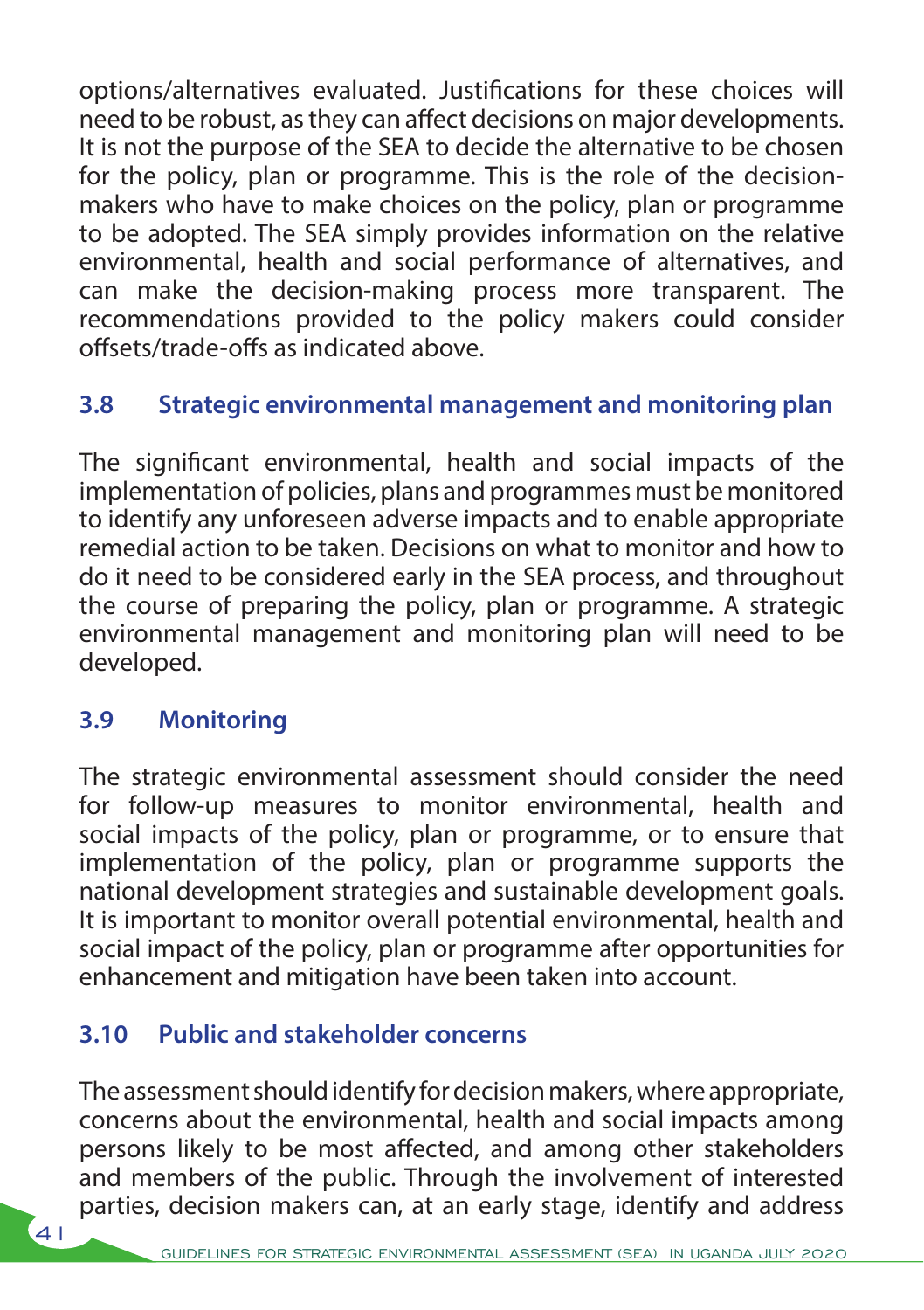options/alternatives evaluated. Justifications for these choices will need to be robust, as they can affect decisions on major developments. It is not the purpose of the SEA to decide the alternative to be chosen for the policy, plan or programme. This is the role of the decision-makers who have to make choices on the policy, plan or programme to be adopted. The SEA simply provides information on the relative environmental, health and social performance of alternatives, and can make the decision-making process more transparent. The recommendations provided to the policy makers could consider offsets/trade-offs as indicated above.

### 3.8 Strategic environmental management and monitoring plan

The significant environmental, health and social impacts of the implementation of policies, plans and programmes must be monitored to identify any unforeseen adverse impacts and to enable appropriate remedial action to be taken. Decisions on what to monitor and how to do it need to be considered early in the SEA process, and throughout the course of preparing the policy, plan or programme. A strategic environmental management and monitoring plan will need to be developed.

### 3.9 Monitoring

The strategic environmental assessment should consider the need for follow-up measures to monitor environmental, health and social impacts of the policy, plan or programme, or to ensure that implementation of the policy, plan or programme supports the national development strategies and sustainable development goals. It is important to monitor overall potential environmental, health and social impact of the policy, plan or programme after opportunities for enhancement and mitigation have been taken into account.

### 3.10 Public and stakeholder concerns

The assessment should identify for decision makers, where appropriate, concerns about the environmental, health and social impacts among persons likely to be most affected, and among other stakeholders and members of the public. Through the involvement of interested parties, decision makers can, at an early stage, identify and address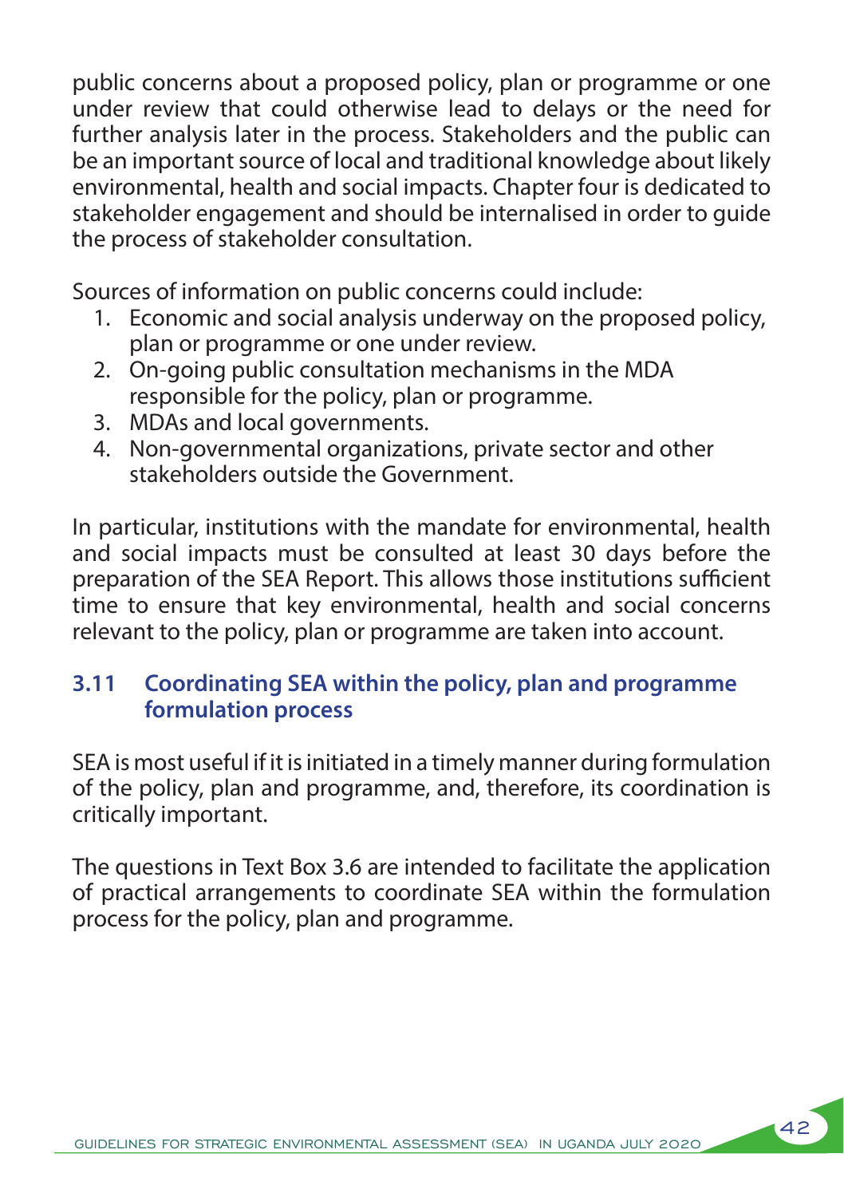public concerns about a proposed policy, plan or programme or one under review that could otherwise lead to delays or the need for further analysis later in the process. Stakeholders and the public can be an important source of local and traditional knowledge about likely environmental, health and social impacts. Chapter four is dedicated to stakeholder engagement and should be internalised in order to guide the process of stakeholder consultation.

Sources of information on public concerns could include:

1. Economic and social analysis underway on the proposed policy, plan or programme or one under review.
2. On-going public consultation mechanisms in the MDA responsible for the policy, plan or programme.
3. MDAs and local governments.
4. Non-governmental organizations, private sector and other stakeholders outside the Government.

In particular, institutions with the mandate for environmental, health and social impacts must be consulted at least 30 days before the preparation of the SEA Report. This allows those institutions sufficient time to ensure that key environmental, health and social concerns relevant to the policy, plan or programme are taken into account.

### 3.11 Coordinating SEA within the policy, plan and programme formulation process

SEA is most useful if it is initiated in a timely manner during formulation of the policy, plan and programme, and, therefore, its coordination is critically important.

The questions in Text Box 3.6 are intended to facilitate the application of practical arrangements to coordinate SEA within the formulation process for the policy, plan and programme.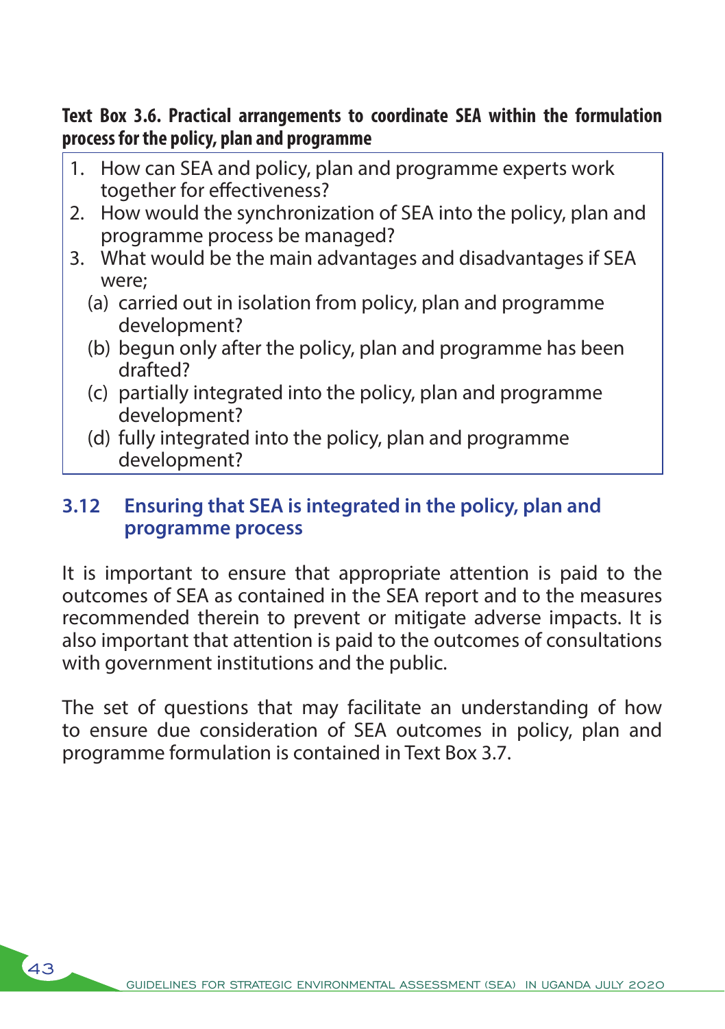**Text Box 3.6. Practical arrangements to coordinate SEA within the formulation process for the policy, plan and programme**

1. How can SEA and policy, plan and programme experts work together for effectiveness?
2. How would the synchronization of SEA into the policy, plan and programme process be managed?
3. What would be the main advantages and disadvantages if SEA were;
   - (a) carried out in isolation from policy, plan and programme development?
   - (b) begun only after the policy, plan and programme has been drafted?
   - (c) partially integrated into the policy, plan and programme development?
   - (d) fully integrated into the policy, plan and programme development?

## 3.12 Ensuring that SEA is integrated in the policy, plan and programme process

It is important to ensure that appropriate attention is paid to the outcomes of SEA as contained in the SEA report and to the measures recommended therein to prevent or mitigate adverse impacts. It is also important that attention is paid to the outcomes of consultations with government institutions and the public.

The set of questions that may facilitate an understanding of how to ensure due consideration of SEA outcomes in policy, plan and programme formulation is contained in Text Box 3.7.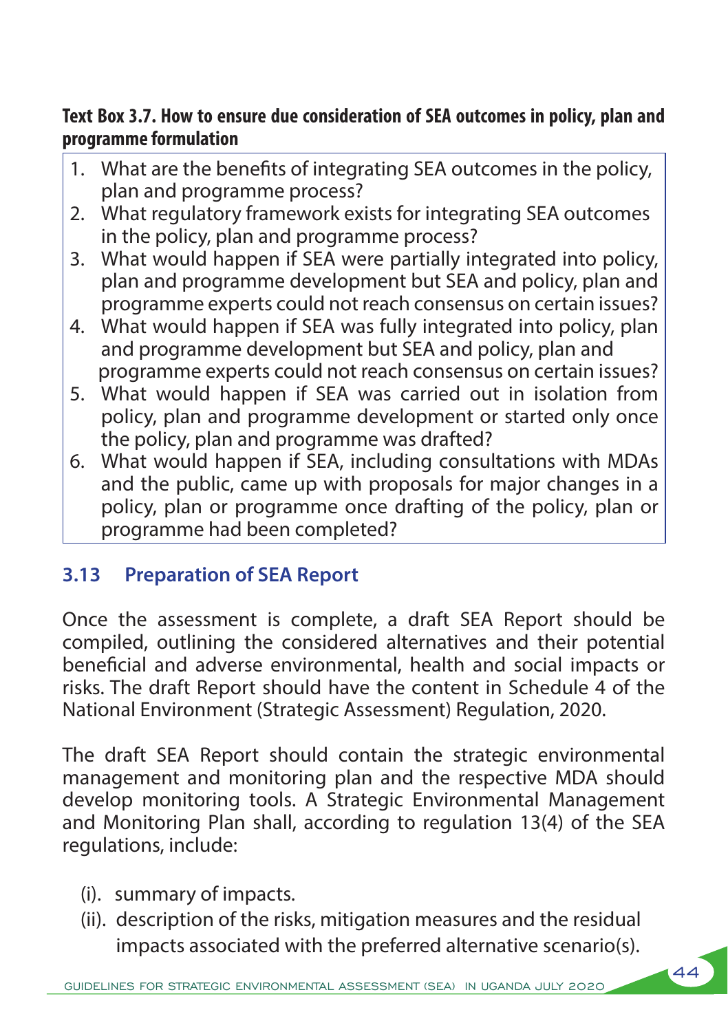**Text Box 3.7. How to ensure due consideration of SEA outcomes in policy, plan and programme formulation**

1. What are the benefits of integrating SEA outcomes in the policy, plan and programme process?
2. What regulatory framework exists for integrating SEA outcomes in the policy, plan and programme process?
3. What would happen if SEA were partially integrated into policy, plan and programme development but SEA and policy, plan and programme experts could not reach consensus on certain issues?
4. What would happen if SEA was fully integrated into policy, plan and programme development but SEA and policy, plan and programme experts could not reach consensus on certain issues?
5. What would happen if SEA was carried out in isolation from policy, plan and programme development or started only once the policy, plan and programme was drafted?
6. What would happen if SEA, including consultations with MDAs and the public, came up with proposals for major changes in a policy, plan or programme once drafting of the policy, plan or programme had been completed?

## 3.13 Preparation of SEA Report

Once the assessment is complete, a draft SEA Report should be compiled, outlining the considered alternatives and their potential beneficial and adverse environmental, health and social impacts or risks. The draft Report should have the content in Schedule 4 of the National Environment (Strategic Assessment) Regulation, 2020.

The draft SEA Report should contain the strategic environmental management and monitoring plan and the respective MDA should develop monitoring tools. A Strategic Environmental Management and Monitoring Plan shall, according to regulation 13(4) of the SEA regulations, include:

(i). summary of impacts.

(ii). description of the risks, mitigation measures and the residual impacts associated with the preferred alternative scenario(s).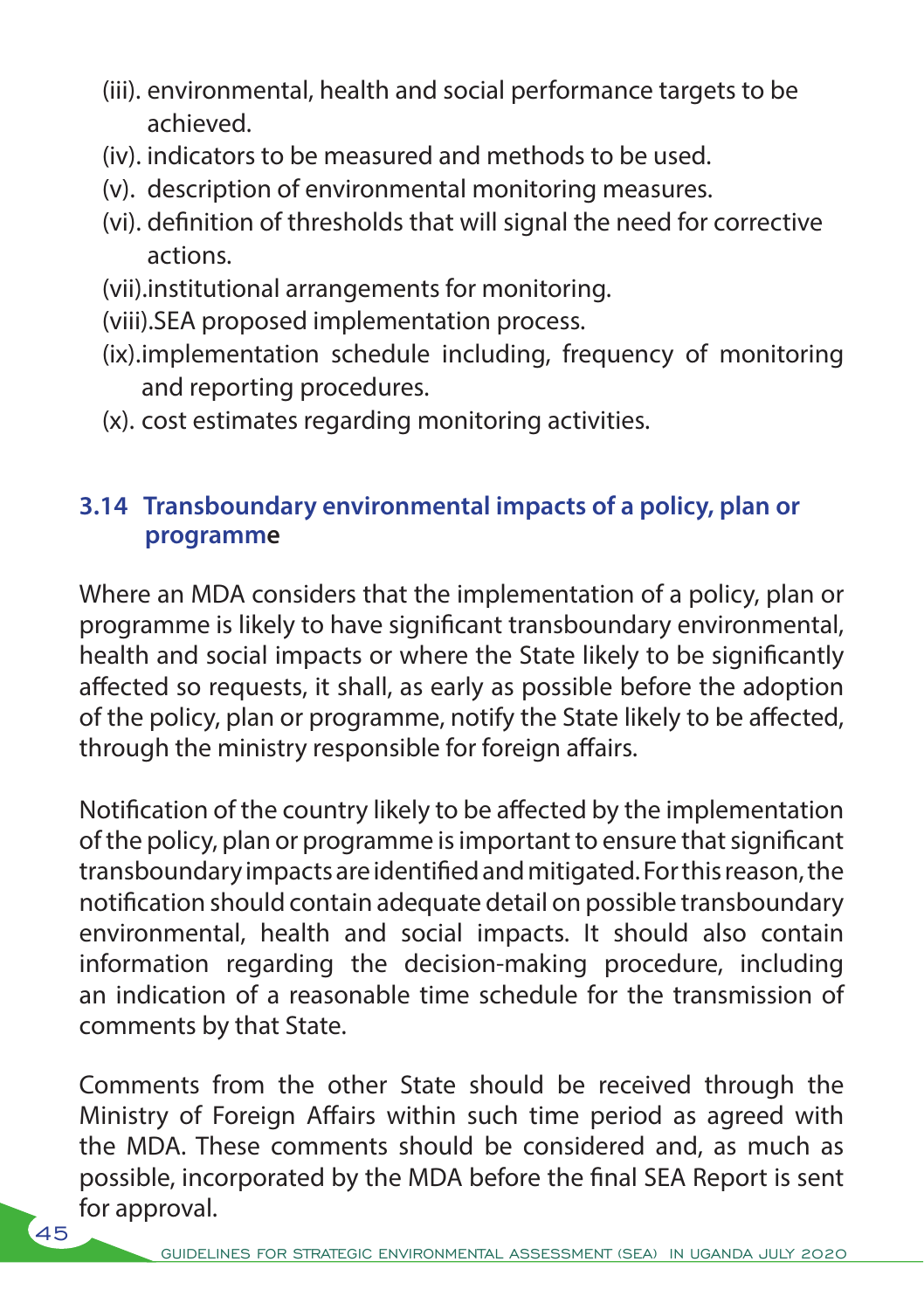(iii). environmental, health and social performance targets to be achieved.
(iv). indicators to be measured and methods to be used.
(v). description of environmental monitoring measures.
(vi). definition of thresholds that will signal the need for corrective actions.
(vii).institutional arrangements for monitoring.
(viii).SEA proposed implementation process.
(ix).implementation schedule including, frequency of monitoring and reporting procedures.
(x). cost estimates regarding monitoring activities.

### 3.14 Transboundary environmental impacts of a policy, plan or programme

Where an MDA considers that the implementation of a policy, plan or programme is likely to have significant transboundary environmental, health and social impacts or where the State likely to be significantly affected so requests, it shall, as early as possible before the adoption of the policy, plan or programme, notify the State likely to be affected, through the ministry responsible for foreign affairs.

Notification of the country likely to be affected by the implementation of the policy, plan or programme is important to ensure that significant transboundary impacts are identified and mitigated. For this reason, the notification should contain adequate detail on possible transboundary environmental, health and social impacts. It should also contain information regarding the decision-making procedure, including an indication of a reasonable time schedule for the transmission of comments by that State.

Comments from the other State should be received through the Ministry of Foreign Affairs within such time period as agreed with the MDA. These comments should be considered and, as much as possible, incorporated by the MDA before the final SEA Report is sent for approval.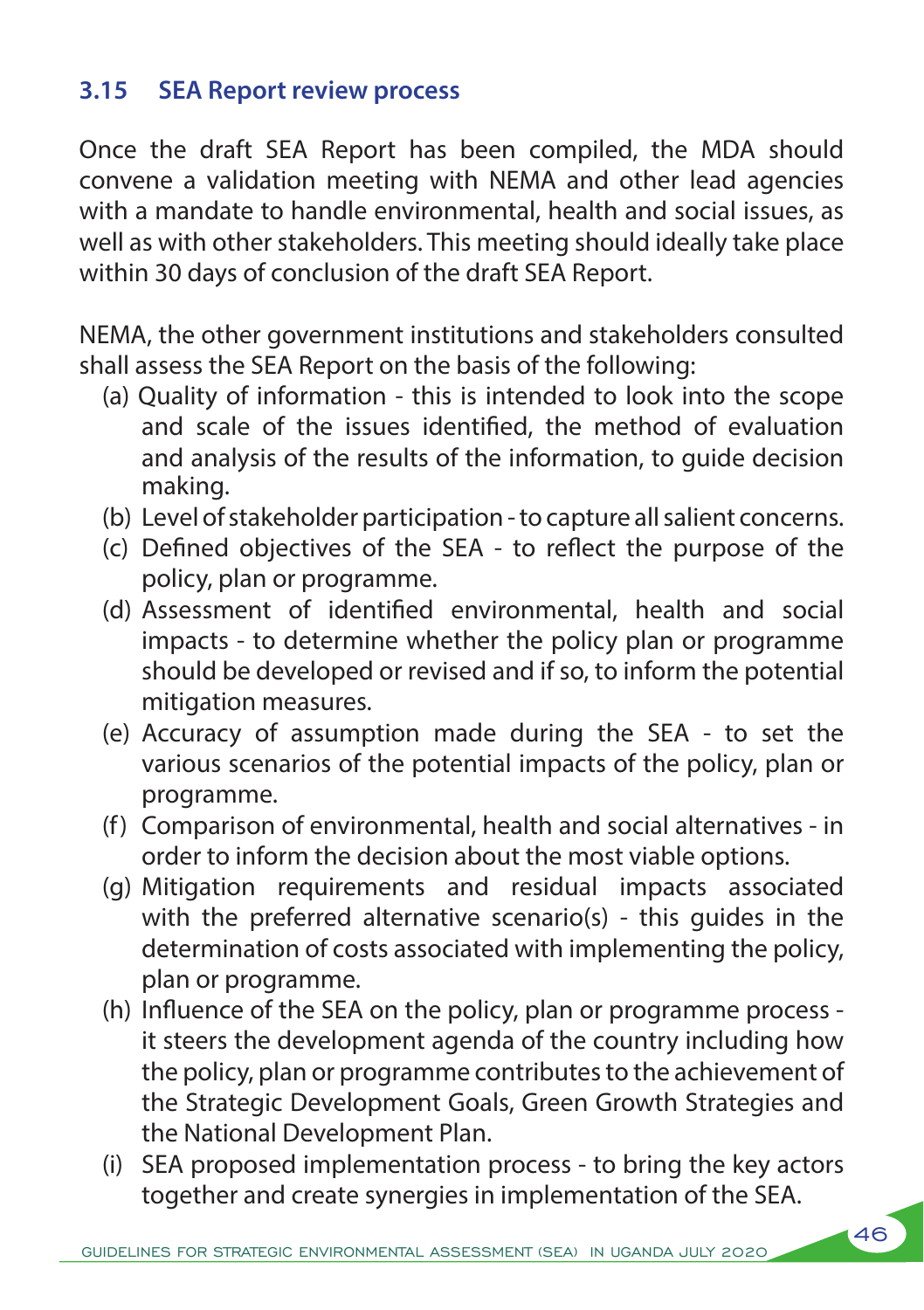### 3.15 SEA Report review process

Once the draft SEA Report has been compiled, the MDA should convene a validation meeting with NEMA and other lead agencies with a mandate to handle environmental, health and social issues, as well as with other stakeholders. This meeting should ideally take place within 30 days of conclusion of the draft SEA Report.

NEMA, the other government institutions and stakeholders consulted shall assess the SEA Report on the basis of the following:

(a) Quality of information - this is intended to look into the scope and scale of the issues identified, the method of evaluation and analysis of the results of the information, to guide decision making.

(b) Level of stakeholder participation - to capture all salient concerns.

(c) Defined objectives of the SEA - to reflect the purpose of the policy, plan or programme.

(d) Assessment of identified environmental, health and social impacts - to determine whether the policy plan or programme should be developed or revised and if so, to inform the potential mitigation measures.

(e) Accuracy of assumption made during the SEA - to set the various scenarios of the potential impacts of the policy, plan or programme.

(f) Comparison of environmental, health and social alternatives - in order to inform the decision about the most viable options.

(g) Mitigation requirements and residual impacts associated with the preferred alternative scenario(s) - this guides in the determination of costs associated with implementing the policy, plan or programme.

(h) Influence of the SEA on the policy, plan or programme process - it steers the development agenda of the country including how the policy, plan or programme contributes to the achievement of the Strategic Development Goals, Green Growth Strategies and the National Development Plan.

(i) SEA proposed implementation process - to bring the key actors together and create synergies in implementation of the SEA.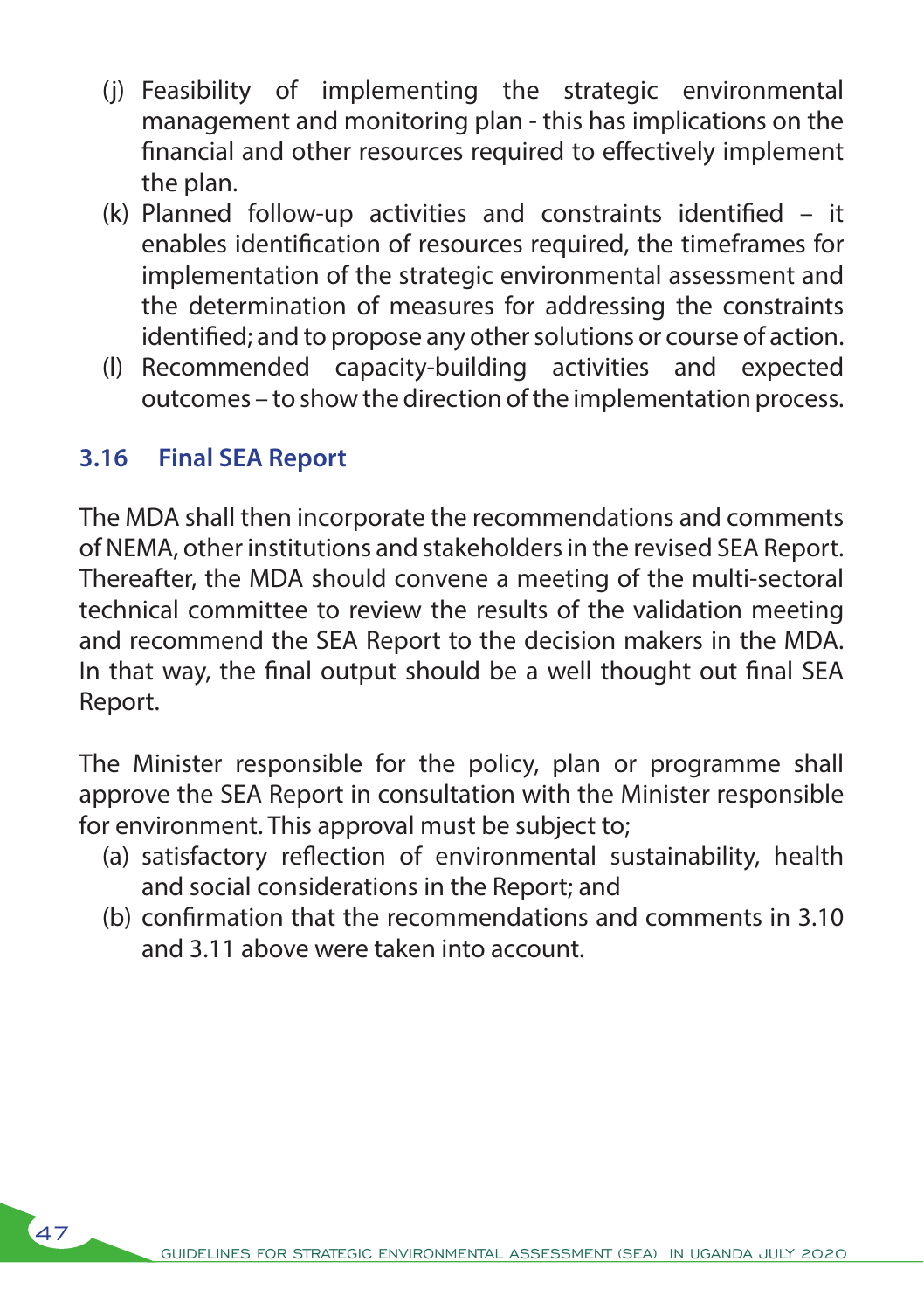(j) Feasibility of implementing the strategic environmental management and monitoring plan - this has implications on the financial and other resources required to effectively implement the plan.

(k) Planned follow-up activities and constraints identified – it enables identification of resources required, the timeframes for implementation of the strategic environmental assessment and the determination of measures for addressing the constraints identified; and to propose any other solutions or course of action.

(l) Recommended capacity-building activities and expected outcomes – to show the direction of the implementation process.

### 3.16 Final SEA Report

The MDA shall then incorporate the recommendations and comments of NEMA, other institutions and stakeholders in the revised SEA Report. Thereafter, the MDA should convene a meeting of the multi-sectoral technical committee to review the results of the validation meeting and recommend the SEA Report to the decision makers in the MDA. In that way, the final output should be a well thought out final SEA Report.

The Minister responsible for the policy, plan or programme shall approve the SEA Report in consultation with the Minister responsible for environment. This approval must be subject to;

(a) satisfactory reflection of environmental sustainability, health and social considerations in the Report; and

(b) confirmation that the recommendations and comments in 3.10 and 3.11 above were taken into account.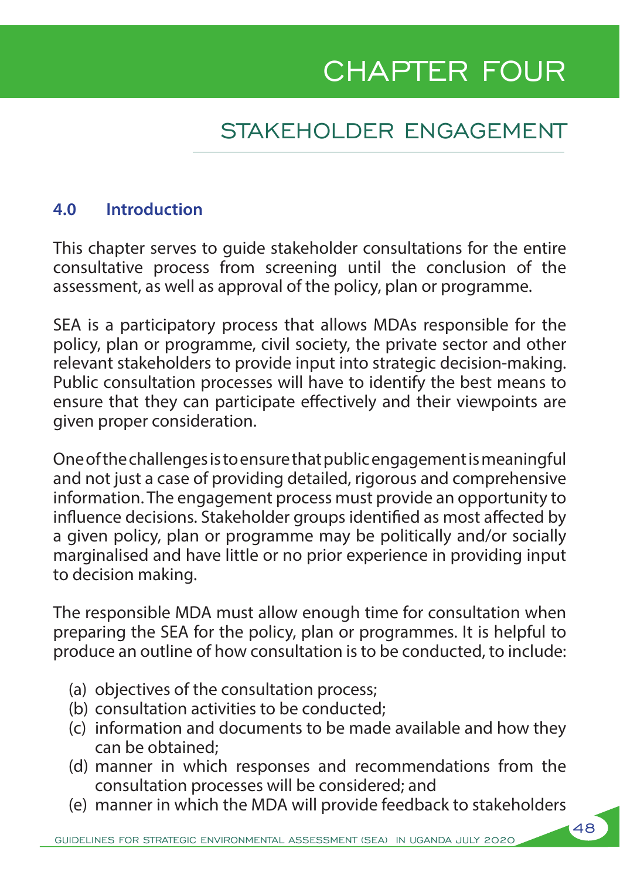# CHAPTER FOUR

## STAKEHOLDER ENGAGEMENT

### 4.0 Introduction

This chapter serves to guide stakeholder consultations for the entire consultative process from screening until the conclusion of the assessment, as well as approval of the policy, plan or programme.

SEA is a participatory process that allows MDAs responsible for the policy, plan or programme, civil society, the private sector and other relevant stakeholders to provide input into strategic decision-making. Public consultation processes will have to identify the best means to ensure that they can participate effectively and their viewpoints are given proper consideration.

One of the challenges is to ensure that public engagement is meaningful and not just a case of providing detailed, rigorous and comprehensive information. The engagement process must provide an opportunity to influence decisions. Stakeholder groups identified as most affected by a given policy, plan or programme may be politically and/or socially marginalised and have little or no prior experience in providing input to decision making.

The responsible MDA must allow enough time for consultation when preparing the SEA for the policy, plan or programmes. It is helpful to produce an outline of how consultation is to be conducted, to include:

(a) objectives of the consultation process;
(b) consultation activities to be conducted;
(c) information and documents to be made available and how they can be obtained;
(d) manner in which responses and recommendations from the consultation processes will be considered; and
(e) manner in which the MDA will provide feedback to stakeholders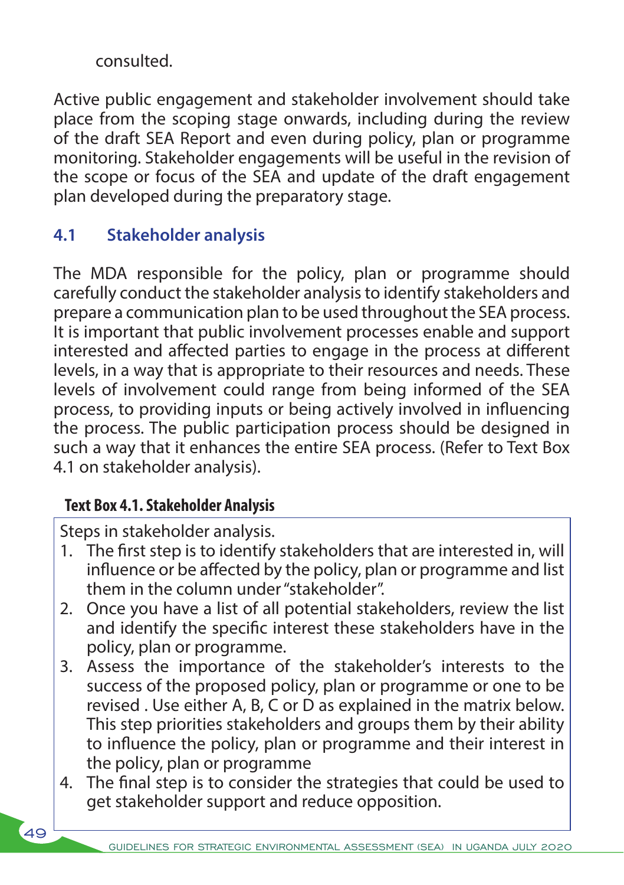consulted.

Active public engagement and stakeholder involvement should take place from the scoping stage onwards, including during the review of the draft SEA Report and even during policy, plan or programme monitoring. Stakeholder engagements will be useful in the revision of the scope or focus of the SEA and update of the draft engagement plan developed during the preparatory stage.

## 4.1 Stakeholder analysis

The MDA responsible for the policy, plan or programme should carefully conduct the stakeholder analysis to identify stakeholders and prepare a communication plan to be used throughout the SEA process. It is important that public involvement processes enable and support interested and affected parties to engage in the process at different levels, in a way that is appropriate to their resources and needs. These levels of involvement could range from being informed of the SEA process, to providing inputs or being actively involved in influencing the process. The public participation process should be designed in such a way that it enhances the entire SEA process. (Refer to Text Box 4.1 on stakeholder analysis).

**Text Box 4.1. Stakeholder Analysis**

Steps in stakeholder analysis.

1. The first step is to identify stakeholders that are interested in, will influence or be affected by the policy, plan or programme and list them in the column under "stakeholder".
2. Once you have a list of all potential stakeholders, review the list and identify the specific interest these stakeholders have in the policy, plan or programme.
3. Assess the importance of the stakeholder's interests to the success of the proposed policy, plan or programme or one to be revised . Use either A, B, C or D as explained in the matrix below. This step priorities stakeholders and groups them by their ability to influence the policy, plan or programme and their interest in the policy, plan or programme
4. The final step is to consider the strategies that could be used to get stakeholder support and reduce opposition.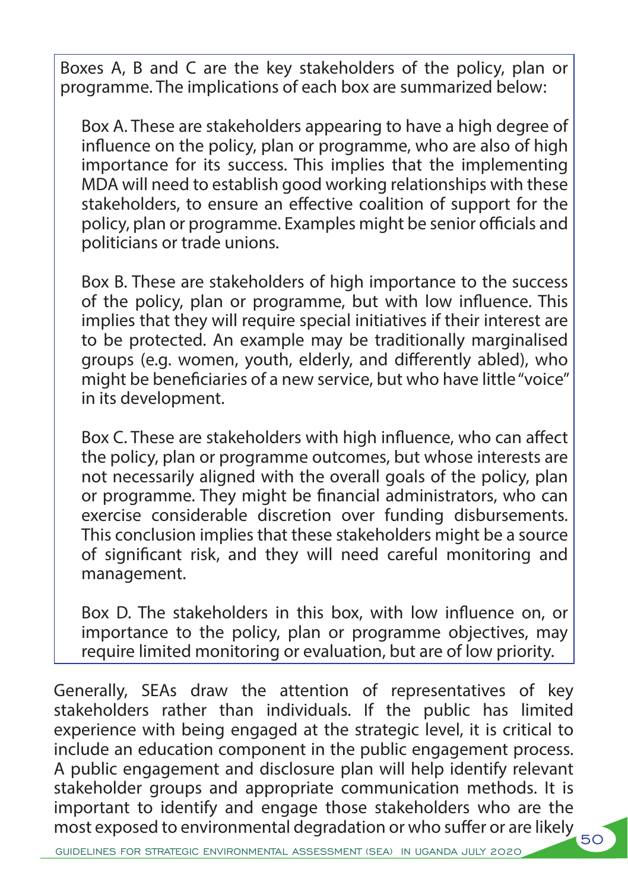Boxes A, B and C are the key stakeholders of the policy, plan or programme. The implications of each box are summarized below:

Box A. These are stakeholders appearing to have a high degree of influence on the policy, plan or programme, who are also of high importance for its success. This implies that the implementing MDA will need to establish good working relationships with these stakeholders, to ensure an effective coalition of support for the policy, plan or programme. Examples might be senior officials and politicians or trade unions.

Box B. These are stakeholders of high importance to the success of the policy, plan or programme, but with low influence. This implies that they will require special initiatives if their interest are to be protected. An example may be traditionally marginalised groups (e.g. women, youth, elderly, and differently abled), who might be beneficiaries of a new service, but who have little "voice" in its development.

Box C. These are stakeholders with high influence, who can affect the policy, plan or programme outcomes, but whose interests are not necessarily aligned with the overall goals of the policy, plan or programme. They might be financial administrators, who can exercise considerable discretion over funding disbursements. This conclusion implies that these stakeholders might be a source of significant risk, and they will need careful monitoring and management.

Box D. The stakeholders in this box, with low influence on, or importance to the policy, plan or programme objectives, may require limited monitoring or evaluation, but are of low priority.

Generally, SEAs draw the attention of representatives of key stakeholders rather than individuals. If the public has limited experience with being engaged at the strategic level, it is critical to include an education component in the public engagement process. A public engagement and disclosure plan will help identify relevant stakeholder groups and appropriate communication methods. It is important to identify and engage those stakeholders who are the most exposed to environmental degradation or who suffer or are likely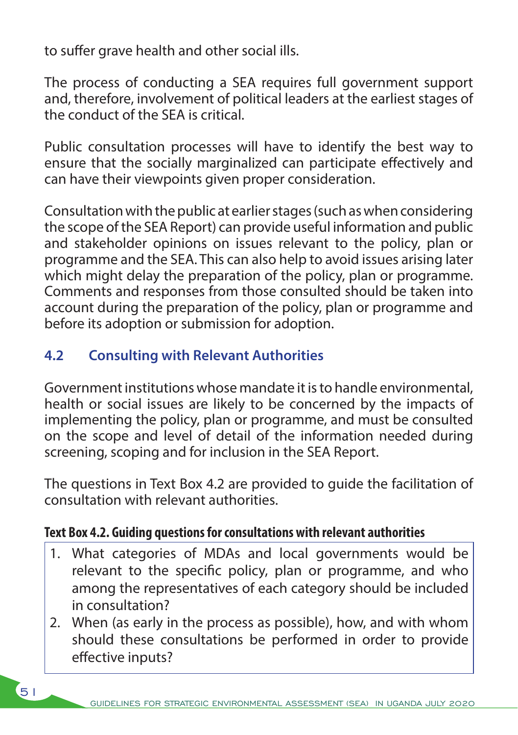to suffer grave health and other social ills.

The process of conducting a SEA requires full government support and, therefore, involvement of political leaders at the earliest stages of the conduct of the SEA is critical.

Public consultation processes will have to identify the best way to ensure that the socially marginalized can participate effectively and can have their viewpoints given proper consideration.

Consultation with the public at earlier stages (such as when considering the scope of the SEA Report) can provide useful information and public and stakeholder opinions on issues relevant to the policy, plan or programme and the SEA. This can also help to avoid issues arising later which might delay the preparation of the policy, plan or programme. Comments and responses from those consulted should be taken into account during the preparation of the policy, plan or programme and before its adoption or submission for adoption.

## 4.2 Consulting with Relevant Authorities

Government institutions whose mandate it is to handle environmental, health or social issues are likely to be concerned by the impacts of implementing the policy, plan or programme, and must be consulted on the scope and level of detail of the information needed during screening, scoping and for inclusion in the SEA Report.

The questions in Text Box 4.2 are provided to guide the facilitation of consultation with relevant authorities.

**Text Box 4.2. Guiding questions for consultations with relevant authorities**

1. What categories of MDAs and local governments would be relevant to the specific policy, plan or programme, and who among the representatives of each category should be included in consultation?
2. When (as early in the process as possible), how, and with whom should these consultations be performed in order to provide effective inputs?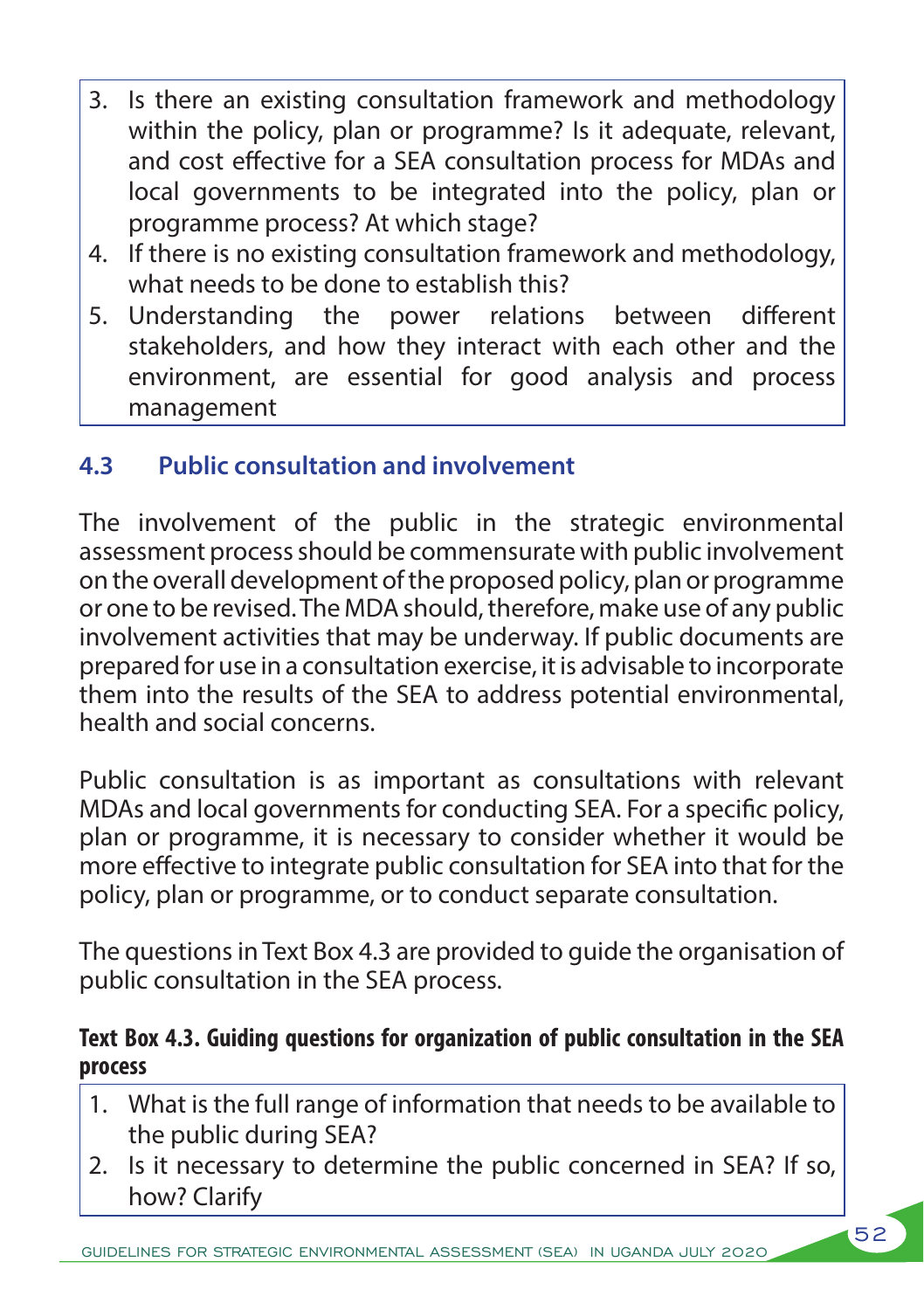3. Is there an existing consultation framework and methodology within the policy, plan or programme? Is it adequate, relevant, and cost effective for a SEA consultation process for MDAs and local governments to be integrated into the policy, plan or programme process? At which stage?
4. If there is no existing consultation framework and methodology, what needs to be done to establish this?
5. Understanding the power relations between different stakeholders, and how they interact with each other and the environment, are essential for good analysis and process management

## 4.3 Public consultation and involvement

The involvement of the public in the strategic environmental assessment process should be commensurate with public involvement on the overall development of the proposed policy, plan or programme or one to be revised. The MDA should, therefore, make use of any public involvement activities that may be underway. If public documents are prepared for use in a consultation exercise, it is advisable to incorporate them into the results of the SEA to address potential environmental, health and social concerns.

Public consultation is as important as consultations with relevant MDAs and local governments for conducting SEA. For a specific policy, plan or programme, it is necessary to consider whether it would be more effective to integrate public consultation for SEA into that for the policy, plan or programme, or to conduct separate consultation.

The questions in Text Box 4.3 are provided to guide the organisation of public consultation in the SEA process.

**Text Box 4.3. Guiding questions for organization of public consultation in the SEA process**

1. What is the full range of information that needs to be available to the public during SEA?
2. Is it necessary to determine the public concerned in SEA? If so, how? Clarify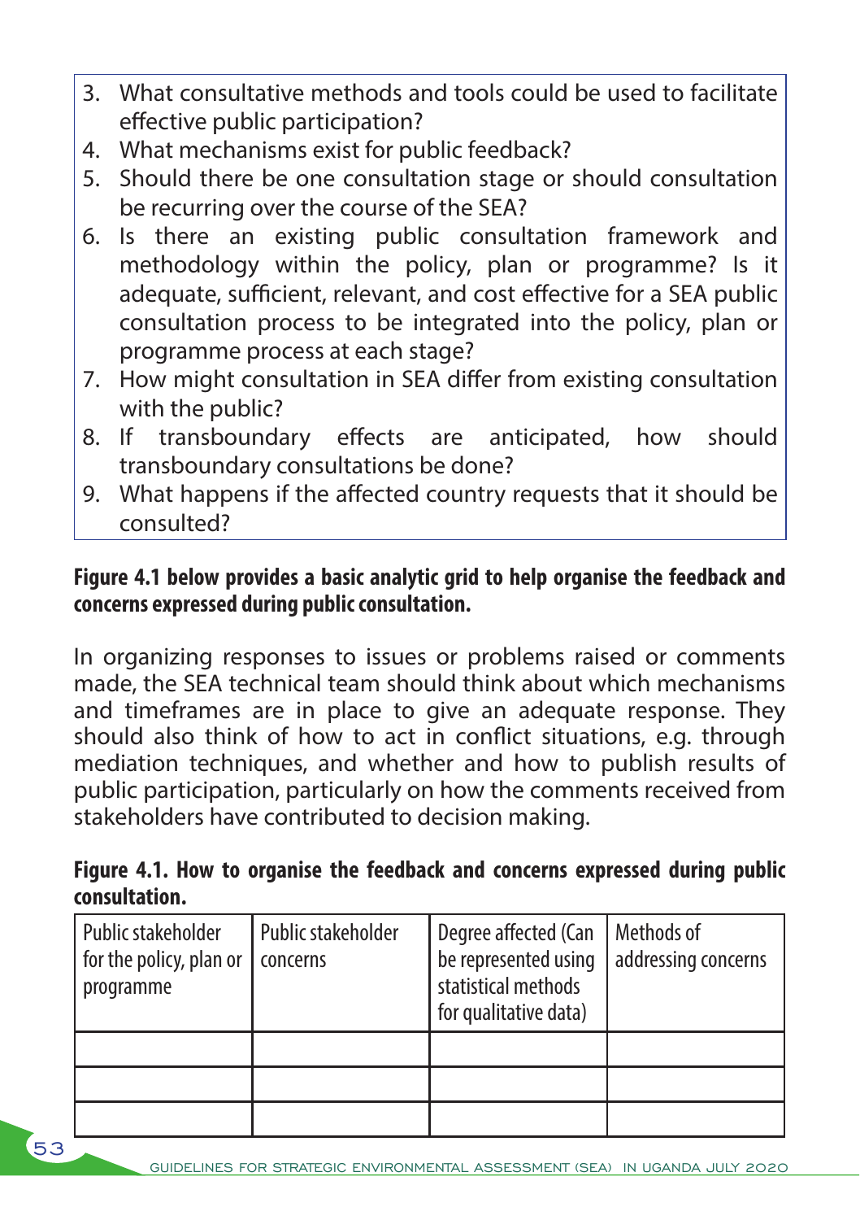3. What consultative methods and tools could be used to facilitate effective public participation?
4. What mechanisms exist for public feedback?
5. Should there be one consultation stage or should consultation be recurring over the course of the SEA?
6. Is there an existing public consultation framework and methodology within the policy, plan or programme? Is it adequate, sufficient, relevant, and cost effective for a SEA public consultation process to be integrated into the policy, plan or programme process at each stage?
7. How might consultation in SEA differ from existing consultation with the public?
8. If transboundary effects are anticipated, how should transboundary consultations be done?
9. What happens if the affected country requests that it should be consulted?

**Figure 4.1 below provides a basic analytic grid to help organise the feedback and concerns expressed during public consultation.**

In organizing responses to issues or problems raised or comments made, the SEA technical team should think about which mechanisms and timeframes are in place to give an adequate response. They should also think of how to act in conflict situations, e.g. through mediation techniques, and whether and how to publish results of public participation, particularly on how the comments received from stakeholders have contributed to decision making.

**Figure 4.1. How to organise the feedback and concerns expressed during public consultation.**

| Public stakeholder for the policy, plan or programme | Public stakeholder concerns | Degree affected (Can be represented using statistical methods for qualitative data) | Methods of addressing concerns |
|---|---|---|---|
| | | | |
| | | | |
| | | | |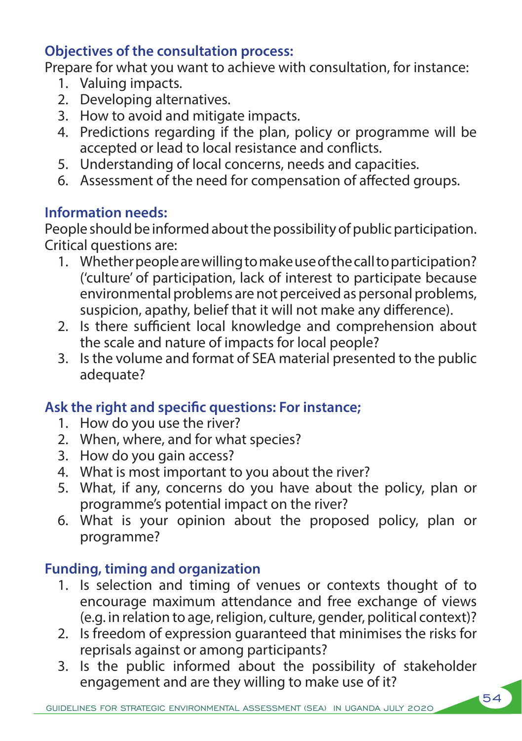**Objectives of the consultation process:**

Prepare for what you want to achieve with consultation, for instance:

1. Valuing impacts.
2. Developing alternatives.
3. How to avoid and mitigate impacts.
4. Predictions regarding if the plan, policy or programme will be accepted or lead to local resistance and conflicts.
5. Understanding of local concerns, needs and capacities.
6. Assessment of the need for compensation of affected groups.

**Information needs:**

People should be informed about the possibility of public participation. Critical questions are:

1. Whether people are willing to make use of the call to participation? ('culture' of participation, lack of interest to participate because environmental problems are not perceived as personal problems, suspicion, apathy, belief that it will not make any difference).
2. Is there sufficient local knowledge and comprehension about the scale and nature of impacts for local people?
3. Is the volume and format of SEA material presented to the public adequate?

**Ask the right and specific questions: For instance;**

1. How do you use the river?
2. When, where, and for what species?
3. How do you gain access?
4. What is most important to you about the river?
5. What, if any, concerns do you have about the policy, plan or programme's potential impact on the river?
6. What is your opinion about the proposed policy, plan or programme?

**Funding, timing and organization**

1. Is selection and timing of venues or contexts thought of to encourage maximum attendance and free exchange of views (e.g. in relation to age, religion, culture, gender, political context)?
2. Is freedom of expression guaranteed that minimises the risks for reprisals against or among participants?
3. Is the public informed about the possibility of stakeholder engagement and are they willing to make use of it?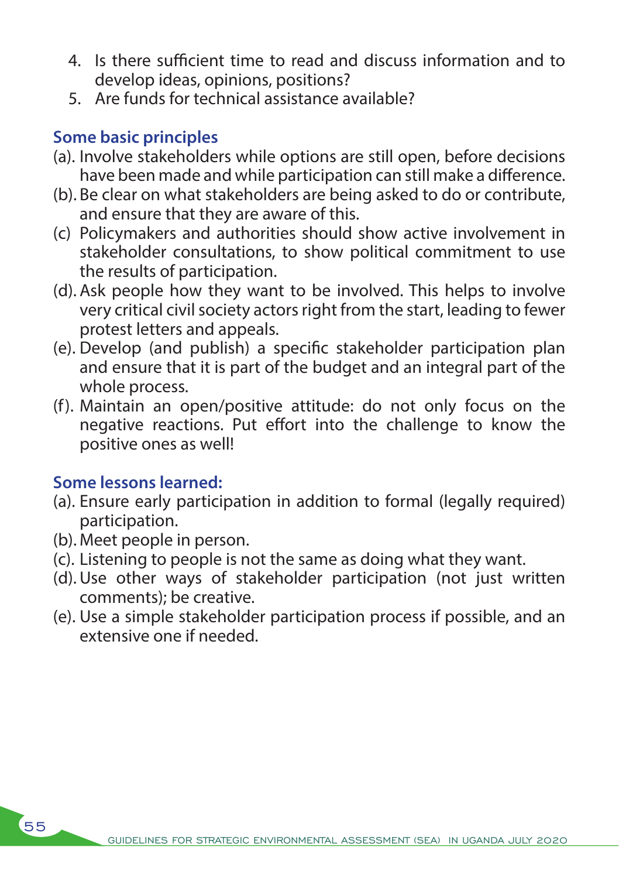4. Is there sufficient time to read and discuss information and to develop ideas, opinions, positions?
5. Are funds for technical assistance available?

### Some basic principles

(a). Involve stakeholders while options are still open, before decisions have been made and while participation can still make a difference.
(b). Be clear on what stakeholders are being asked to do or contribute, and ensure that they are aware of this.
(c) Policymakers and authorities should show active involvement in stakeholder consultations, to show political commitment to use the results of participation.
(d). Ask people how they want to be involved. This helps to involve very critical civil society actors right from the start, leading to fewer protest letters and appeals.
(e). Develop (and publish) a specific stakeholder participation plan and ensure that it is part of the budget and an integral part of the whole process.
(f). Maintain an open/positive attitude: do not only focus on the negative reactions. Put effort into the challenge to know the positive ones as well!

### Some lessons learned:

(a). Ensure early participation in addition to formal (legally required) participation.
(b). Meet people in person.
(c). Listening to people is not the same as doing what they want.
(d). Use other ways of stakeholder participation (not just written comments); be creative.
(e). Use a simple stakeholder participation process if possible, and an extensive one if needed.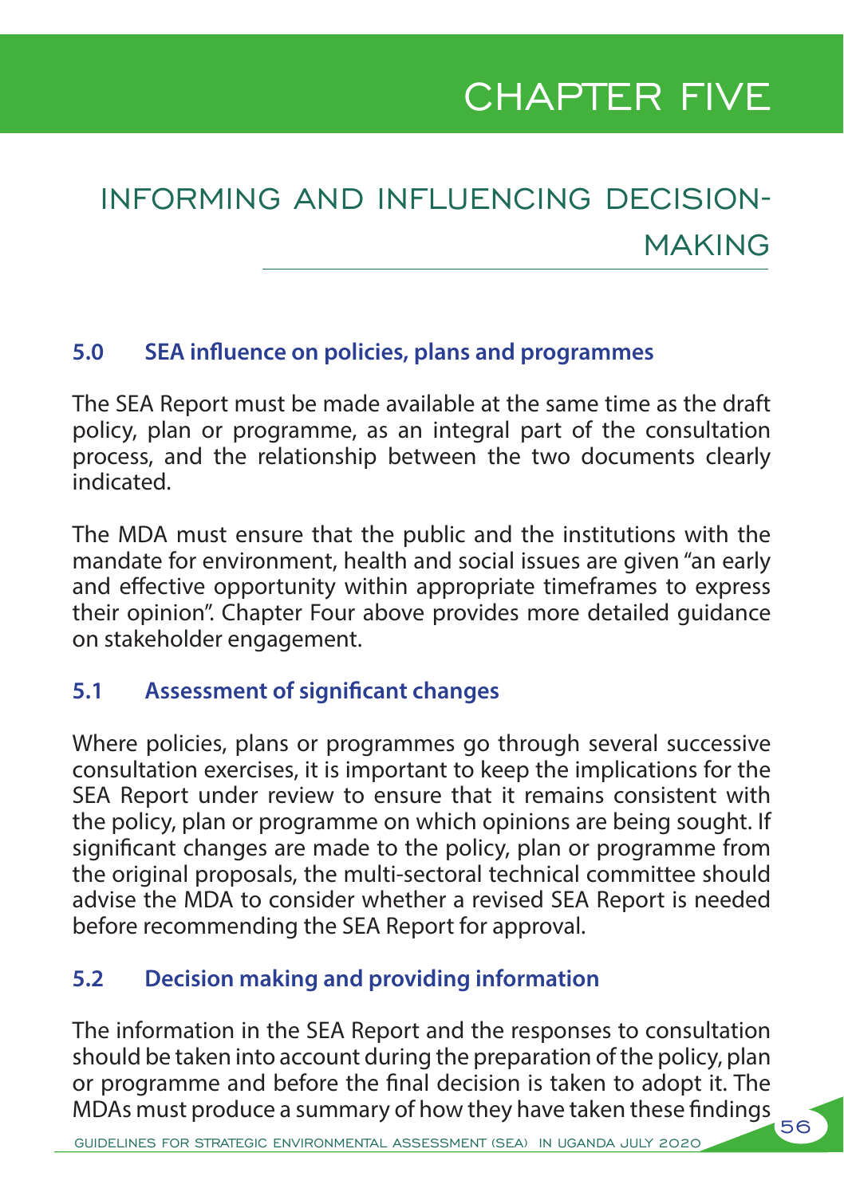# CHAPTER FIVE

## INFORMING AND INFLUENCING DECISION-MAKING

### 5.0 SEA influence on policies, plans and programmes

The SEA Report must be made available at the same time as the draft policy, plan or programme, as an integral part of the consultation process, and the relationship between the two documents clearly indicated.

The MDA must ensure that the public and the institutions with the mandate for environment, health and social issues are given "an early and effective opportunity within appropriate timeframes to express their opinion". Chapter Four above provides more detailed guidance on stakeholder engagement.

### 5.1 Assessment of significant changes

Where policies, plans or programmes go through several successive consultation exercises, it is important to keep the implications for the SEA Report under review to ensure that it remains consistent with the policy, plan or programme on which opinions are being sought. If significant changes are made to the policy, plan or programme from the original proposals, the multi-sectoral technical committee should advise the MDA to consider whether a revised SEA Report is needed before recommending the SEA Report for approval.

### 5.2 Decision making and providing information

The information in the SEA Report and the responses to consultation should be taken into account during the preparation of the policy, plan or programme and before the final decision is taken to adopt it. The MDAs must produce a summary of how they have taken these findings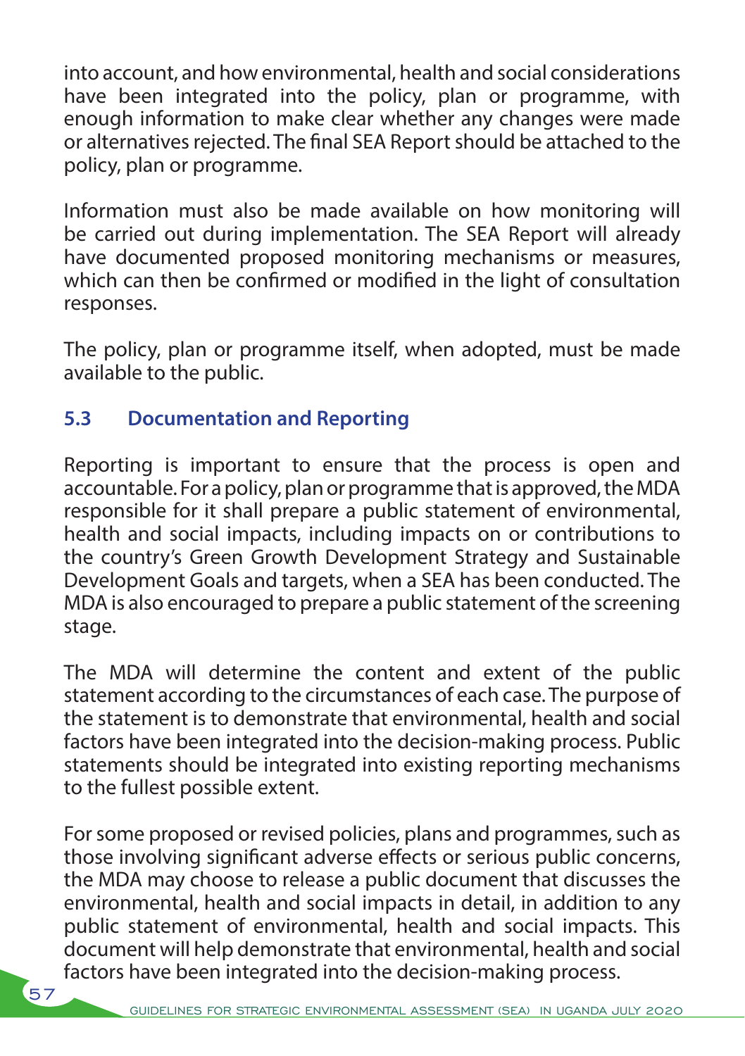into account, and how environmental, health and social considerations have been integrated into the policy, plan or programme, with enough information to make clear whether any changes were made or alternatives rejected. The final SEA Report should be attached to the policy, plan or programme.

Information must also be made available on how monitoring will be carried out during implementation. The SEA Report will already have documented proposed monitoring mechanisms or measures, which can then be confirmed or modified in the light of consultation responses.

The policy, plan or programme itself, when adopted, must be made available to the public.

### 5.3 Documentation and Reporting

Reporting is important to ensure that the process is open and accountable. For a policy, plan or programme that is approved, the MDA responsible for it shall prepare a public statement of environmental, health and social impacts, including impacts on or contributions to the country's Green Growth Development Strategy and Sustainable Development Goals and targets, when a SEA has been conducted. The MDA is also encouraged to prepare a public statement of the screening stage.

The MDA will determine the content and extent of the public statement according to the circumstances of each case. The purpose of the statement is to demonstrate that environmental, health and social factors have been integrated into the decision-making process. Public statements should be integrated into existing reporting mechanisms to the fullest possible extent.

For some proposed or revised policies, plans and programmes, such as those involving significant adverse effects or serious public concerns, the MDA may choose to release a public document that discusses the environmental, health and social impacts in detail, in addition to any public statement of environmental, health and social impacts. This document will help demonstrate that environmental, health and social factors have been integrated into the decision-making process.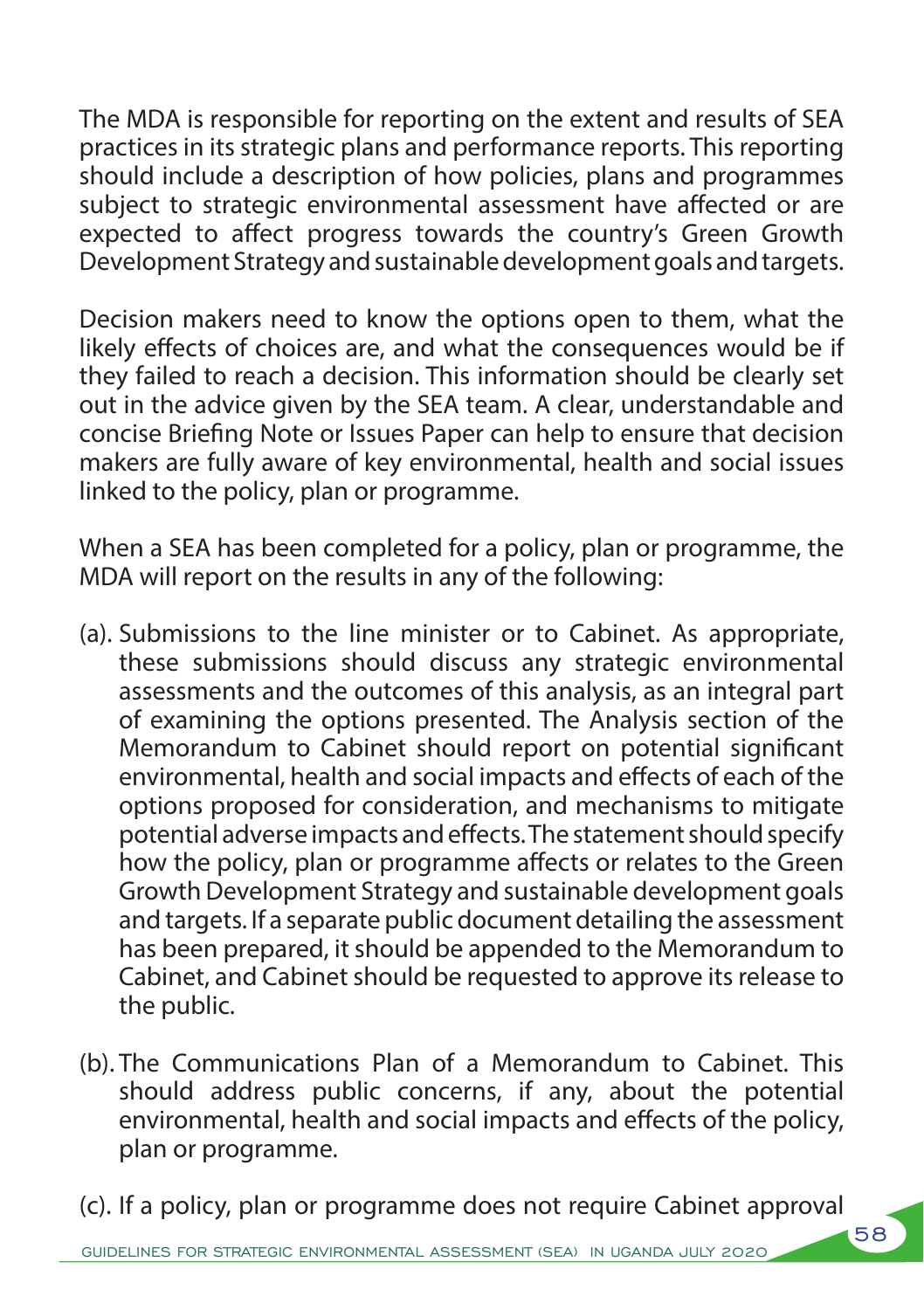The MDA is responsible for reporting on the extent and results of SEA practices in its strategic plans and performance reports. This reporting should include a description of how policies, plans and programmes subject to strategic environmental assessment have affected or are expected to affect progress towards the country's Green Growth Development Strategy and sustainable development goals and targets.

Decision makers need to know the options open to them, what the likely effects of choices are, and what the consequences would be if they failed to reach a decision. This information should be clearly set out in the advice given by the SEA team. A clear, understandable and concise Briefing Note or Issues Paper can help to ensure that decision makers are fully aware of key environmental, health and social issues linked to the policy, plan or programme.

When a SEA has been completed for a policy, plan or programme, the MDA will report on the results in any of the following:

(a). Submissions to the line minister or to Cabinet. As appropriate, these submissions should discuss any strategic environmental assessments and the outcomes of this analysis, as an integral part of examining the options presented. The Analysis section of the Memorandum to Cabinet should report on potential significant environmental, health and social impacts and effects of each of the options proposed for consideration, and mechanisms to mitigate potential adverse impacts and effects. The statement should specify how the policy, plan or programme affects or relates to the Green Growth Development Strategy and sustainable development goals and targets. If a separate public document detailing the assessment has been prepared, it should be appended to the Memorandum to Cabinet, and Cabinet should be requested to approve its release to the public.

(b). The Communications Plan of a Memorandum to Cabinet. This should address public concerns, if any, about the potential environmental, health and social impacts and effects of the policy, plan or programme.

(c). If a policy, plan or programme does not require Cabinet approval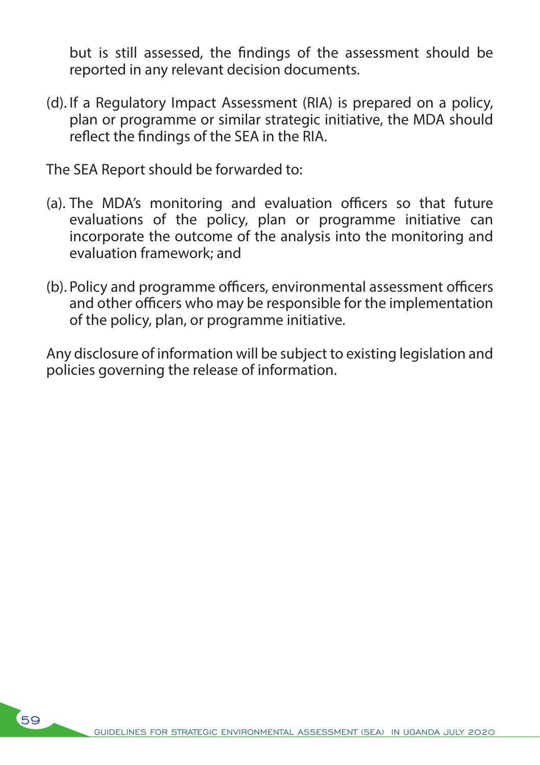but is still assessed, the findings of the assessment should be reported in any relevant decision documents.

(d). If a Regulatory Impact Assessment (RIA) is prepared on a policy, plan or programme or similar strategic initiative, the MDA should reflect the findings of the SEA in the RIA.

The SEA Report should be forwarded to:

(a). The MDA's monitoring and evaluation officers so that future evaluations of the policy, plan or programme initiative can incorporate the outcome of the analysis into the monitoring and evaluation framework; and

(b). Policy and programme officers, environmental assessment officers and other officers who may be responsible for the implementation of the policy, plan, or programme initiative.

Any disclosure of information will be subject to existing legislation and policies governing the release of information.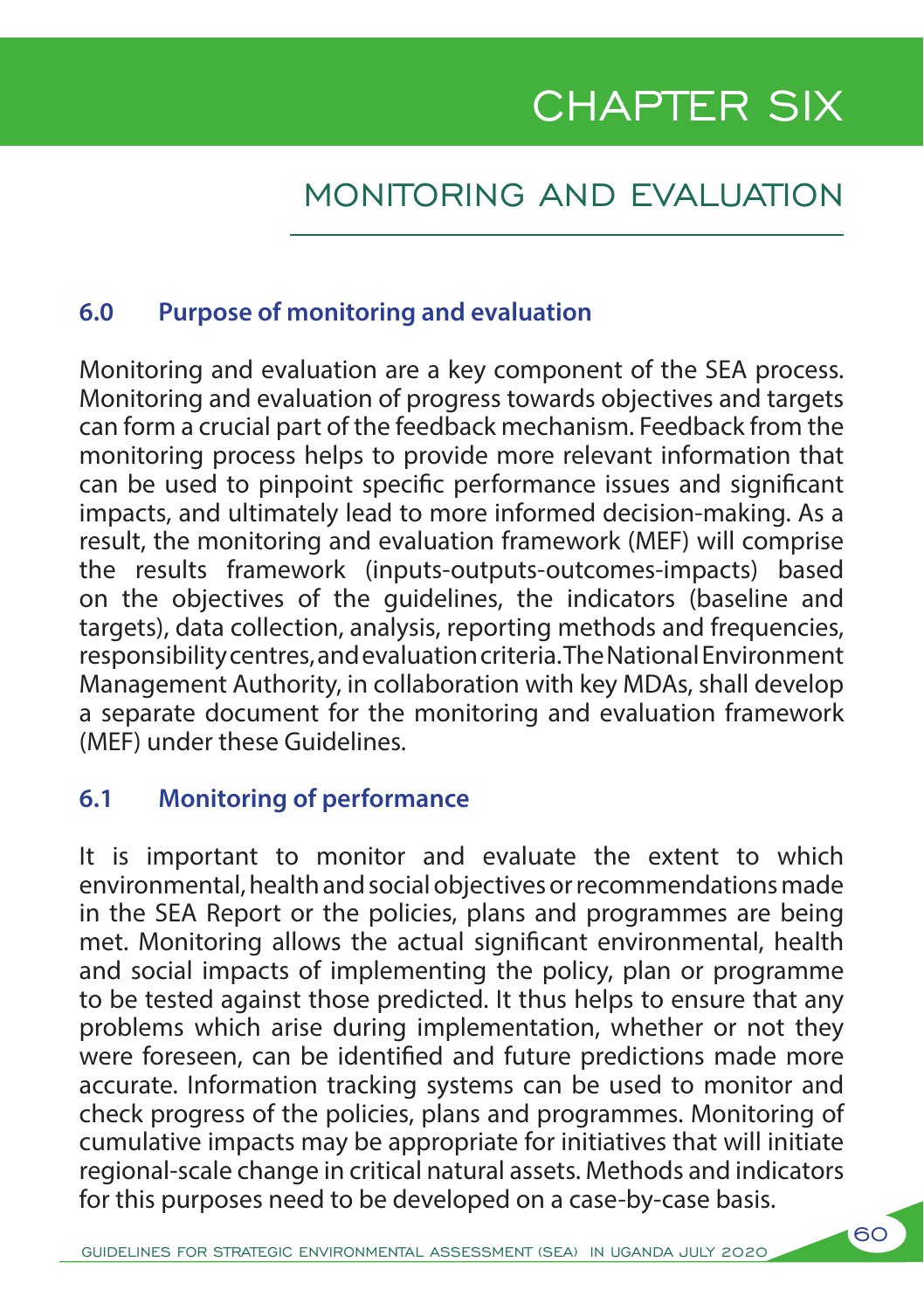# CHAPTER SIX

## MONITORING AND EVALUATION

### 6.0 Purpose of monitoring and evaluation

Monitoring and evaluation are a key component of the SEA process. Monitoring and evaluation of progress towards objectives and targets can form a crucial part of the feedback mechanism. Feedback from the monitoring process helps to provide more relevant information that can be used to pinpoint specific performance issues and significant impacts, and ultimately lead to more informed decision-making. As a result, the monitoring and evaluation framework (MEF) will comprise the results framework (inputs-outputs-outcomes-impacts) based on the objectives of the guidelines, the indicators (baseline and targets), data collection, analysis, reporting methods and frequencies, responsibility centres, and evaluation criteria. The National Environment Management Authority, in collaboration with key MDAs, shall develop a separate document for the monitoring and evaluation framework (MEF) under these Guidelines.

### 6.1 Monitoring of performance

It is important to monitor and evaluate the extent to which environmental, health and social objectives or recommendations made in the SEA Report or the policies, plans and programmes are being met. Monitoring allows the actual significant environmental, health and social impacts of implementing the policy, plan or programme to be tested against those predicted. It thus helps to ensure that any problems which arise during implementation, whether or not they were foreseen, can be identified and future predictions made more accurate. Information tracking systems can be used to monitor and check progress of the policies, plans and programmes. Monitoring of cumulative impacts may be appropriate for initiatives that will initiate regional-scale change in critical natural assets. Methods and indicators for this purposes need to be developed on a case-by-case basis.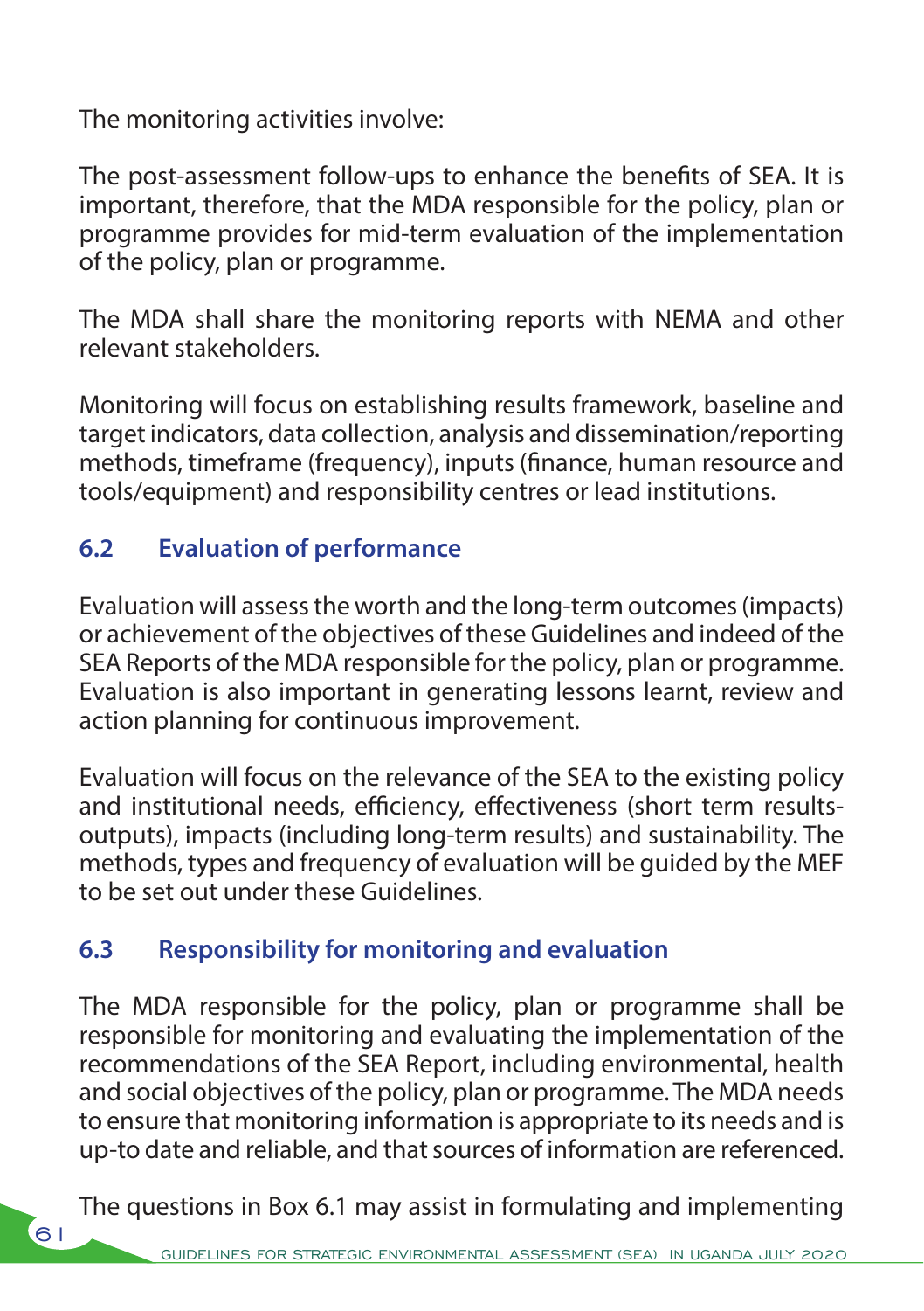The monitoring activities involve:

The post-assessment follow-ups to enhance the benefits of SEA. It is important, therefore, that the MDA responsible for the policy, plan or programme provides for mid-term evaluation of the implementation of the policy, plan or programme.

The MDA shall share the monitoring reports with NEMA and other relevant stakeholders.

Monitoring will focus on establishing results framework, baseline and target indicators, data collection, analysis and dissemination/reporting methods, timeframe (frequency), inputs (finance, human resource and tools/equipment) and responsibility centres or lead institutions.

### 6.2 Evaluation of performance

Evaluation will assess the worth and the long-term outcomes (impacts) or achievement of the objectives of these Guidelines and indeed of the SEA Reports of the MDA responsible for the policy, plan or programme. Evaluation is also important in generating lessons learnt, review and action planning for continuous improvement.

Evaluation will focus on the relevance of the SEA to the existing policy and institutional needs, efficiency, effectiveness (short term results-outputs), impacts (including long-term results) and sustainability. The methods, types and frequency of evaluation will be guided by the MEF to be set out under these Guidelines.

### 6.3 Responsibility for monitoring and evaluation

The MDA responsible for the policy, plan or programme shall be responsible for monitoring and evaluating the implementation of the recommendations of the SEA Report, including environmental, health and social objectives of the policy, plan or programme. The MDA needs to ensure that monitoring information is appropriate to its needs and is up-to date and reliable, and that sources of information are referenced.

The questions in Box 6.1 may assist in formulating and implementing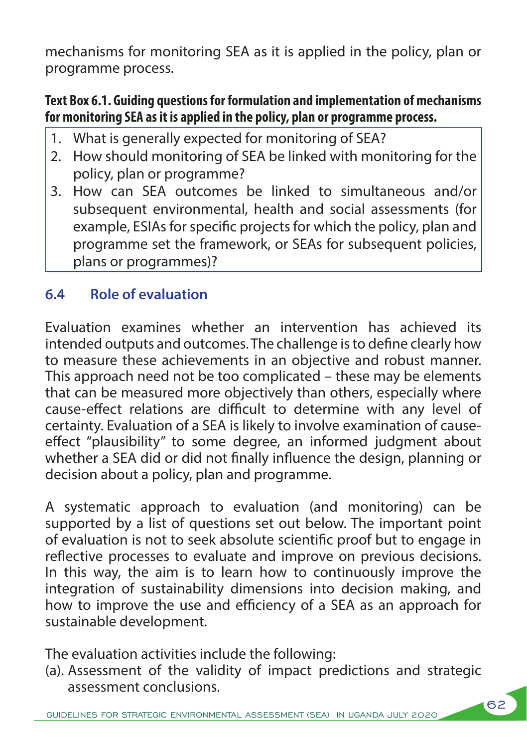mechanisms for monitoring SEA as it is applied in the policy, plan or programme process.

**Text Box 6.1. Guiding questions for formulation and implementation of mechanisms for monitoring SEA as it is applied in the policy, plan or programme process.**

1. What is generally expected for monitoring of SEA?
2. How should monitoring of SEA be linked with monitoring for the policy, plan or programme?
3. How can SEA outcomes be linked to simultaneous and/or subsequent environmental, health and social assessments (for example, ESIAs for specific projects for which the policy, plan and programme set the framework, or SEAs for subsequent policies, plans or programmes)?

## 6.4 Role of evaluation

Evaluation examines whether an intervention has achieved its intended outputs and outcomes. The challenge is to define clearly how to measure these achievements in an objective and robust manner. This approach need not be too complicated – these may be elements that can be measured more objectively than others, especially where cause-effect relations are difficult to determine with any level of certainty. Evaluation of a SEA is likely to involve examination of cause-effect "plausibility" to some degree, an informed judgment about whether a SEA did or did not finally influence the design, planning or decision about a policy, plan and programme.

A systematic approach to evaluation (and monitoring) can be supported by a list of questions set out below. The important point of evaluation is not to seek absolute scientific proof but to engage in reflective processes to evaluate and improve on previous decisions. In this way, the aim is to learn how to continuously improve the integration of sustainability dimensions into decision making, and how to improve the use and efficiency of a SEA as an approach for sustainable development.

The evaluation activities include the following:

(a). Assessment of the validity of impact predictions and strategic assessment conclusions.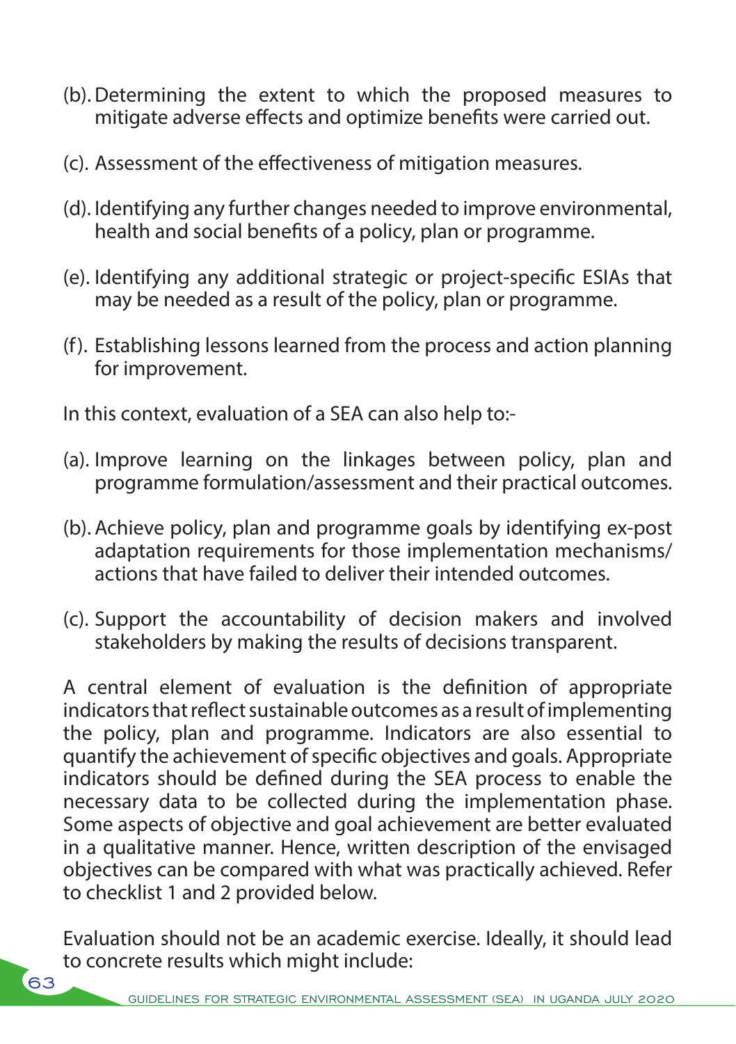(b). Determining the extent to which the proposed measures to mitigate adverse effects and optimize benefits were carried out.

(c). Assessment of the effectiveness of mitigation measures.

(d). Identifying any further changes needed to improve environmental, health and social benefits of a policy, plan or programme.

(e). Identifying any additional strategic or project-specific ESIAs that may be needed as a result of the policy, plan or programme.

(f). Establishing lessons learned from the process and action planning for improvement.

In this context, evaluation of a SEA can also help to:-

(a). Improve learning on the linkages between policy, plan and programme formulation/assessment and their practical outcomes.

(b). Achieve policy, plan and programme goals by identifying ex-post adaptation requirements for those implementation mechanisms/ actions that have failed to deliver their intended outcomes.

(c). Support the accountability of decision makers and involved stakeholders by making the results of decisions transparent.

A central element of evaluation is the definition of appropriate indicators that reflect sustainable outcomes as a result of implementing the policy, plan and programme. Indicators are also essential to quantify the achievement of specific objectives and goals. Appropriate indicators should be defined during the SEA process to enable the necessary data to be collected during the implementation phase. Some aspects of objective and goal achievement are better evaluated in a qualitative manner. Hence, written description of the envisaged objectives can be compared with what was practically achieved. Refer to checklist 1 and 2 provided below.

Evaluation should not be an academic exercise. Ideally, it should lead to concrete results which might include: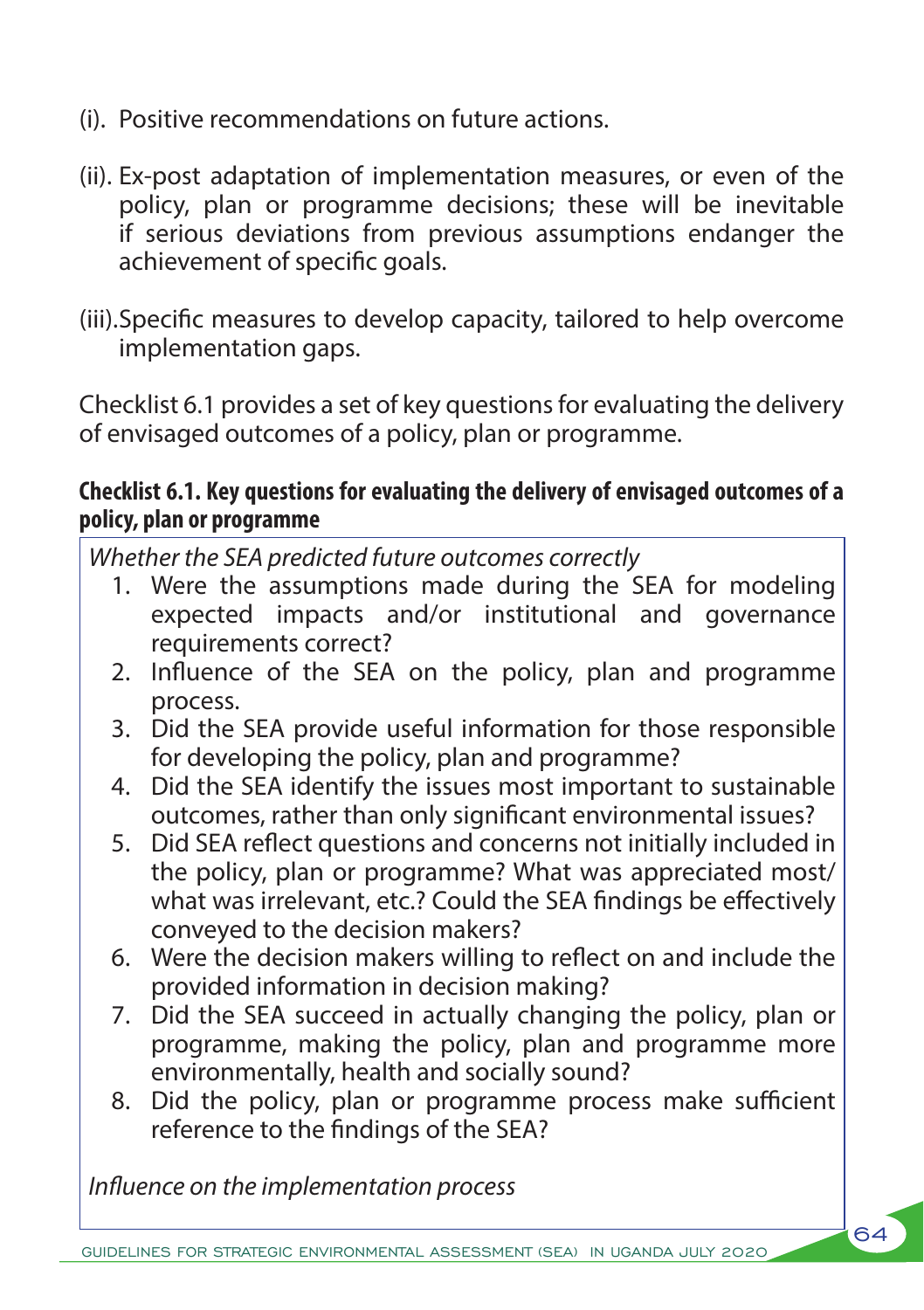(i). Positive recommendations on future actions.

(ii). Ex-post adaptation of implementation measures, or even of the policy, plan or programme decisions; these will be inevitable if serious deviations from previous assumptions endanger the achievement of specific goals.

(iii). Specific measures to develop capacity, tailored to help overcome implementation gaps.

Checklist 6.1 provides a set of key questions for evaluating the delivery of envisaged outcomes of a policy, plan or programme.

**Checklist 6.1. Key questions for evaluating the delivery of envisaged outcomes of a policy, plan or programme**

*Whether the SEA predicted future outcomes correctly*

1. Were the assumptions made during the SEA for modeling expected impacts and/or institutional and governance requirements correct?
2. Influence of the SEA on the policy, plan and programme process.
3. Did the SEA provide useful information for those responsible for developing the policy, plan and programme?
4. Did the SEA identify the issues most important to sustainable outcomes, rather than only significant environmental issues?
5. Did SEA reflect questions and concerns not initially included in the policy, plan or programme? What was appreciated most/ what was irrelevant, etc.? Could the SEA findings be effectively conveyed to the decision makers?
6. Were the decision makers willing to reflect on and include the provided information in decision making?
7. Did the SEA succeed in actually changing the policy, plan or programme, making the policy, plan and programme more environmentally, health and socially sound?
8. Did the policy, plan or programme process make sufficient reference to the findings of the SEA?

*Influence on the implementation process*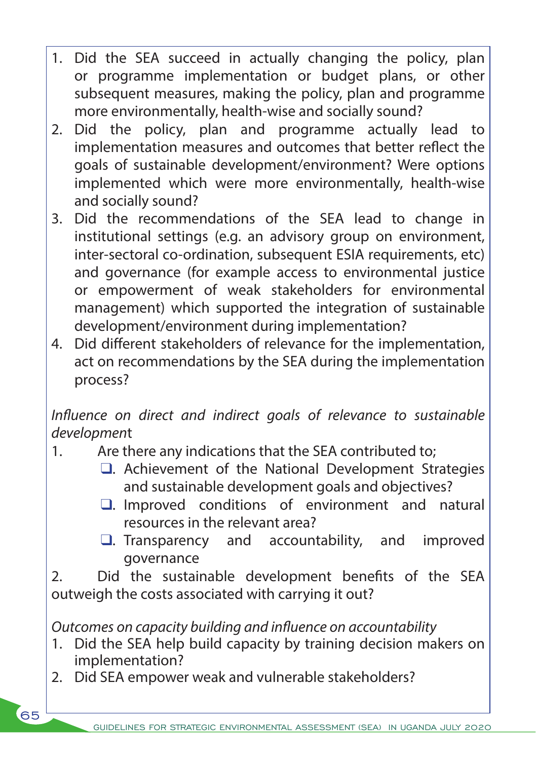1. Did the SEA succeed in actually changing the policy, plan or programme implementation or budget plans, or other subsequent measures, making the policy, plan and programme more environmentally, health-wise and socially sound?
2. Did the policy, plan and programme actually lead to implementation measures and outcomes that better reflect the goals of sustainable development/environment? Were options implemented which were more environmentally, health-wise and socially sound?
3. Did the recommendations of the SEA lead to change in institutional settings (e.g. an advisory group on environment, inter-sectoral co-ordination, subsequent ESIA requirements, etc) and governance (for example access to environmental justice or empowerment of weak stakeholders for environmental management) which supported the integration of sustainable development/environment during implementation?
4. Did different stakeholders of relevance for the implementation, act on recommendations by the SEA during the implementation process?

*Influence on direct and indirect goals of relevance to sustainable development*

1. Are there any indications that the SEA contributed to;
   - Achievement of the National Development Strategies and sustainable development goals and objectives?
   - Improved conditions of environment and natural resources in the relevant area?
   - Transparency and accountability, and improved governance
2. Did the sustainable development benefits of the SEA outweigh the costs associated with carrying it out?

*Outcomes on capacity building and influence on accountability*

1. Did the SEA help build capacity by training decision makers on implementation?
2. Did SEA empower weak and vulnerable stakeholders?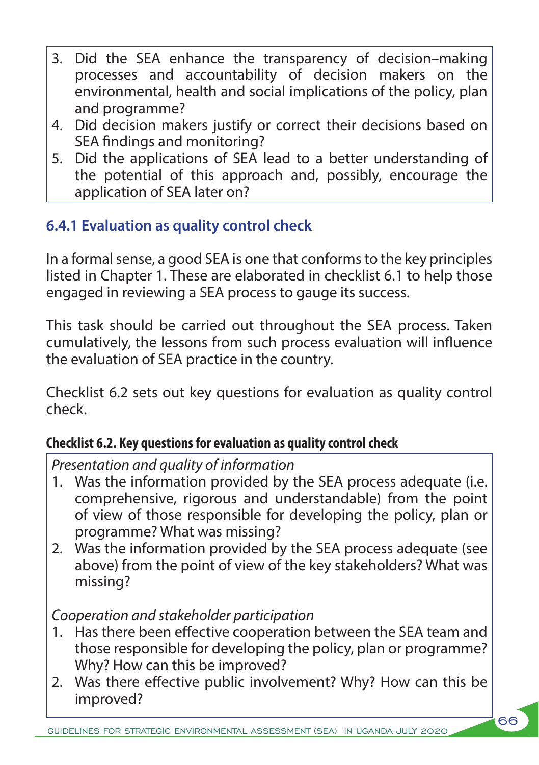3. Did the SEA enhance the transparency of decision–making processes and accountability of decision makers on the environmental, health and social implications of the policy, plan and programme?
4. Did decision makers justify or correct their decisions based on SEA findings and monitoring?
5. Did the applications of SEA lead to a better understanding of the potential of this approach and, possibly, encourage the application of SEA later on?

### 6.4.1 Evaluation as quality control check

In a formal sense, a good SEA is one that conforms to the key principles listed in Chapter 1. These are elaborated in checklist 6.1 to help those engaged in reviewing a SEA process to gauge its success.

This task should be carried out throughout the SEA process. Taken cumulatively, the lessons from such process evaluation will influence the evaluation of SEA practice in the country.

Checklist 6.2 sets out key questions for evaluation as quality control check.

**Checklist 6.2. Key questions for evaluation as quality control check**

*Presentation and quality of information*

1. Was the information provided by the SEA process adequate (i.e. comprehensive, rigorous and understandable) from the point of view of those responsible for developing the policy, plan or programme? What was missing?
2. Was the information provided by the SEA process adequate (see above) from the point of view of the key stakeholders? What was missing?

*Cooperation and stakeholder participation*

1. Has there been effective cooperation between the SEA team and those responsible for developing the policy, plan or programme? Why? How can this be improved?
2. Was there effective public involvement? Why? How can this be improved?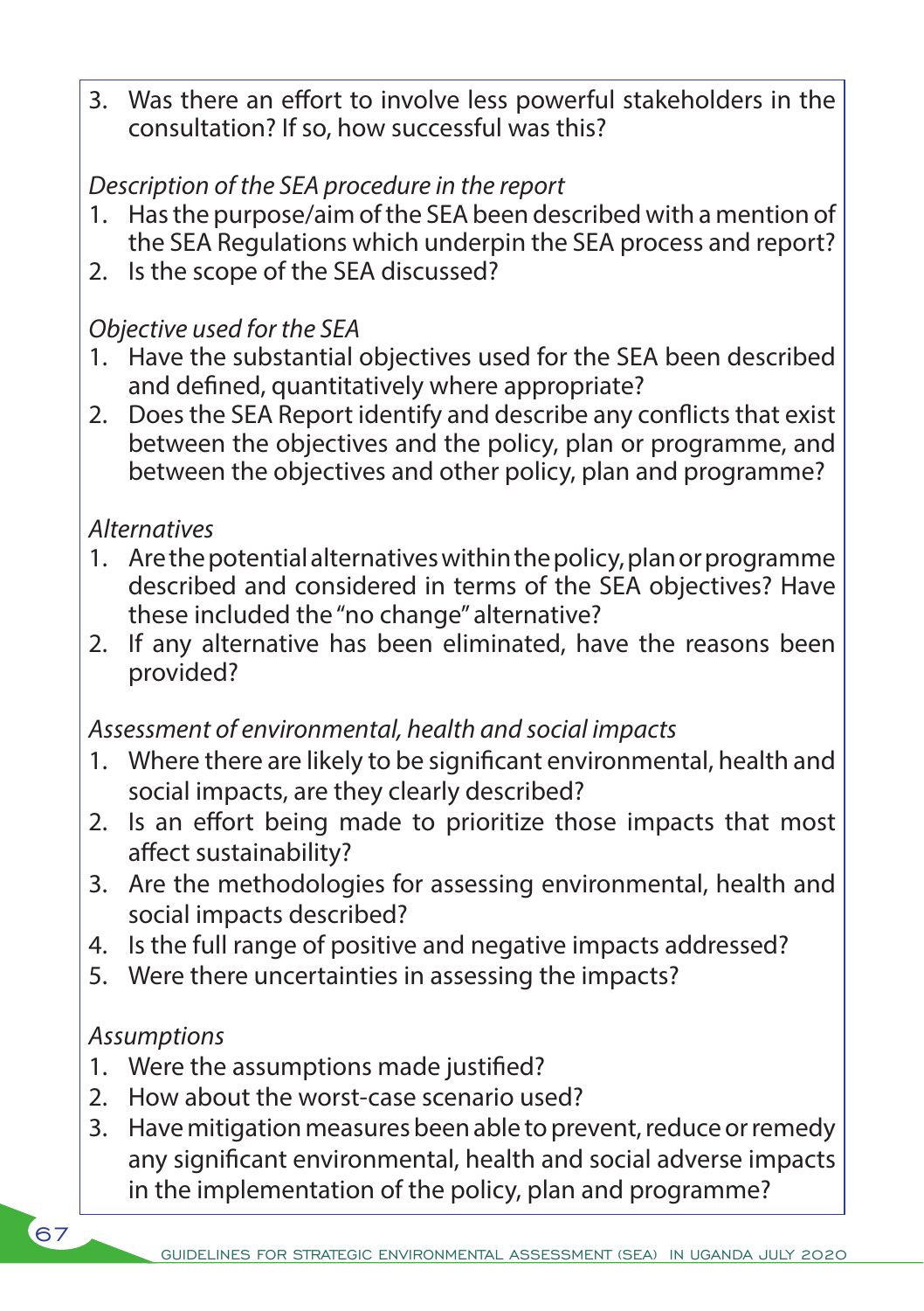3. Was there an effort to involve less powerful stakeholders in the consultation? If so, how successful was this?

*Description of the SEA procedure in the report*

1. Has the purpose/aim of the SEA been described with a mention of the SEA Regulations which underpin the SEA process and report?
2. Is the scope of the SEA discussed?

*Objective used for the SEA*

1. Have the substantial objectives used for the SEA been described and defined, quantitatively where appropriate?
2. Does the SEA Report identify and describe any conflicts that exist between the objectives and the policy, plan or programme, and between the objectives and other policy, plan and programme?

*Alternatives*

1. Are the potential alternatives within the policy, plan or programme described and considered in terms of the SEA objectives? Have these included the "no change" alternative?
2. If any alternative has been eliminated, have the reasons been provided?

*Assessment of environmental, health and social impacts*

1. Where there are likely to be significant environmental, health and social impacts, are they clearly described?
2. Is an effort being made to prioritize those impacts that most affect sustainability?
3. Are the methodologies for assessing environmental, health and social impacts described?
4. Is the full range of positive and negative impacts addressed?
5. Were there uncertainties in assessing the impacts?

*Assumptions*

1. Were the assumptions made justified?
2. How about the worst-case scenario used?
3. Have mitigation measures been able to prevent, reduce or remedy any significant environmental, health and social adverse impacts in the implementation of the policy, plan and programme?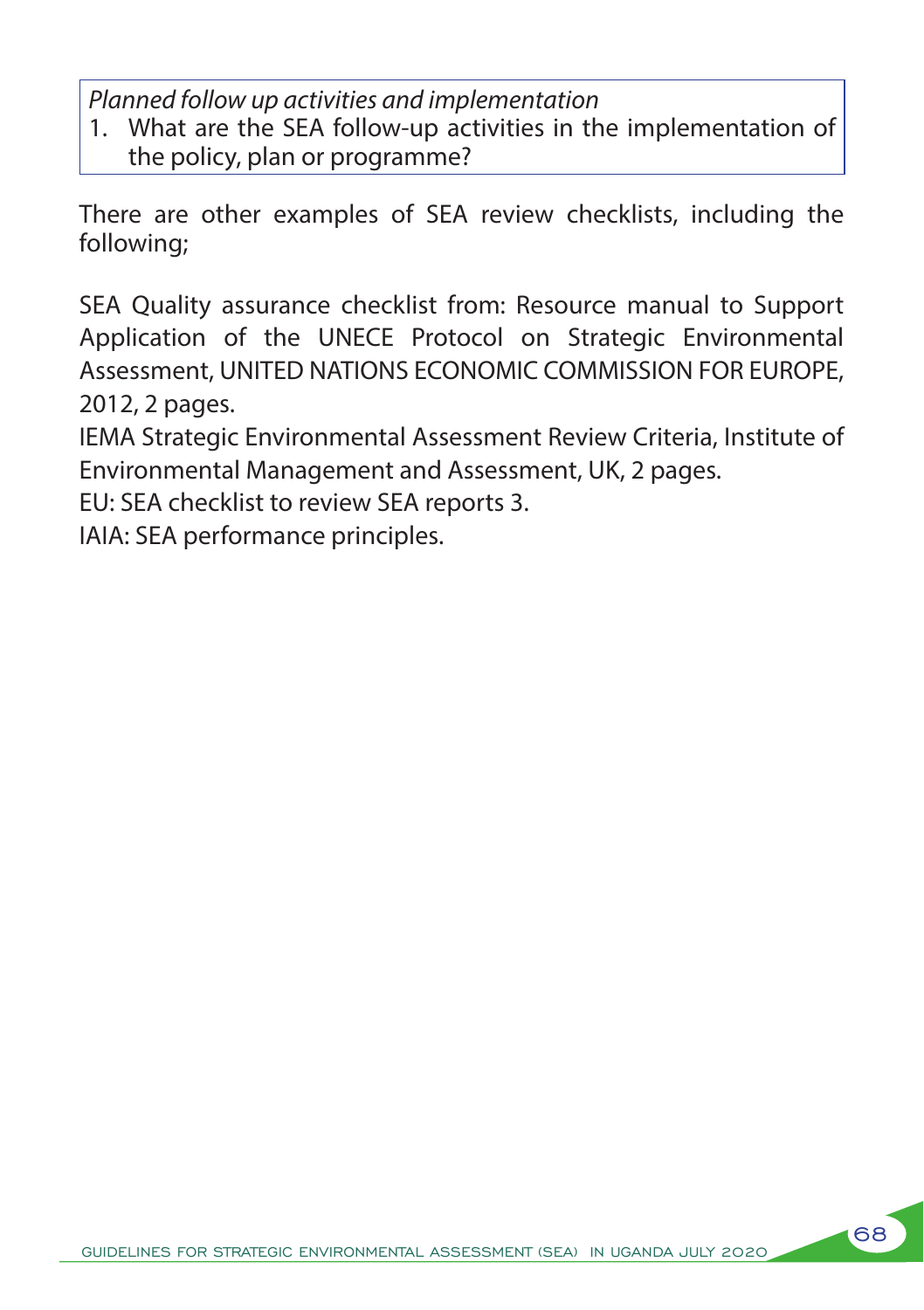*Planned follow up activities and implementation*

1. What are the SEA follow-up activities in the implementation of the policy, plan or programme?

There are other examples of SEA review checklists, including the following;

SEA Quality assurance checklist from: Resource manual to Support Application of the UNECE Protocol on Strategic Environmental Assessment, UNITED NATIONS ECONOMIC COMMISSION FOR EUROPE, 2012, 2 pages.

IEMA Strategic Environmental Assessment Review Criteria, Institute of Environmental Management and Assessment, UK, 2 pages.

EU: SEA checklist to review SEA reports 3.

IAIA: SEA performance principles.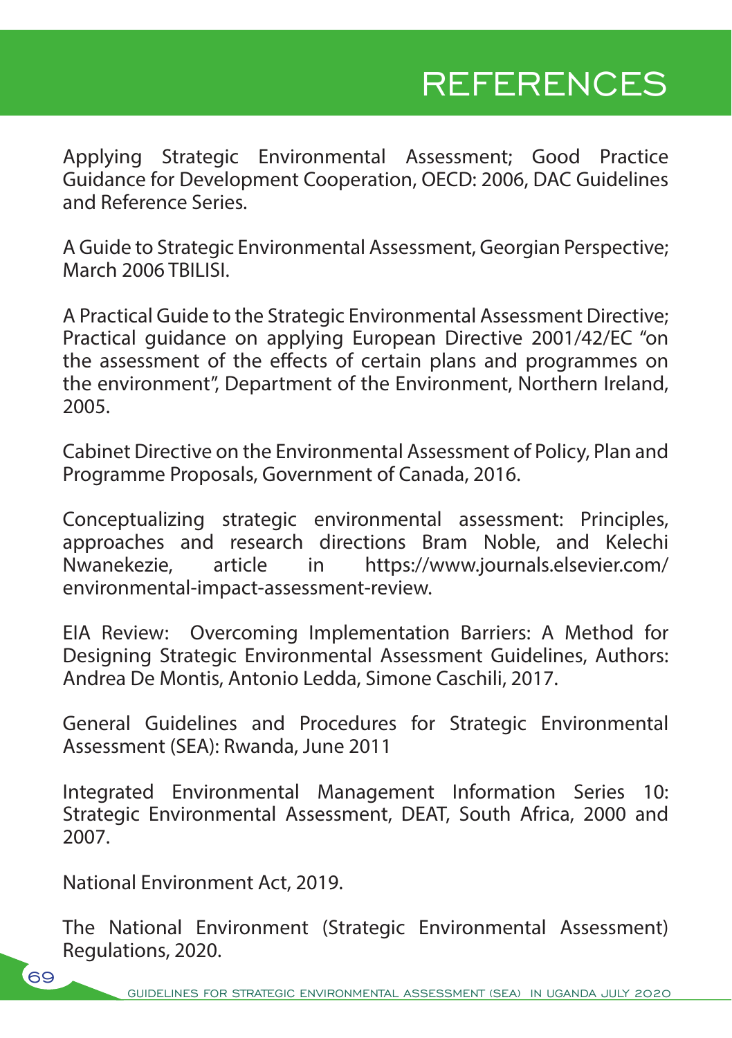# REFERENCES

Applying Strategic Environmental Assessment; Good Practice Guidance for Development Cooperation, OECD: 2006, DAC Guidelines and Reference Series.

A Guide to Strategic Environmental Assessment, Georgian Perspective; March 2006 TBILISI.

A Practical Guide to the Strategic Environmental Assessment Directive; Practical guidance on applying European Directive 2001/42/EC "on the assessment of the effects of certain plans and programmes on the environment", Department of the Environment, Northern Ireland, 2005.

Cabinet Directive on the Environmental Assessment of Policy, Plan and Programme Proposals, Government of Canada, 2016.

Conceptualizing strategic environmental assessment: Principles, approaches and research directions Bram Noble, and Kelechi Nwanekezie, article in https://www.journals.elsevier.com/environmental-impact-assessment-review.

EIA Review: Overcoming Implementation Barriers: A Method for Designing Strategic Environmental Assessment Guidelines, Authors: Andrea De Montis, Antonio Ledda, Simone Caschili, 2017.

General Guidelines and Procedures for Strategic Environmental Assessment (SEA): Rwanda, June 2011

Integrated Environmental Management Information Series 10: Strategic Environmental Assessment, DEAT, South Africa, 2000 and 2007.

National Environment Act, 2019.

The National Environment (Strategic Environmental Assessment) Regulations, 2020.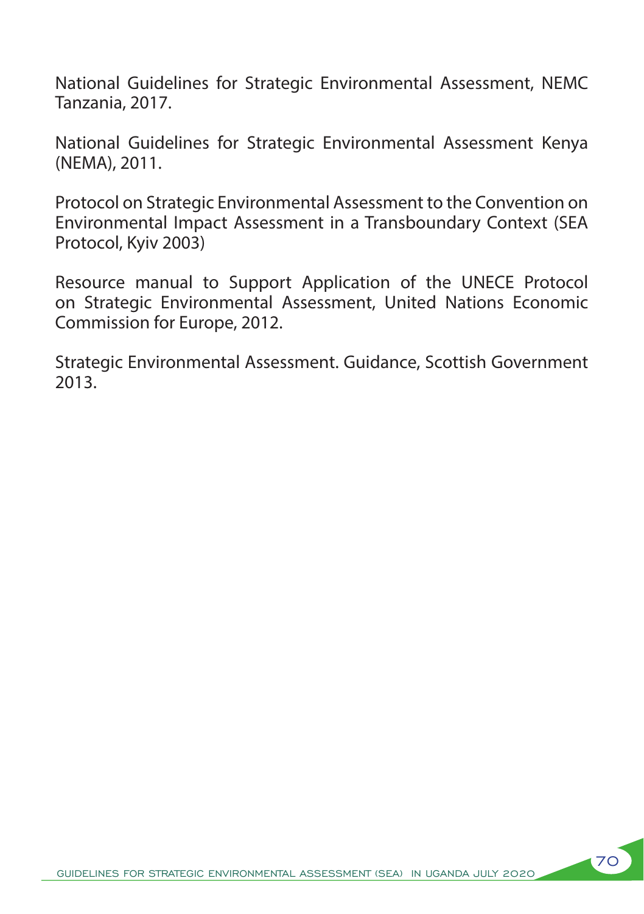National Guidelines for Strategic Environmental Assessment, NEMC Tanzania, 2017.

National Guidelines for Strategic Environmental Assessment Kenya (NEMA), 2011.

Protocol on Strategic Environmental Assessment to the Convention on Environmental Impact Assessment in a Transboundary Context (SEA Protocol, Kyiv 2003)

Resource manual to Support Application of the UNECE Protocol on Strategic Environmental Assessment, United Nations Economic Commission for Europe, 2012.

Strategic Environmental Assessment. Guidance, Scottish Government 2013.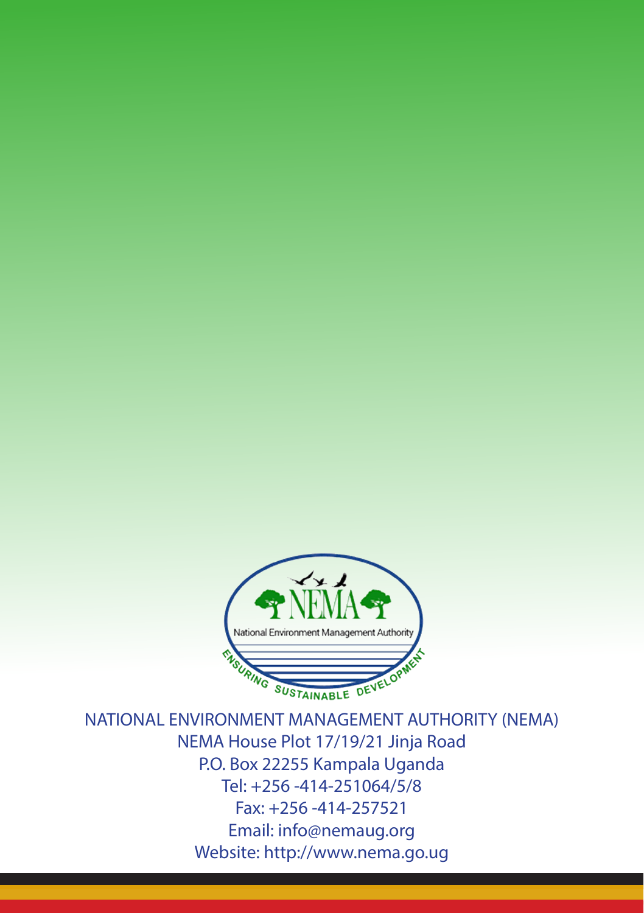NATIONAL ENVIRONMENT MANAGEMENT AUTHORITY (NEMA)
NEMA House Plot 17/19/21 Jinja Road
P.O. Box 22255 Kampala Uganda
Tel: +256 -414-251064/5/8
Fax: +256 -414-257521
Email: info@nemaug.org
Website: http://www.nema.go.ug